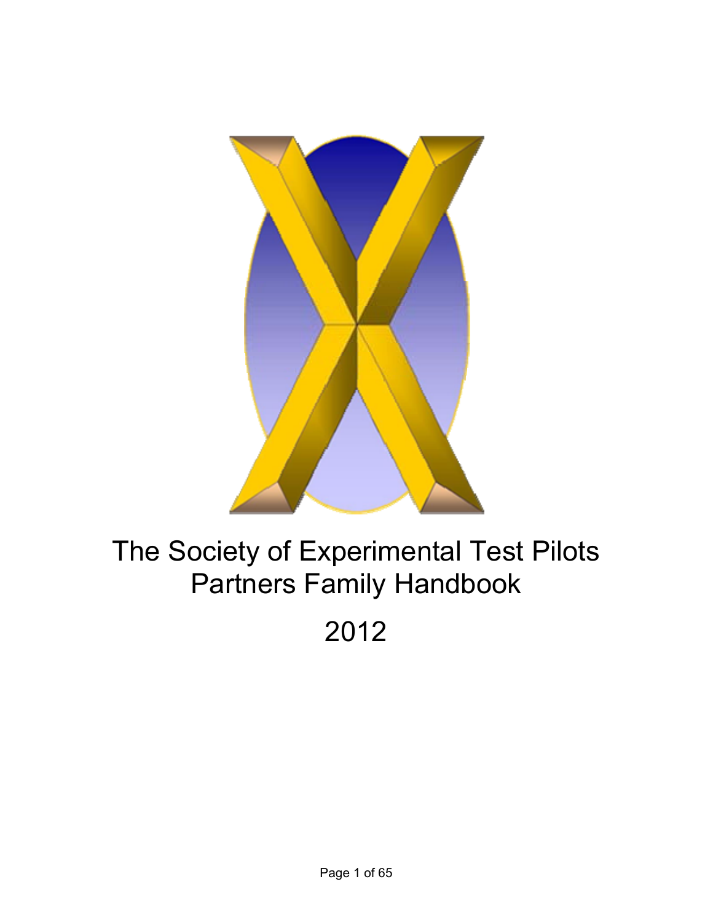# The Society of Experimental Test Pilots Partners Family Handbook

# 2012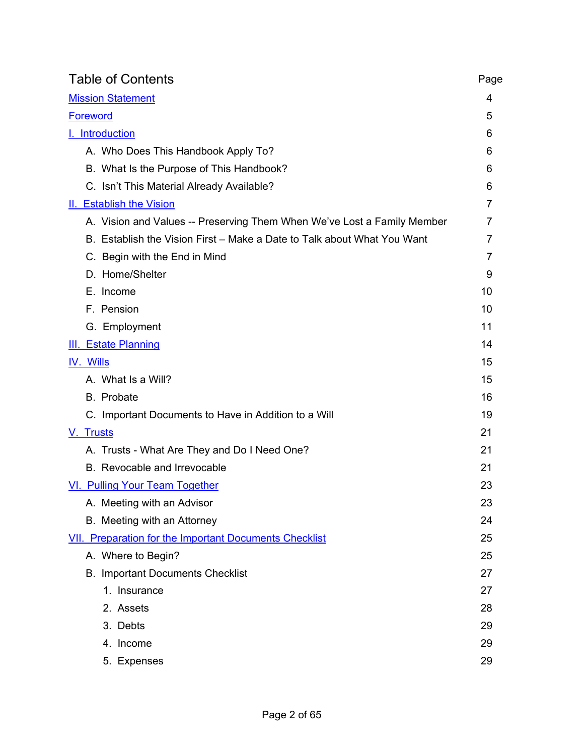# Table of Contents

| | Page |
|---|---|
| Mission Statement | 4 |
| Foreword | 5 |
| I. Introduction | 6 |
| A. Who Does This Handbook Apply To? | 6 |
| B. What Is the Purpose of This Handbook? | 6 |
| C. Isn't This Material Already Available? | 6 |
| II. Establish the Vision | 7 |
| A. Vision and Values -- Preserving Them When We've Lost a Family Member | 7 |
| B. Establish the Vision First – Make a Date to Talk about What You Want | 7 |
| C. Begin with the End in Mind | 7 |
| D. Home/Shelter | 9 |
| E. Income | 10 |
| F. Pension | 10 |
| G. Employment | 11 |
| III. Estate Planning | 14 |
| IV. Wills | 15 |
| A. What Is a Will? | 15 |
| B. Probate | 16 |
| C. Important Documents to Have in Addition to a Will | 19 |
| V. Trusts | 21 |
| A. Trusts - What Are They and Do I Need One? | 21 |
| B. Revocable and Irrevocable | 21 |
| VI. Pulling Your Team Together | 23 |
| A. Meeting with an Advisor | 23 |
| B. Meeting with an Attorney | 24 |
| VII. Preparation for the Important Documents Checklist | 25 |
| A. Where to Begin? | 25 |
| B. Important Documents Checklist | 27 |
| 1. Insurance | 27 |
| 2. Assets | 28 |
| 3. Debts | 29 |
| 4. Income | 29 |
| 5. Expenses | 29 |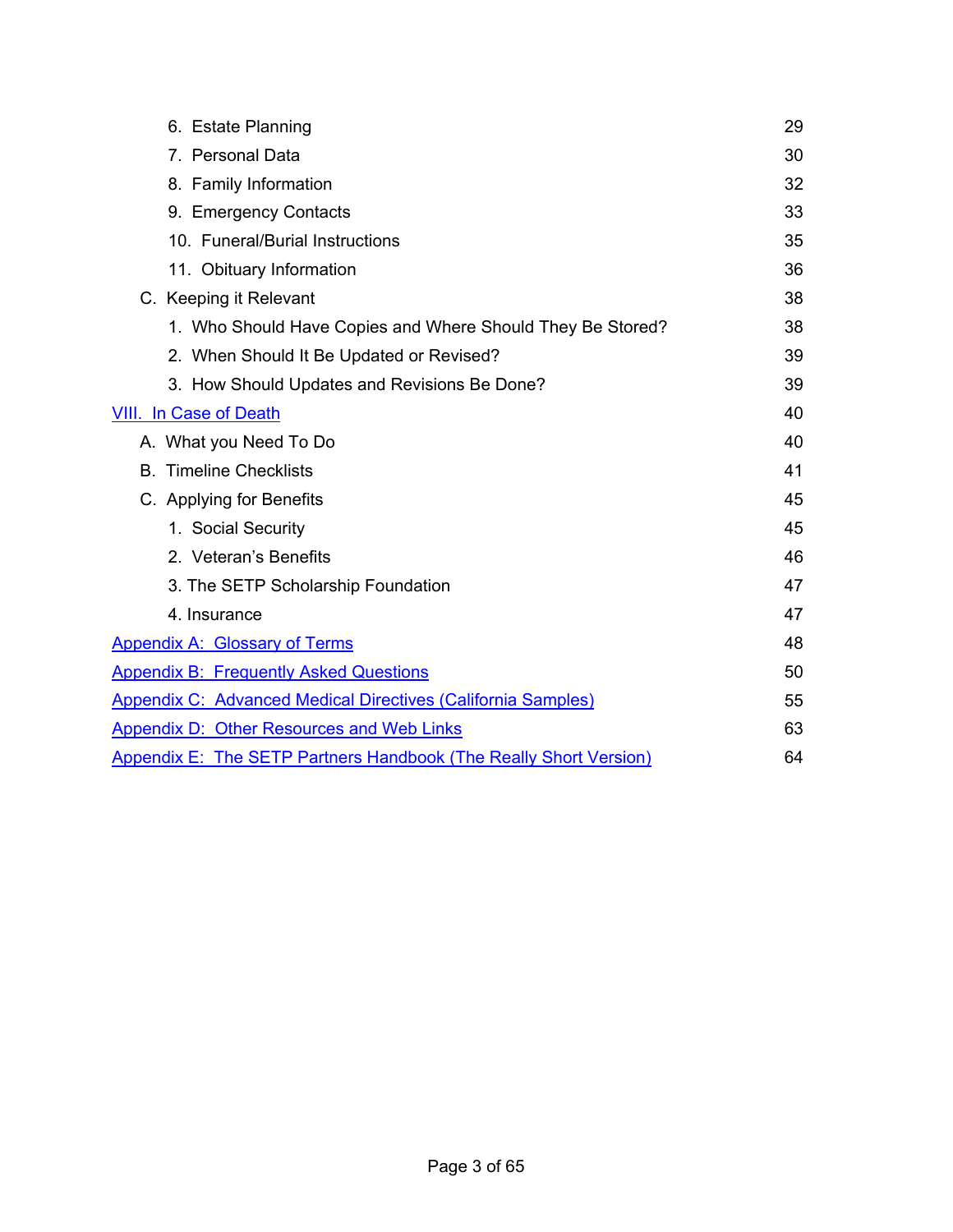| | |
|---|---|
| 6. Estate Planning | 29 |
| 7. Personal Data | 30 |
| 8. Family Information | 32 |
| 9. Emergency Contacts | 33 |
| 10. Funeral/Burial Instructions | 35 |
| 11. Obituary Information | 36 |
| C. Keeping it Relevant | 38 |
| 1. Who Should Have Copies and Where Should They Be Stored? | 38 |
| 2. When Should It Be Updated or Revised? | 39 |
| 3. How Should Updates and Revisions Be Done? | 39 |
| VIII. In Case of Death | 40 |
| A. What you Need To Do | 40 |
| B. Timeline Checklists | 41 |
| C. Applying for Benefits | 45 |
| 1. Social Security | 45 |
| 2. Veteran's Benefits | 46 |
| 3. The SETP Scholarship Foundation | 47 |
| 4. Insurance | 47 |
| Appendix A: Glossary of Terms | 48 |
| Appendix B: Frequently Asked Questions | 50 |
| Appendix C: Advanced Medical Directives (California Samples) | 55 |
| Appendix D: Other Resources and Web Links | 63 |
| Appendix E: The SETP Partners Handbook (The Really Short Version) | 64 |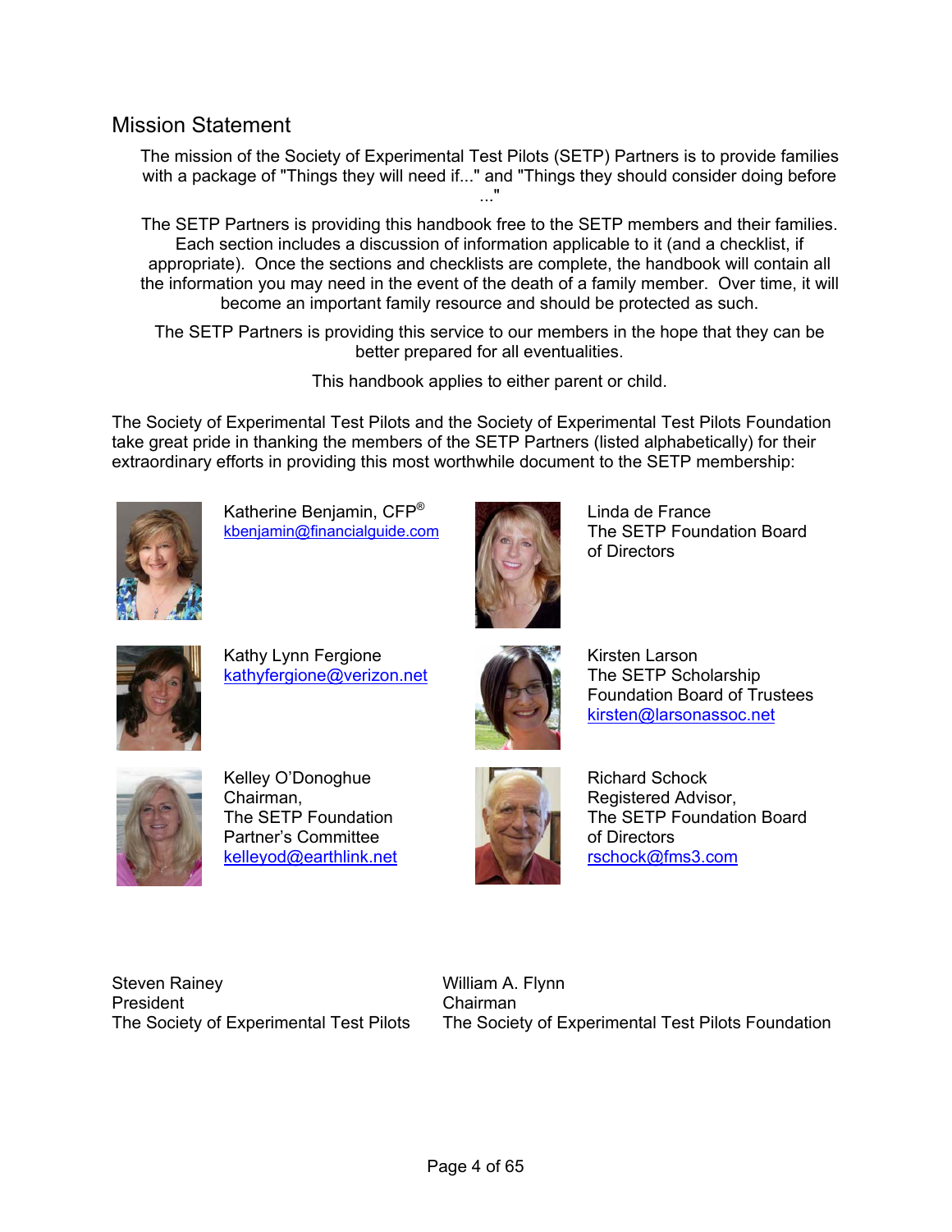## Mission Statement

The mission of the Society of Experimental Test Pilots (SETP) Partners is to provide families with a package of "Things they will need if..." and "Things they should consider doing before ..."

The SETP Partners is providing this handbook free to the SETP members and their families. Each section includes a discussion of information applicable to it (and a checklist, if appropriate). Once the sections and checklists are complete, the handbook will contain all the information you may need in the event of the death of a family member. Over time, it will become an important family resource and should be protected as such.

The SETP Partners is providing this service to our members in the hope that they can be better prepared for all eventualities.

This handbook applies to either parent or child.

The Society of Experimental Test Pilots and the Society of Experimental Test Pilots Foundation take great pride in thanking the members of the SETP Partners (listed alphabetically) for their extraordinary efforts in providing this most worthwhile document to the SETP membership:

Katherine Benjamin, CFP®
kbenjamin@financialguide.com

Linda de France
The SETP Foundation Board of Directors

Kathy Lynn Fergione
kathyfergione@verizon.net

Kirsten Larson
The SETP Scholarship Foundation Board of Trustees
kirsten@larsonassoc.net

Kelley O'Donoghue
Chairman,
The SETP Foundation Partner's Committee
kelleyod@earthlink.net

Richard Schock
Registered Advisor,
The SETP Foundation Board of Directors
rschock@fms3.com

Steven Rainey
President
The Society of Experimental Test Pilots

William A. Flynn
Chairman
The Society of Experimental Test Pilots Foundation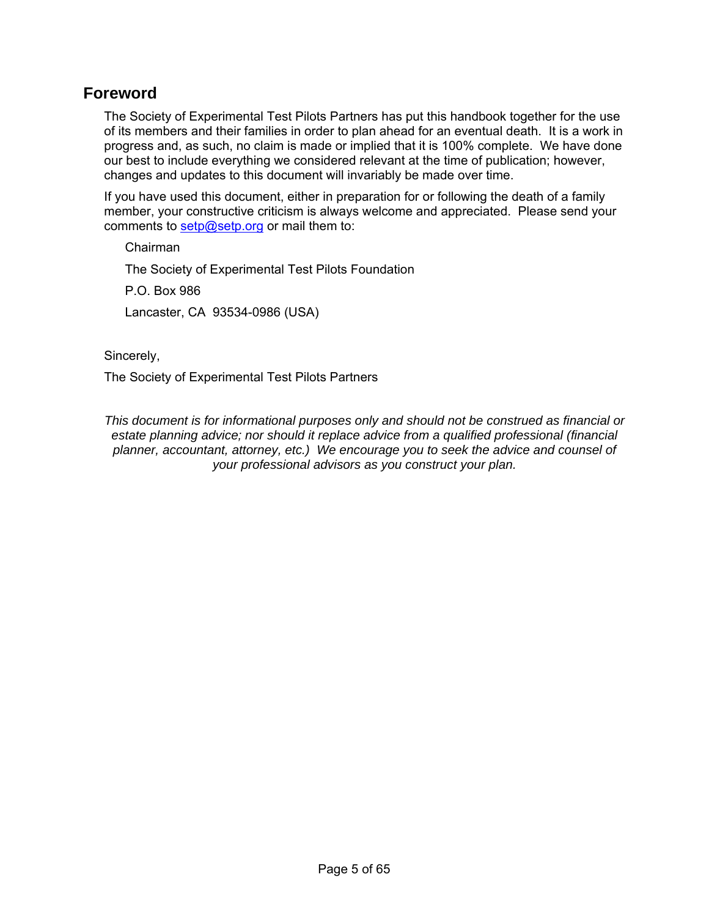## Foreword

The Society of Experimental Test Pilots Partners has put this handbook together for the use of its members and their families in order to plan ahead for an eventual death. It is a work in progress and, as such, no claim is made or implied that it is 100% complete. We have done our best to include everything we considered relevant at the time of publication; however, changes and updates to this document will invariably be made over time.

If you have used this document, either in preparation for or following the death of a family member, your constructive criticism is always welcome and appreciated. Please send your comments to setp@setp.org or mail them to:

Chairman

The Society of Experimental Test Pilots Foundation

P.O. Box 986

Lancaster, CA 93534-0986 (USA)

Sincerely,

The Society of Experimental Test Pilots Partners

*This document is for informational purposes only and should not be construed as financial or estate planning advice; nor should it replace advice from a qualified professional (financial planner, accountant, attorney, etc.) We encourage you to seek the advice and counsel of your professional advisors as you construct your plan.*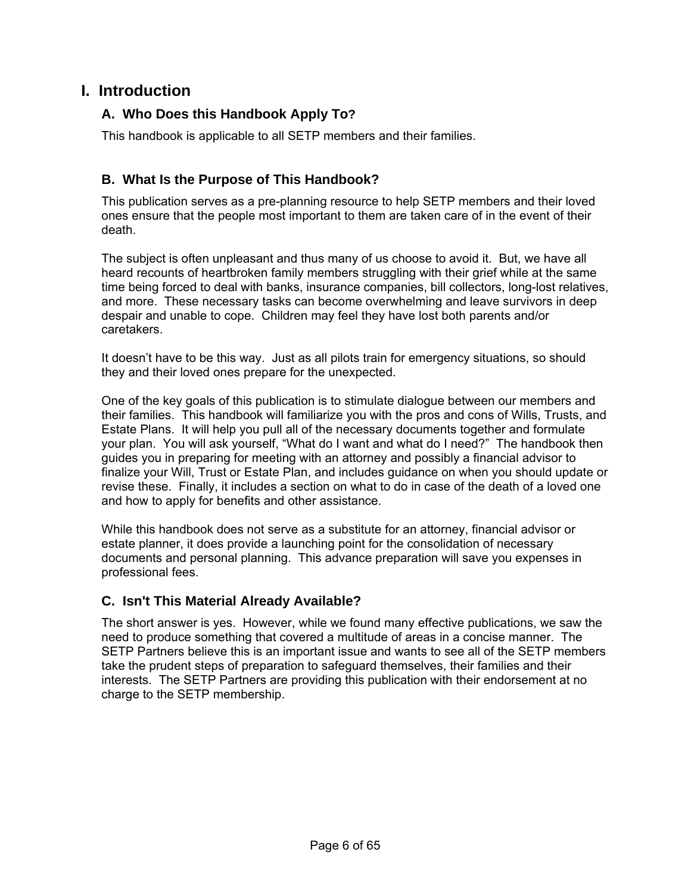# I. Introduction

## A. Who Does this Handbook Apply To?

This handbook is applicable to all SETP members and their families.

## B. What Is the Purpose of This Handbook?

This publication serves as a pre-planning resource to help SETP members and their loved ones ensure that the people most important to them are taken care of in the event of their death.

The subject is often unpleasant and thus many of us choose to avoid it. But, we have all heard recounts of heartbroken family members struggling with their grief while at the same time being forced to deal with banks, insurance companies, bill collectors, long-lost relatives, and more. These necessary tasks can become overwhelming and leave survivors in deep despair and unable to cope. Children may feel they have lost both parents and/or caretakers.

It doesn't have to be this way. Just as all pilots train for emergency situations, so should they and their loved ones prepare for the unexpected.

One of the key goals of this publication is to stimulate dialogue between our members and their families. This handbook will familiarize you with the pros and cons of Wills, Trusts, and Estate Plans. It will help you pull all of the necessary documents together and formulate your plan. You will ask yourself, "What do I want and what do I need?" The handbook then guides you in preparing for meeting with an attorney and possibly a financial advisor to finalize your Will, Trust or Estate Plan, and includes guidance on when you should update or revise these. Finally, it includes a section on what to do in case of the death of a loved one and how to apply for benefits and other assistance.

While this handbook does not serve as a substitute for an attorney, financial advisor or estate planner, it does provide a launching point for the consolidation of necessary documents and personal planning. This advance preparation will save you expenses in professional fees.

## C. Isn't This Material Already Available?

The short answer is yes. However, while we found many effective publications, we saw the need to produce something that covered a multitude of areas in a concise manner. The SETP Partners believe this is an important issue and wants to see all of the SETP members take the prudent steps of preparation to safeguard themselves, their families and their interests. The SETP Partners are providing this publication with their endorsement at no charge to the SETP membership.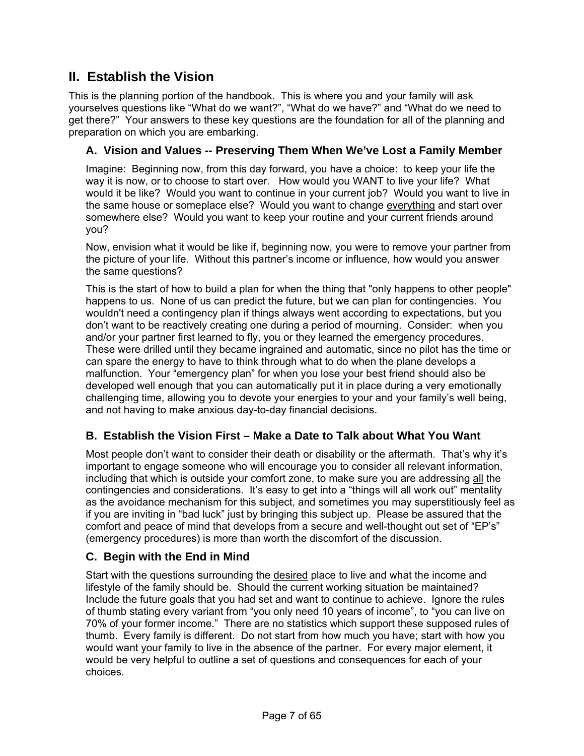## II. Establish the Vision

This is the planning portion of the handbook. This is where you and your family will ask yourselves questions like "What do we want?", "What do we have?" and "What do we need to get there?" Your answers to these key questions are the foundation for all of the planning and preparation on which you are embarking.

### A. Vision and Values -- Preserving Them When We've Lost a Family Member

Imagine: Beginning now, from this day forward, you have a choice: to keep your life the way it is now, or to choose to start over. How would you WANT to live your life? What would it be like? Would you want to continue in your current job? Would you want to live in the same house or someplace else? Would you want to change <u>everything</u> and start over somewhere else? Would you want to keep your routine and your current friends around you?

Now, envision what it would be like if, beginning now, you were to remove your partner from the picture of your life. Without this partner's income or influence, how would you answer the same questions?

This is the start of how to build a plan for when the thing that "only happens to other people" happens to us. None of us can predict the future, but we can plan for contingencies. You wouldn't need a contingency plan if things always went according to expectations, but you don't want to be reactively creating one during a period of mourning. Consider: when you and/or your partner first learned to fly, you or they learned the emergency procedures. These were drilled until they became ingrained and automatic, since no pilot has the time or can spare the energy to have to think through what to do when the plane develops a malfunction. Your "emergency plan" for when you lose your best friend should also be developed well enough that you can automatically put it in place during a very emotionally challenging time, allowing you to devote your energies to your and your family's well being, and not having to make anxious day-to-day financial decisions.

### B. Establish the Vision First – Make a Date to Talk about What You Want

Most people don't want to consider their death or disability or the aftermath. That's why it's important to engage someone who will encourage you to consider all relevant information, including that which is outside your comfort zone, to make sure you are addressing <u>all</u> the contingencies and considerations. It's easy to get into a "things will all work out" mentality as the avoidance mechanism for this subject, and sometimes you may superstitiously feel as if you are inviting in "bad luck" just by bringing this subject up. Please be assured that the comfort and peace of mind that develops from a secure and well-thought out set of "EP's" (emergency procedures) is more than worth the discomfort of the discussion.

### C. Begin with the End in Mind

Start with the questions surrounding the <u>desired</u> place to live and what the income and lifestyle of the family should be. Should the current working situation be maintained? Include the future goals that you had set and want to continue to achieve. Ignore the rules of thumb stating every variant from "you only need 10 years of income", to "you can live on 70% of your former income." There are no statistics which support these supposed rules of thumb. Every family is different. Do not start from how much you have; start with how you would want your family to live in the absence of the partner. For every major element, it would be very helpful to outline a set of questions and consequences for each of your choices.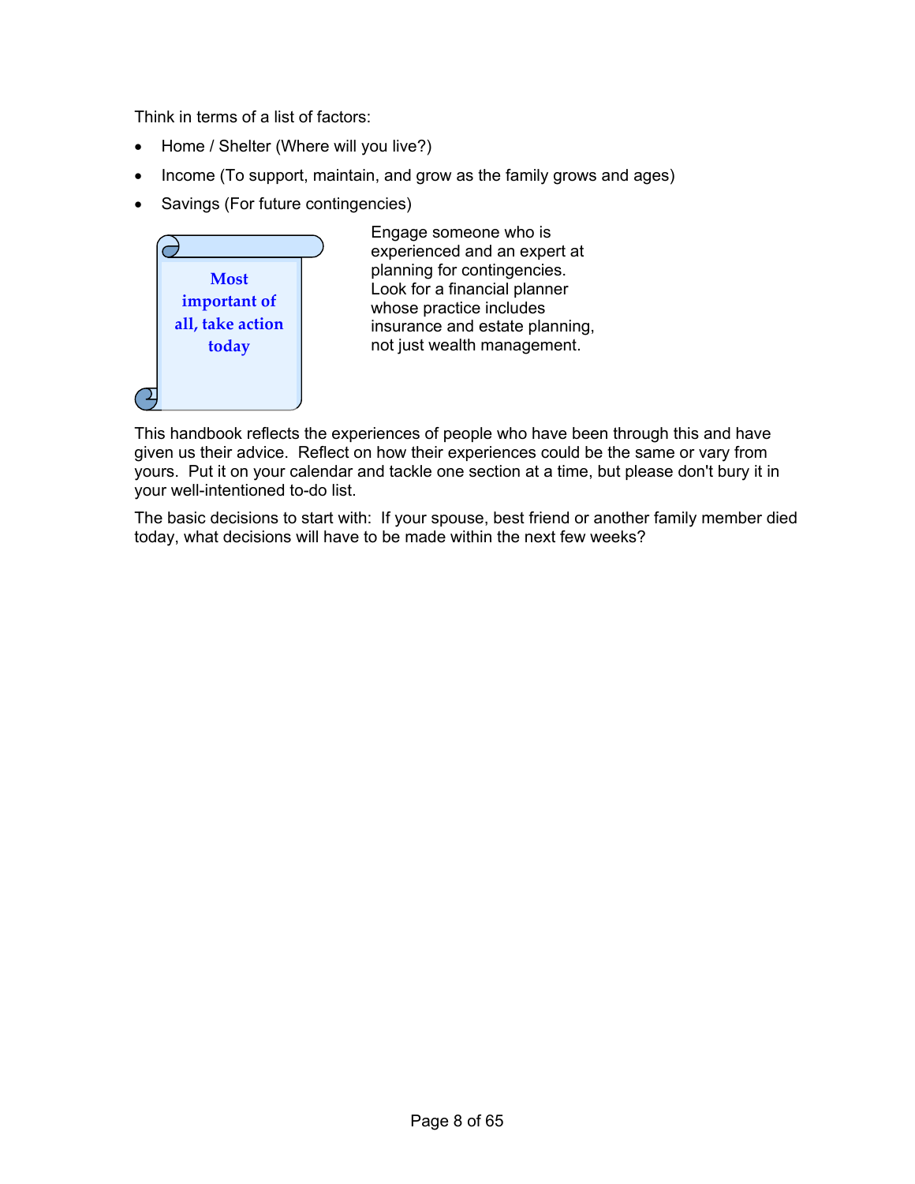Think in terms of a list of factors:

- Home / Shelter (Where will you live?)
- Income (To support, maintain, and grow as the family grows and ages)
- Savings (For future contingencies)

**Most important of all, take action today**

Engage someone who is experienced and an expert at planning for contingencies. Look for a financial planner whose practice includes insurance and estate planning, not just wealth management.

This handbook reflects the experiences of people who have been through this and have given us their advice. Reflect on how their experiences could be the same or vary from yours. Put it on your calendar and tackle one section at a time, but please don't bury it in your well-intentioned to-do list.

The basic decisions to start with: If your spouse, best friend or another family member died today, what decisions will have to be made within the next few weeks?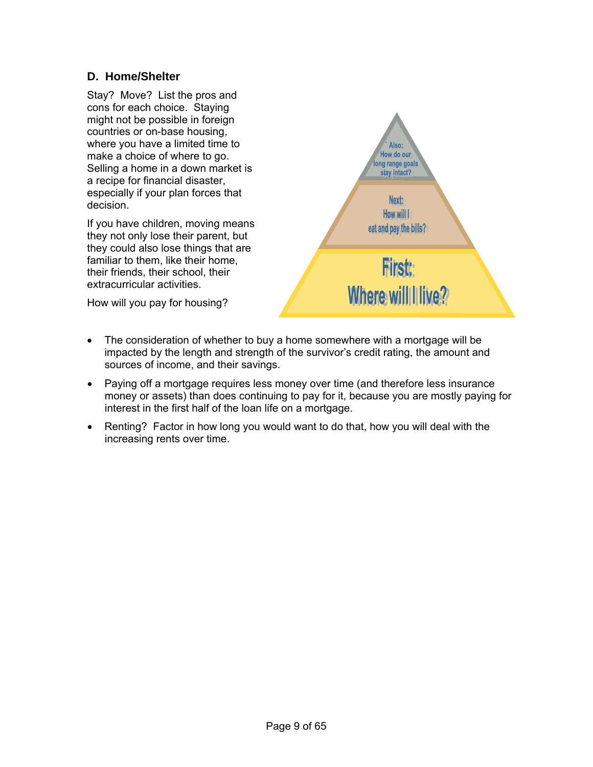## D. Home/Shelter

Stay? Move? List the pros and cons for each choice. Staying might not be possible in foreign countries or on-base housing, where you have a limited time to make a choice of where to go. Selling a home in a down market is a recipe for financial disaster, especially if your plan forces that decision.

If you have children, moving means they not only lose their parent, but they could also lose things that are familiar to them, like their home, their friends, their school, their extracurricular activities.

How will you pay for housing?

Also: How do our long range goals stay intact?

Next: How will I eat and pay the bills?

First: Where will I live?

- The consideration of whether to buy a home somewhere with a mortgage will be impacted by the length and strength of the survivor's credit rating, the amount and sources of income, and their savings.
- Paying off a mortgage requires less money over time (and therefore less insurance money or assets) than does continuing to pay for it, because you are mostly paying for interest in the first half of the loan life on a mortgage.
- Renting? Factor in how long you would want to do that, how you will deal with the increasing rents over time.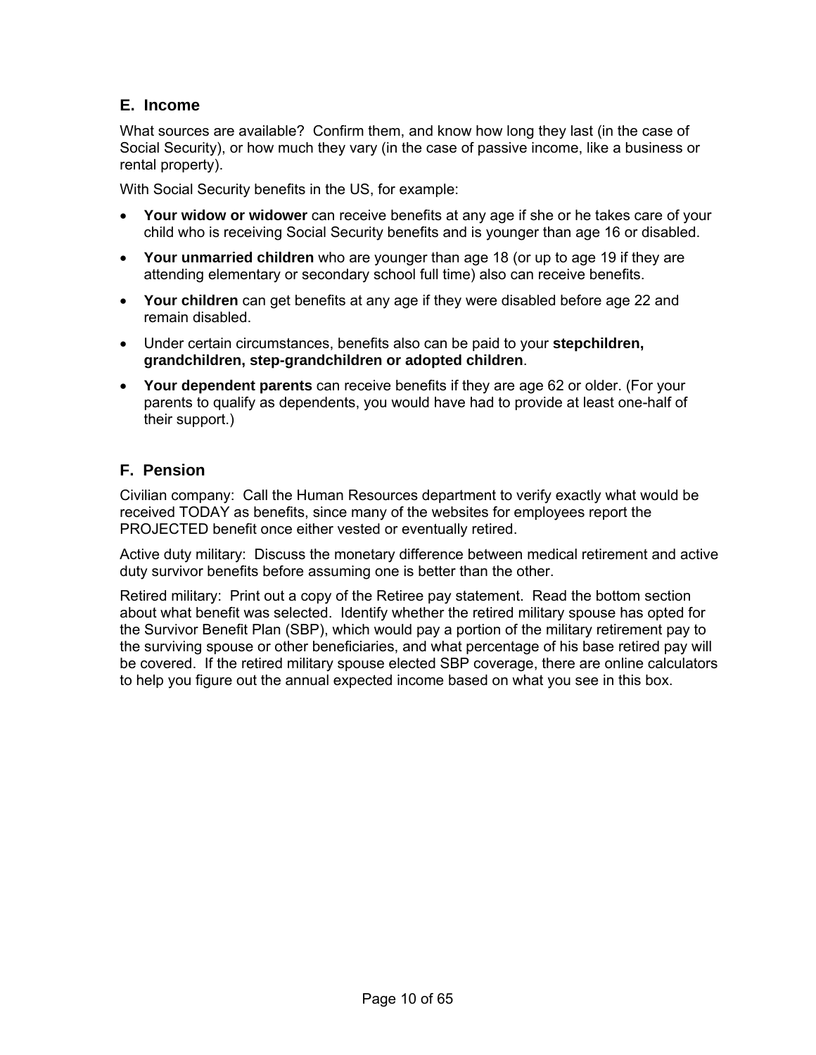## E. Income

What sources are available? Confirm them, and know how long they last (in the case of Social Security), or how much they vary (in the case of passive income, like a business or rental property).

With Social Security benefits in the US, for example:

- **Your widow or widower** can receive benefits at any age if she or he takes care of your child who is receiving Social Security benefits and is younger than age 16 or disabled.
- **Your unmarried children** who are younger than age 18 (or up to age 19 if they are attending elementary or secondary school full time) also can receive benefits.
- **Your children** can get benefits at any age if they were disabled before age 22 and remain disabled.
- Under certain circumstances, benefits also can be paid to your **stepchildren, grandchildren, step-grandchildren or adopted children**.
- **Your dependent parents** can receive benefits if they are age 62 or older. (For your parents to qualify as dependents, you would have had to provide at least one-half of their support.)

## F. Pension

Civilian company: Call the Human Resources department to verify exactly what would be received TODAY as benefits, since many of the websites for employees report the PROJECTED benefit once either vested or eventually retired.

Active duty military: Discuss the monetary difference between medical retirement and active duty survivor benefits before assuming one is better than the other.

Retired military: Print out a copy of the Retiree pay statement. Read the bottom section about what benefit was selected. Identify whether the retired military spouse has opted for the Survivor Benefit Plan (SBP), which would pay a portion of the military retirement pay to the surviving spouse or other beneficiaries, and what percentage of his base retired pay will be covered. If the retired military spouse elected SBP coverage, there are online calculators to help you figure out the annual expected income based on what you see in this box.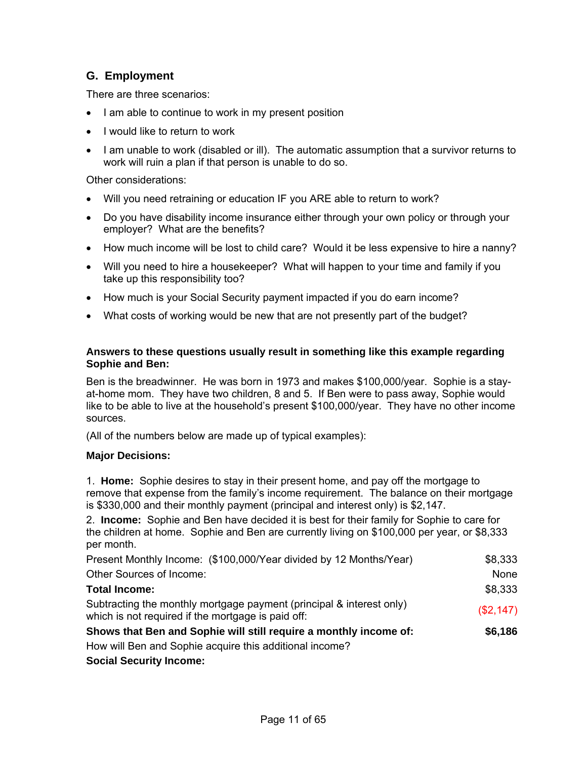## G. Employment

There are three scenarios:

- I am able to continue to work in my present position
- I would like to return to work
- I am unable to work (disabled or ill). The automatic assumption that a survivor returns to work will ruin a plan if that person is unable to do so.

Other considerations:

- Will you need retraining or education IF you ARE able to return to work?
- Do you have disability income insurance either through your own policy or through your employer? What are the benefits?
- How much income will be lost to child care? Would it be less expensive to hire a nanny?
- Will you need to hire a housekeeper? What will happen to your time and family if you take up this responsibility too?
- How much is your Social Security payment impacted if you do earn income?
- What costs of working would be new that are not presently part of the budget?

**Answers to these questions usually result in something like this example regarding Sophie and Ben:**

Ben is the breadwinner. He was born in 1973 and makes $100,000/year. Sophie is a stay-at-home mom. They have two children, 8 and 5. If Ben were to pass away, Sophie would like to be able to live at the household's present $100,000/year. They have no other income sources.

(All of the numbers below are made up of typical examples):

**Major Decisions:**

1. **Home:** Sophie desires to stay in their present home, and pay off the mortgage to remove that expense from the family's income requirement. The balance on their mortgage is $330,000 and their monthly payment (principal and interest only) is $2,147.

2. **Income:** Sophie and Ben have decided it is best for their family for Sophie to care for the children at home. Sophie and Ben are currently living on $100,000 per year, or $8,333 per month.

| | |
|---|---|
| Present Monthly Income: ($100,000/Year divided by 12 Months/Year) | $8,333 |
| Other Sources of Income: | None |
| **Total Income:** | $8,333 |
| Subtracting the monthly mortgage payment (principal & interest only) which is not required if the mortgage is paid off: | ($2,147) |
| **Shows that Ben and Sophie will still require a monthly income of:** | **$6,186** |

How will Ben and Sophie acquire this additional income?

**Social Security Income:**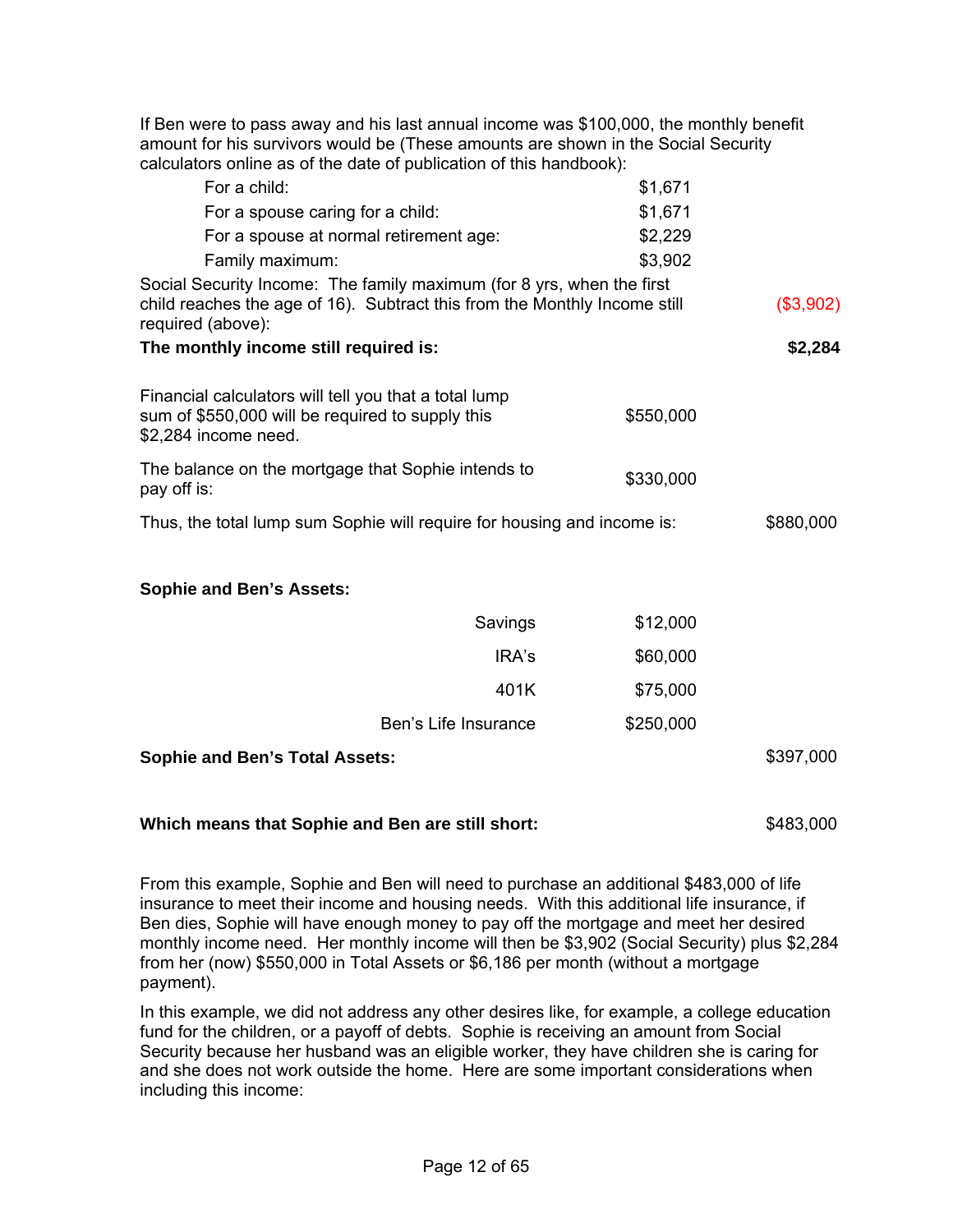If Ben were to pass away and his last annual income was $100,000, the monthly benefit amount for his survivors would be (These amounts are shown in the Social Security calculators online as of the date of publication of this handbook):

| | | |
|---|---|---|
| For a child: | $1,671 | |
| For a spouse caring for a child: | $1,671 | |
| For a spouse at normal retirement age: | $2,229 | |
| Family maximum: | $3,902 | |
| Social Security Income: The family maximum (for 8 yrs, when the first child reaches the age of 16). Subtract this from the Monthly Income still required (above): | | ($3,902) |
| **The monthly income still required is:** | | **$2,284** |
| Financial calculators will tell you that a total lump sum of $550,000 will be required to supply this $2,284 income need. | $550,000 | |
| The balance on the mortgage that Sophie intends to pay off is: | $330,000 | |
| Thus, the total lump sum Sophie will require for housing and income is: | | $880,000 |

**Sophie and Ben's Assets:**

| | | |
|---|---|---|
| Savings | $12,000 | |
| IRA's | $60,000 | |
| 401K | $75,000 | |
| Ben's Life Insurance | $250,000 | |
| **Sophie and Ben's Total Assets:** | | $397,000 |
| **Which means that Sophie and Ben are still short:** | | $483,000 |

From this example, Sophie and Ben will need to purchase an additional $483,000 of life insurance to meet their income and housing needs. With this additional life insurance, if Ben dies, Sophie will have enough money to pay off the mortgage and meet her desired monthly income need. Her monthly income will then be $3,902 (Social Security) plus $2,284 from her (now) $550,000 in Total Assets or $6,186 per month (without a mortgage payment).

In this example, we did not address any other desires like, for example, a college education fund for the children, or a payoff of debts. Sophie is receiving an amount from Social Security because her husband was an eligible worker, they have children she is caring for and she does not work outside the home. Here are some important considerations when including this income: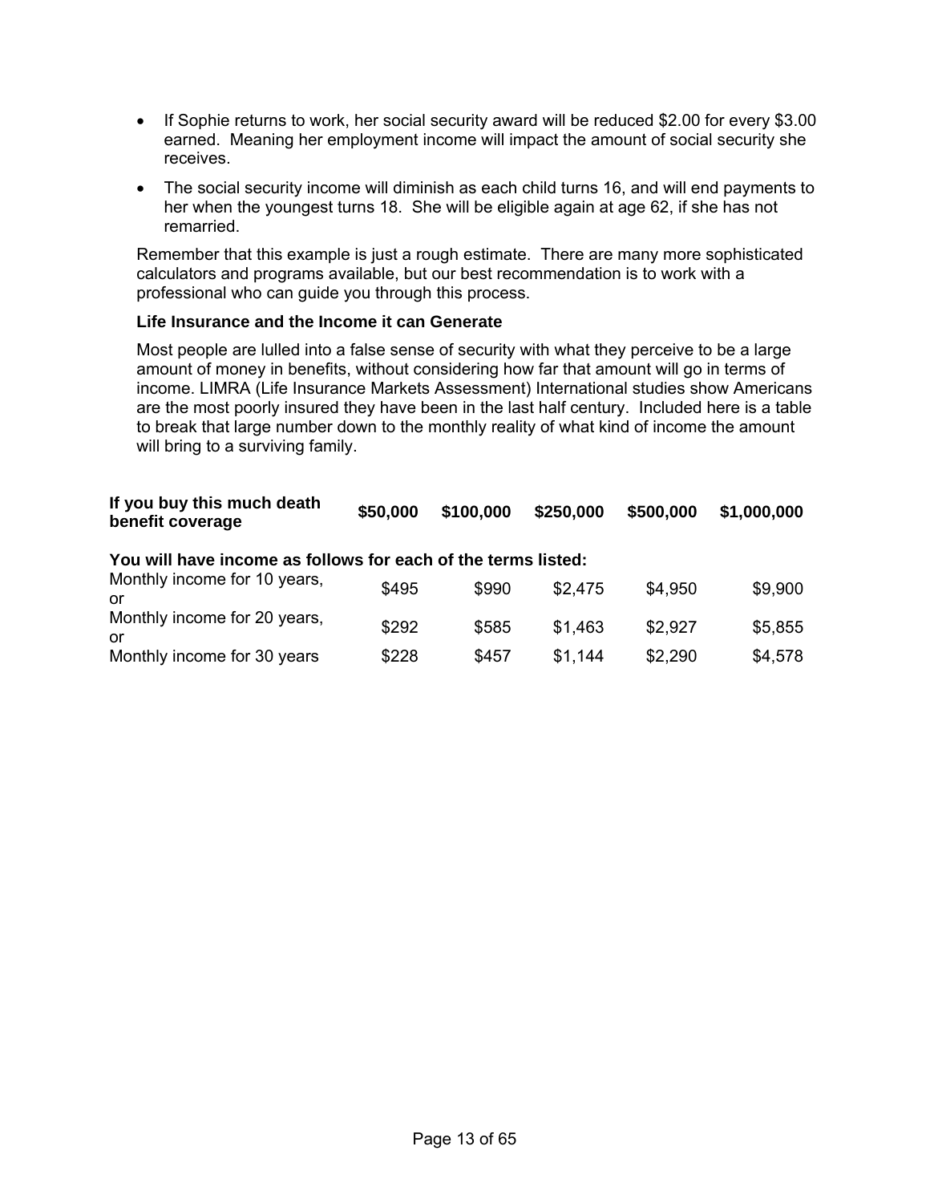- If Sophie returns to work, her social security award will be reduced $2.00 for every $3.00 earned. Meaning her employment income will impact the amount of social security she receives.
- The social security income will diminish as each child turns 16, and will end payments to her when the youngest turns 18. She will be eligible again at age 62, if she has not remarried.

Remember that this example is just a rough estimate. There are many more sophisticated calculators and programs available, but our best recommendation is to work with a professional who can guide you through this process.

**Life Insurance and the Income it can Generate**

Most people are lulled into a false sense of security with what they perceive to be a large amount of money in benefits, without considering how far that amount will go in terms of income. LIMRA (Life Insurance Markets Assessment) International studies show Americans are the most poorly insured they have been in the last half century. Included here is a table to break that large number down to the monthly reality of what kind of income the amount will bring to a surviving family.

| **If you buy this much death benefit coverage** | **$50,000** | **$100,000** | **$250,000** | **$500,000** | **$1,000,000** |
|---|---|---|---|---|---|
| **You will have income as follows for each of the terms listed:** | | | | | |
| Monthly income for 10 years, or | $495 | $990 | $2,475 | $4,950 | $9,900 |
| Monthly income for 20 years, or | $292 | $585 | $1,463 | $2,927 | $5,855 |
| Monthly income for 30 years | $228 | $457 | $1,144 | $2,290 | $4,578 |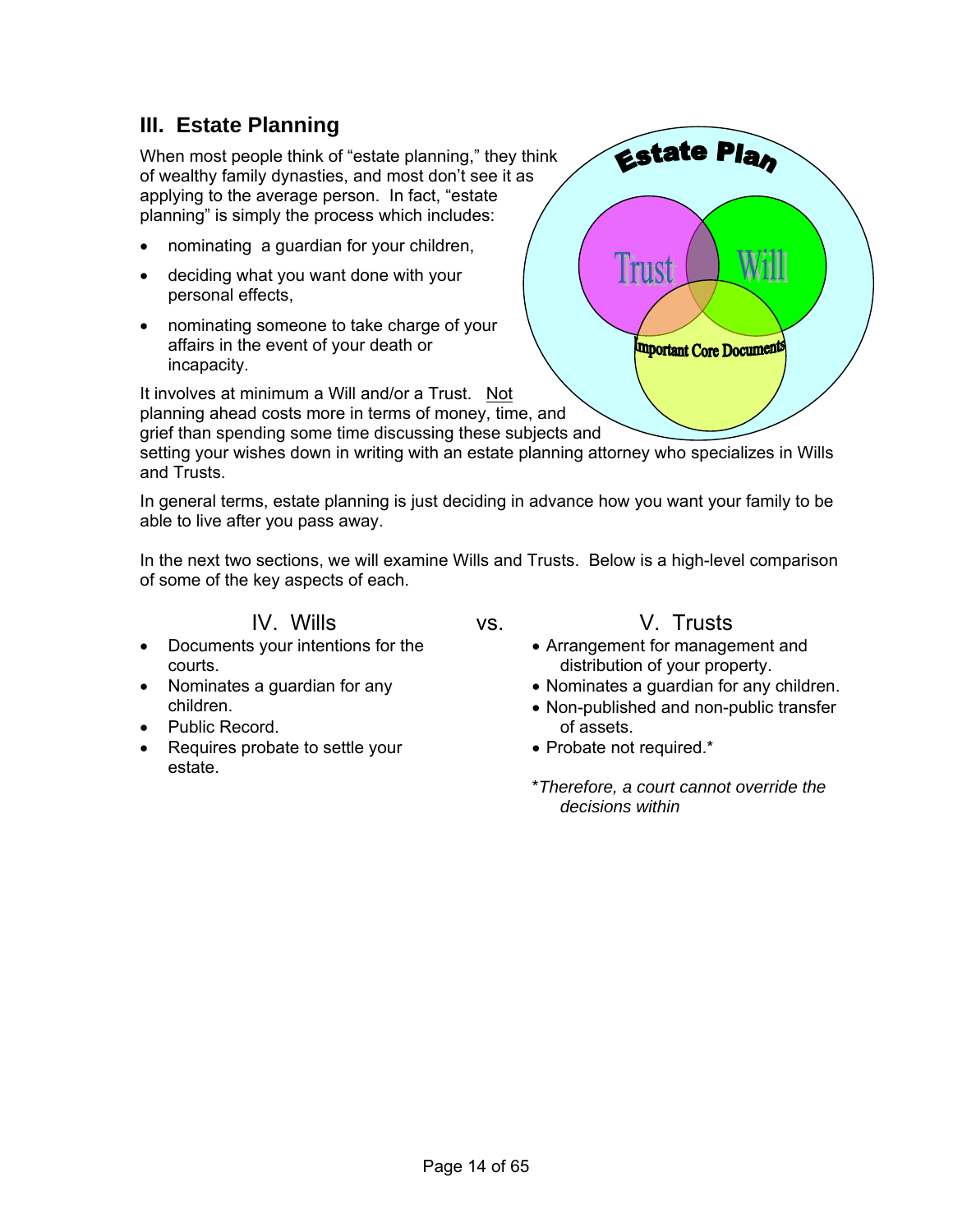## III. Estate Planning

When most people think of "estate planning," they think of wealthy family dynasties, and most don't see it as applying to the average person. In fact, "estate planning" is simply the process which includes:

- nominating a guardian for your children,
- deciding what you want done with your personal effects,
- nominating someone to take charge of your affairs in the event of your death or incapacity.

It involves at minimum a Will and/or a Trust. Not planning ahead costs more in terms of money, time, and grief than spending some time discussing these subjects and setting your wishes down in writing with an estate planning attorney who specializes in Wills and Trusts.

In general terms, estate planning is just deciding in advance how you want your family to be able to live after you pass away.

In the next two sections, we will examine Wills and Trusts. Below is a high-level comparison of some of the key aspects of each.

| IV. Wills | vs. | V. Trusts |
| --- | --- | --- |
| • Documents your intentions for the courts. | | • Arrangement for management and distribution of your property. |
| • Nominates a guardian for any children. | | • Nominates a guardian for any children. |
| • Public Record. | | • Non-published and non-public transfer of assets. |
| • Requires probate to settle your estate. | | • Probate not required.* |

**Note:** **Wills** | **Trusts**

*\*Therefore, a court cannot override the decisions within*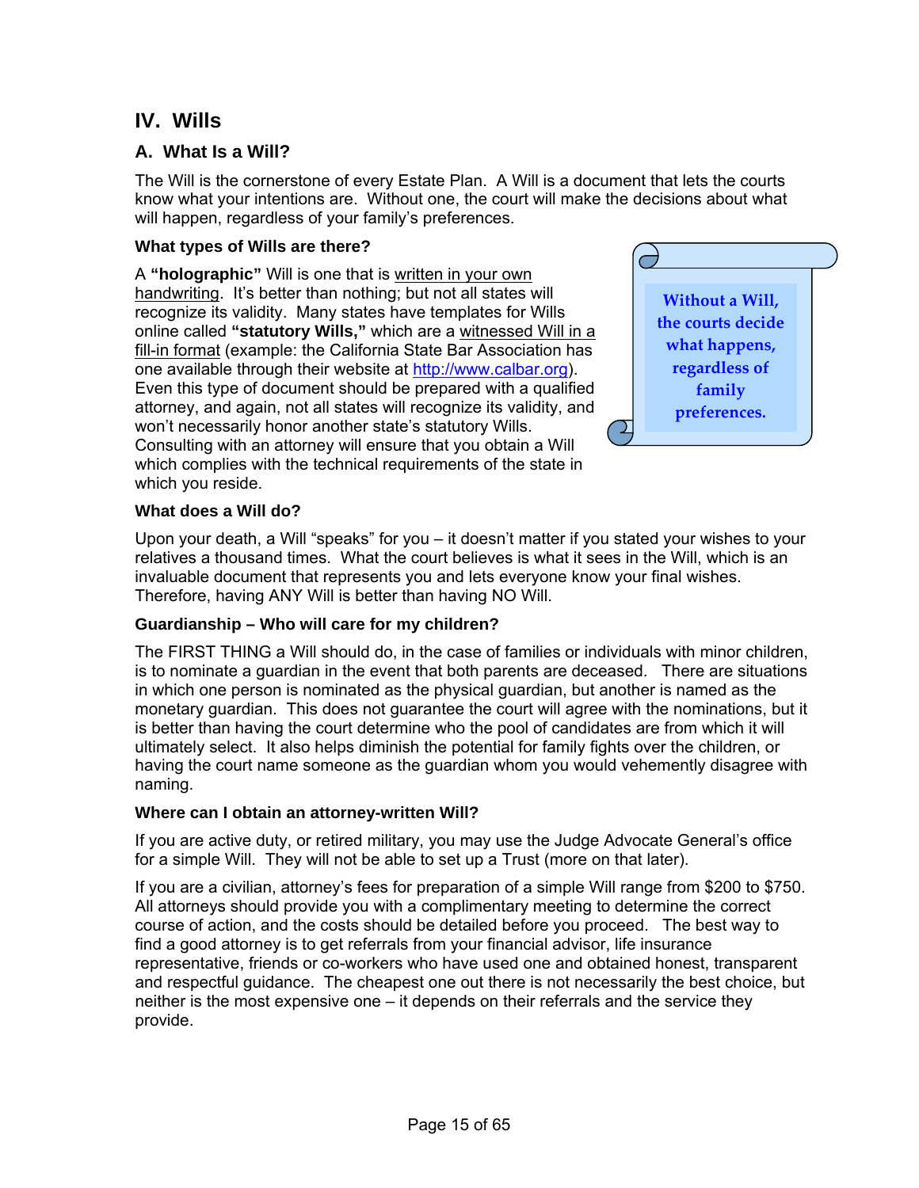## IV. Wills

### A. What Is a Will?

The Will is the cornerstone of every Estate Plan. A Will is a document that lets the courts know what your intentions are. Without one, the court will make the decisions about what will happen, regardless of your family's preferences.

**What types of Wills are there?**

A **"holographic"** Will is one that is written in your own handwriting. It's better than nothing; but not all states will recognize its validity. Many states have templates for Wills online called **"statutory Wills,"** which are a witnessed Will in a fill-in format (example: the California State Bar Association has one available through their website at [http://www.calbar.org](http://www.calbar.org)). Even this type of document should be prepared with a qualified attorney, and again, not all states will recognize its validity, and won't necessarily honor another state's statutory Wills. Consulting with an attorney will ensure that you obtain a Will which complies with the technical requirements of the state in which you reside.

> **Without a Will, the courts decide what happens, regardless of family preferences.**

**What does a Will do?**

Upon your death, a Will "speaks" for you – it doesn't matter if you stated your wishes to your relatives a thousand times. What the court believes is what it sees in the Will, which is an invaluable document that represents you and lets everyone know your final wishes. Therefore, having ANY Will is better than having NO Will.

**Guardianship – Who will care for my children?**

The FIRST THING a Will should do, in the case of families or individuals with minor children, is to nominate a guardian in the event that both parents are deceased. There are situations in which one person is nominated as the physical guardian, but another is named as the monetary guardian. This does not guarantee the court will agree with the nominations, but it is better than having the court determine who the pool of candidates are from which it will ultimately select. It also helps diminish the potential for family fights over the children, or having the court name someone as the guardian whom you would vehemently disagree with naming.

**Where can I obtain an attorney-written Will?**

If you are active duty, or retired military, you may use the Judge Advocate General's office for a simple Will. They will not be able to set up a Trust (more on that later).

If you are a civilian, attorney's fees for preparation of a simple Will range from $200 to $750. All attorneys should provide you with a complimentary meeting to determine the correct course of action, and the costs should be detailed before you proceed. The best way to find a good attorney is to get referrals from your financial advisor, life insurance representative, friends or co-workers who have used one and obtained honest, transparent and respectful guidance. The cheapest one out there is not necessarily the best choice, but neither is the most expensive one – it depends on their referrals and the service they provide.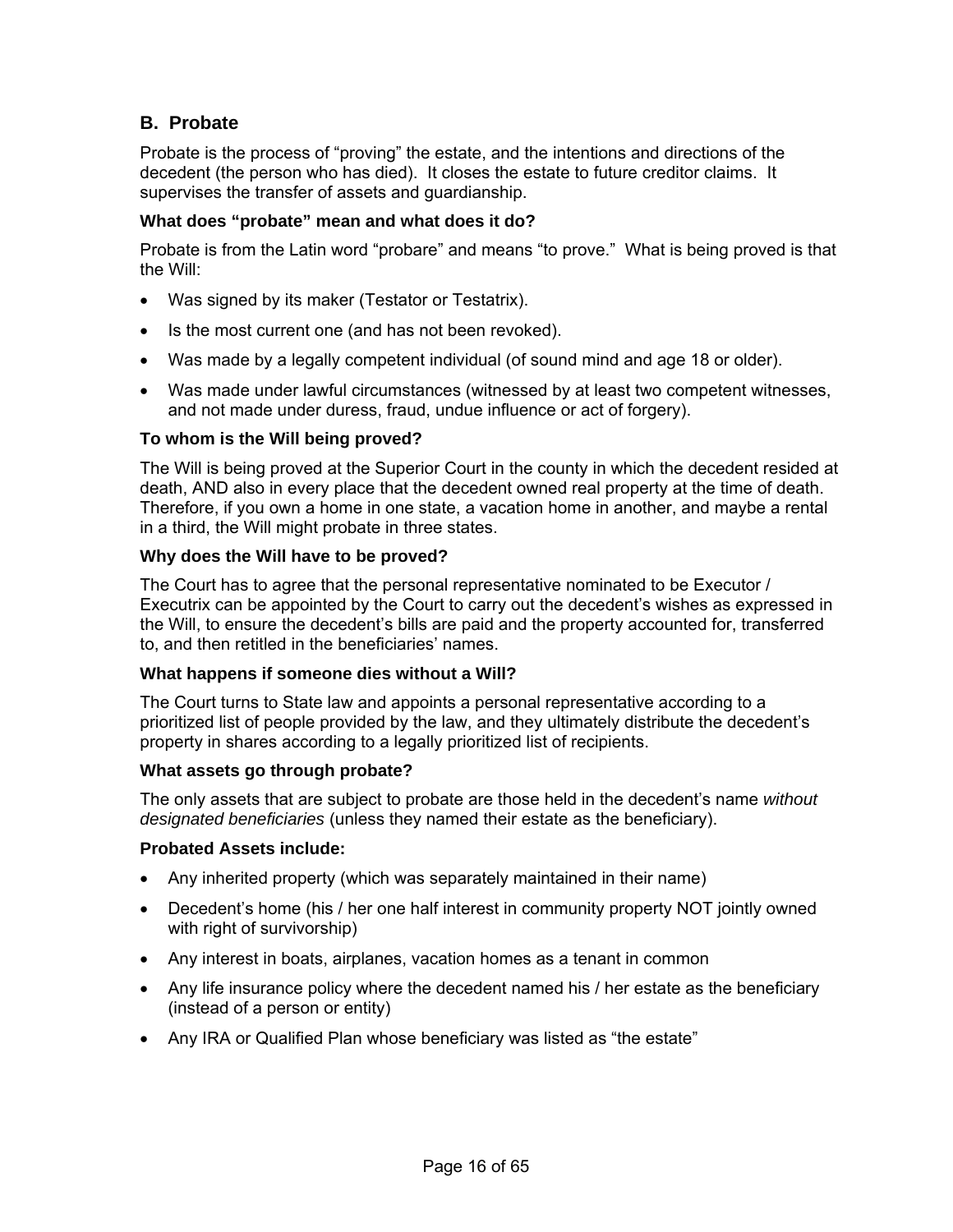## B. Probate

Probate is the process of "proving" the estate, and the intentions and directions of the decedent (the person who has died). It closes the estate to future creditor claims. It supervises the transfer of assets and guardianship.

**What does "probate" mean and what does it do?**

Probate is from the Latin word "probare" and means "to prove." What is being proved is that the Will:

- Was signed by its maker (Testator or Testatrix).
- Is the most current one (and has not been revoked).
- Was made by a legally competent individual (of sound mind and age 18 or older).
- Was made under lawful circumstances (witnessed by at least two competent witnesses, and not made under duress, fraud, undue influence or act of forgery).

**To whom is the Will being proved?**

The Will is being proved at the Superior Court in the county in which the decedent resided at death, AND also in every place that the decedent owned real property at the time of death. Therefore, if you own a home in one state, a vacation home in another, and maybe a rental in a third, the Will might probate in three states.

**Why does the Will have to be proved?**

The Court has to agree that the personal representative nominated to be Executor / Executrix can be appointed by the Court to carry out the decedent's wishes as expressed in the Will, to ensure the decedent's bills are paid and the property accounted for, transferred to, and then retitled in the beneficiaries' names.

**What happens if someone dies without a Will?**

The Court turns to State law and appoints a personal representative according to a prioritized list of people provided by the law, and they ultimately distribute the decedent's property in shares according to a legally prioritized list of recipients.

**What assets go through probate?**

The only assets that are subject to probate are those held in the decedent's name *without designated beneficiaries* (unless they named their estate as the beneficiary).

**Probated Assets include:**

- Any inherited property (which was separately maintained in their name)
- Decedent's home (his / her one half interest in community property NOT jointly owned with right of survivorship)
- Any interest in boats, airplanes, vacation homes as a tenant in common
- Any life insurance policy where the decedent named his / her estate as the beneficiary (instead of a person or entity)
- Any IRA or Qualified Plan whose beneficiary was listed as "the estate"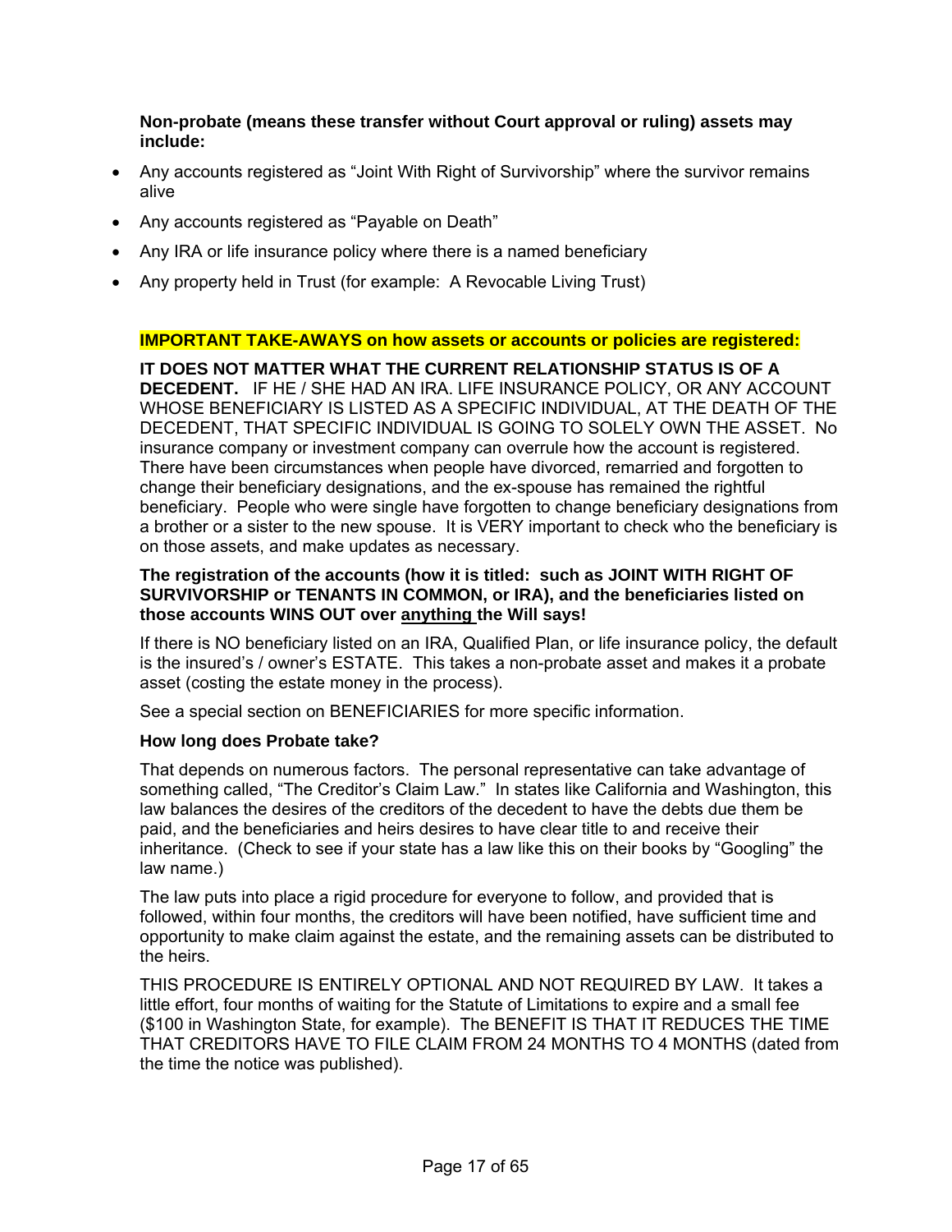**Non-probate (means these transfer without Court approval or ruling) assets may include:**

- Any accounts registered as “Joint With Right of Survivorship” where the survivor remains alive
- Any accounts registered as “Payable on Death”
- Any IRA or life insurance policy where there is a named beneficiary
- Any property held in Trust (for example: A Revocable Living Trust)

**IMPORTANT TAKE-AWAYS on how assets or accounts or policies are registered:**

**IT DOES NOT MATTER WHAT THE CURRENT RELATIONSHIP STATUS IS OF A DECEDENT.** IF HE / SHE HAD AN IRA. LIFE INSURANCE POLICY, OR ANY ACCOUNT WHOSE BENEFICIARY IS LISTED AS A SPECIFIC INDIVIDUAL, AT THE DEATH OF THE DECEDENT, THAT SPECIFIC INDIVIDUAL IS GOING TO SOLELY OWN THE ASSET. No insurance company or investment company can overrule how the account is registered. There have been circumstances when people have divorced, remarried and forgotten to change their beneficiary designations, and the ex-spouse has remained the rightful beneficiary. People who were single have forgotten to change beneficiary designations from a brother or a sister to the new spouse. It is VERY important to check who the beneficiary is on those assets, and make updates as necessary.

**The registration of the accounts (how it is titled: such as JOINT WITH RIGHT OF SURVIVORSHIP or TENANTS IN COMMON, or IRA), and the beneficiaries listed on those accounts WINS OUT over <u>anything</u> the Will says!**

If there is NO beneficiary listed on an IRA, Qualified Plan, or life insurance policy, the default is the insured’s / owner’s ESTATE. This takes a non-probate asset and makes it a probate asset (costing the estate money in the process).

See a special section on BENEFICIARIES for more specific information.

**How long does Probate take?**

That depends on numerous factors. The personal representative can take advantage of something called, “The Creditor’s Claim Law.” In states like California and Washington, this law balances the desires of the creditors of the decedent to have the debts due them be paid, and the beneficiaries and heirs desires to have clear title to and receive their inheritance. (Check to see if your state has a law like this on their books by “Googling” the law name.)

The law puts into place a rigid procedure for everyone to follow, and provided that is followed, within four months, the creditors will have been notified, have sufficient time and opportunity to make claim against the estate, and the remaining assets can be distributed to the heirs.

THIS PROCEDURE IS ENTIRELY OPTIONAL AND NOT REQUIRED BY LAW. It takes a little effort, four months of waiting for the Statute of Limitations to expire and a small fee ($100 in Washington State, for example). The BENEFIT IS THAT IT REDUCES THE TIME THAT CREDITORS HAVE TO FILE CLAIM FROM 24 MONTHS TO 4 MONTHS (dated from the time the notice was published).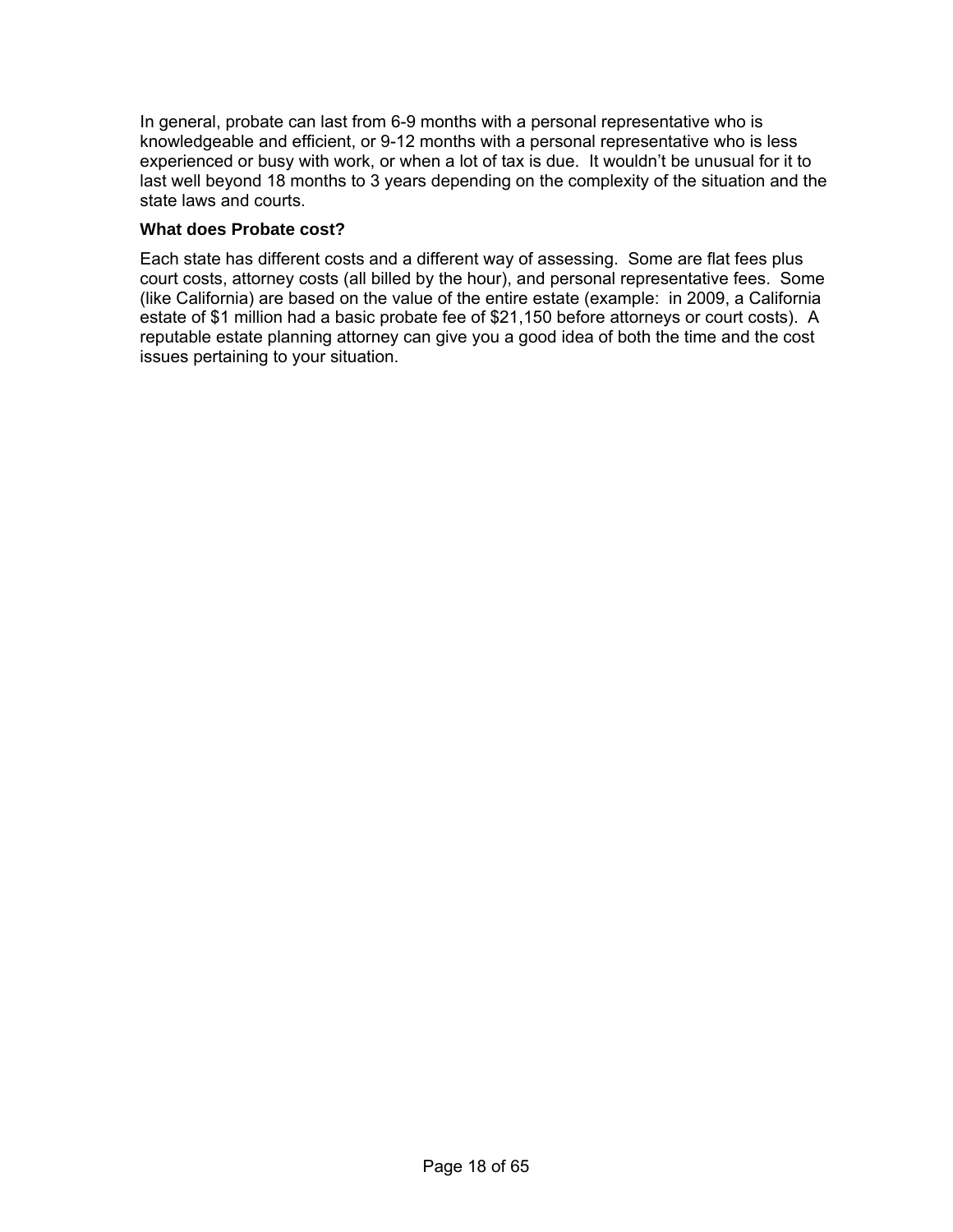In general, probate can last from 6-9 months with a personal representative who is knowledgeable and efficient, or 9-12 months with a personal representative who is less experienced or busy with work, or when a lot of tax is due. It wouldn't be unusual for it to last well beyond 18 months to 3 years depending on the complexity of the situation and the state laws and courts.

**What does Probate cost?**

Each state has different costs and a different way of assessing. Some are flat fees plus court costs, attorney costs (all billed by the hour), and personal representative fees. Some (like California) are based on the value of the entire estate (example: in 2009, a California estate of $1 million had a basic probate fee of $21,150 before attorneys or court costs). A reputable estate planning attorney can give you a good idea of both the time and the cost issues pertaining to your situation.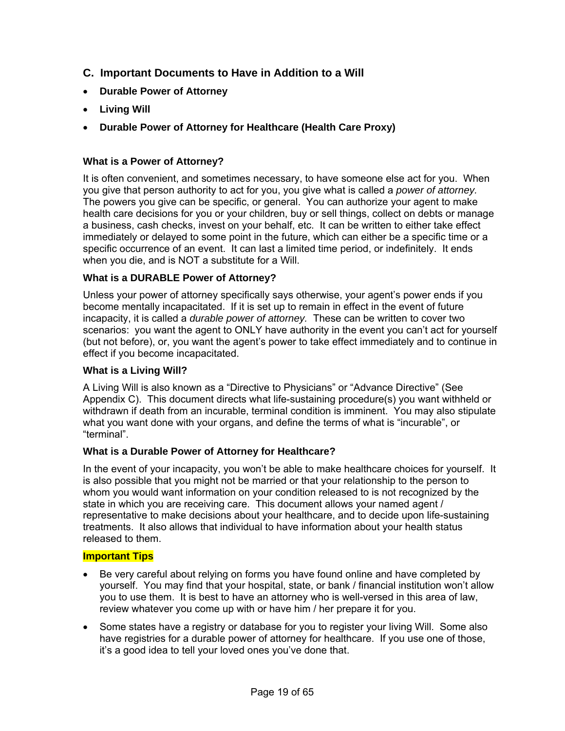## C. Important Documents to Have in Addition to a Will

- **Durable Power of Attorney**
- **Living Will**
- **Durable Power of Attorney for Healthcare (Health Care Proxy)**

### What is a Power of Attorney?

It is often convenient, and sometimes necessary, to have someone else act for you. When you give that person authority to act for you, you give what is called a *power of attorney.* The powers you give can be specific, or general. You can authorize your agent to make health care decisions for you or your children, buy or sell things, collect on debts or manage a business, cash checks, invest on your behalf, etc. It can be written to either take effect immediately or delayed to some point in the future, which can either be a specific time or a specific occurrence of an event. It can last a limited time period, or indefinitely. It ends when you die, and is NOT a substitute for a Will.

### What is a DURABLE Power of Attorney?

Unless your power of attorney specifically says otherwise, your agent's power ends if you become mentally incapacitated. If it is set up to remain in effect in the event of future incapacity, it is called a *durable power of attorney.* These can be written to cover two scenarios: you want the agent to ONLY have authority in the event you can't act for yourself (but not before), or, you want the agent's power to take effect immediately and to continue in effect if you become incapacitated.

### What is a Living Will?

A Living Will is also known as a "Directive to Physicians" or "Advance Directive" (See Appendix C). This document directs what life-sustaining procedure(s) you want withheld or withdrawn if death from an incurable, terminal condition is imminent. You may also stipulate what you want done with your organs, and define the terms of what is "incurable", or "terminal".

### What is a Durable Power of Attorney for Healthcare?

In the event of your incapacity, you won't be able to make healthcare choices for yourself. It is also possible that you might not be married or that your relationship to the person to whom you would want information on your condition released to is not recognized by the state in which you are receiving care. This document allows your named agent / representative to make decisions about your healthcare, and to decide upon life-sustaining treatments. It also allows that individual to have information about your health status released to them.

**Important Tips**

- Be very careful about relying on forms you have found online and have completed by yourself. You may find that your hospital, state, or bank / financial institution won't allow you to use them. It is best to have an attorney who is well-versed in this area of law, review whatever you come up with or have him / her prepare it for you.
- Some states have a registry or database for you to register your living Will. Some also have registries for a durable power of attorney for healthcare. If you use one of those, it's a good idea to tell your loved ones you've done that.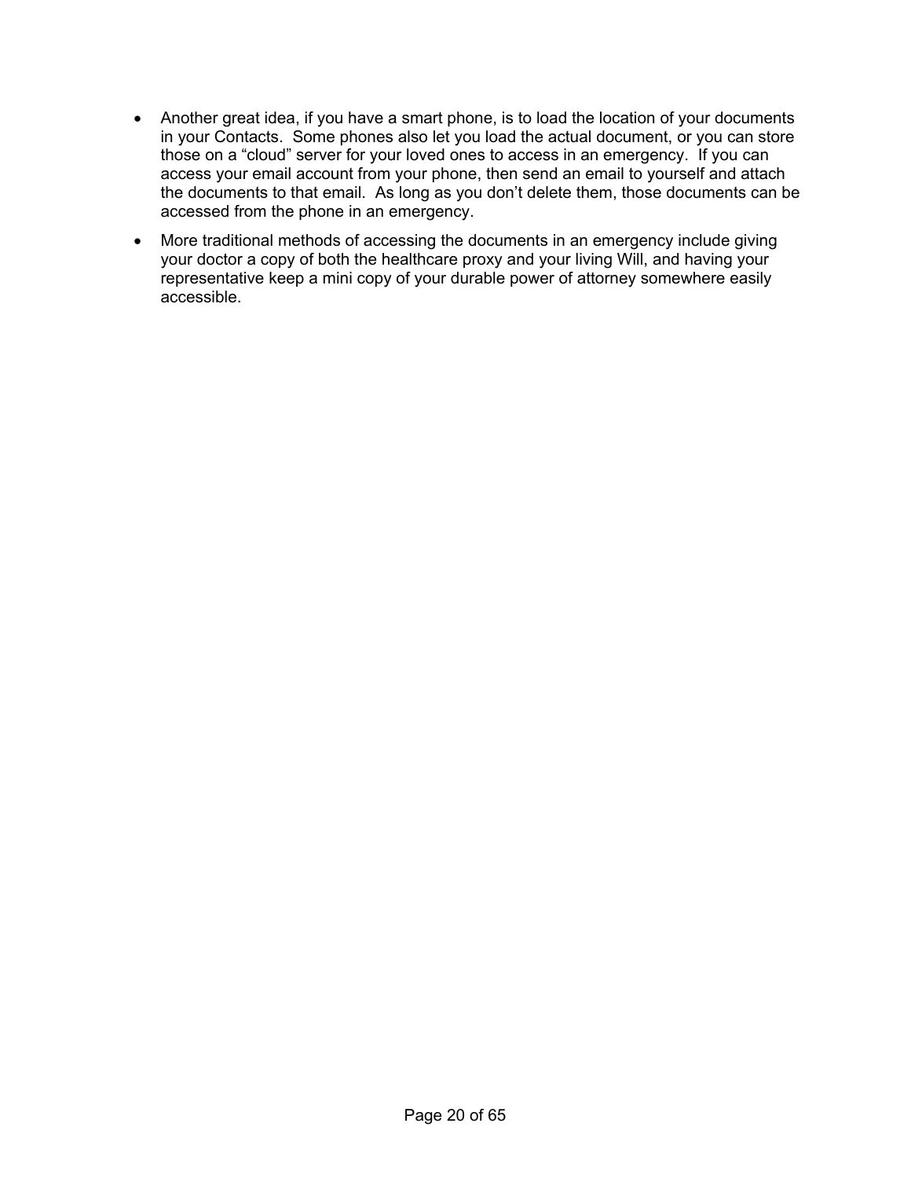- Another great idea, if you have a smart phone, is to load the location of your documents in your Contacts. Some phones also let you load the actual document, or you can store those on a “cloud” server for your loved ones to access in an emergency. If you can access your email account from your phone, then send an email to yourself and attach the documents to that email. As long as you don’t delete them, those documents can be accessed from the phone in an emergency.
- More traditional methods of accessing the documents in an emergency include giving your doctor a copy of both the healthcare proxy and your living Will, and having your representative keep a mini copy of your durable power of attorney somewhere easily accessible.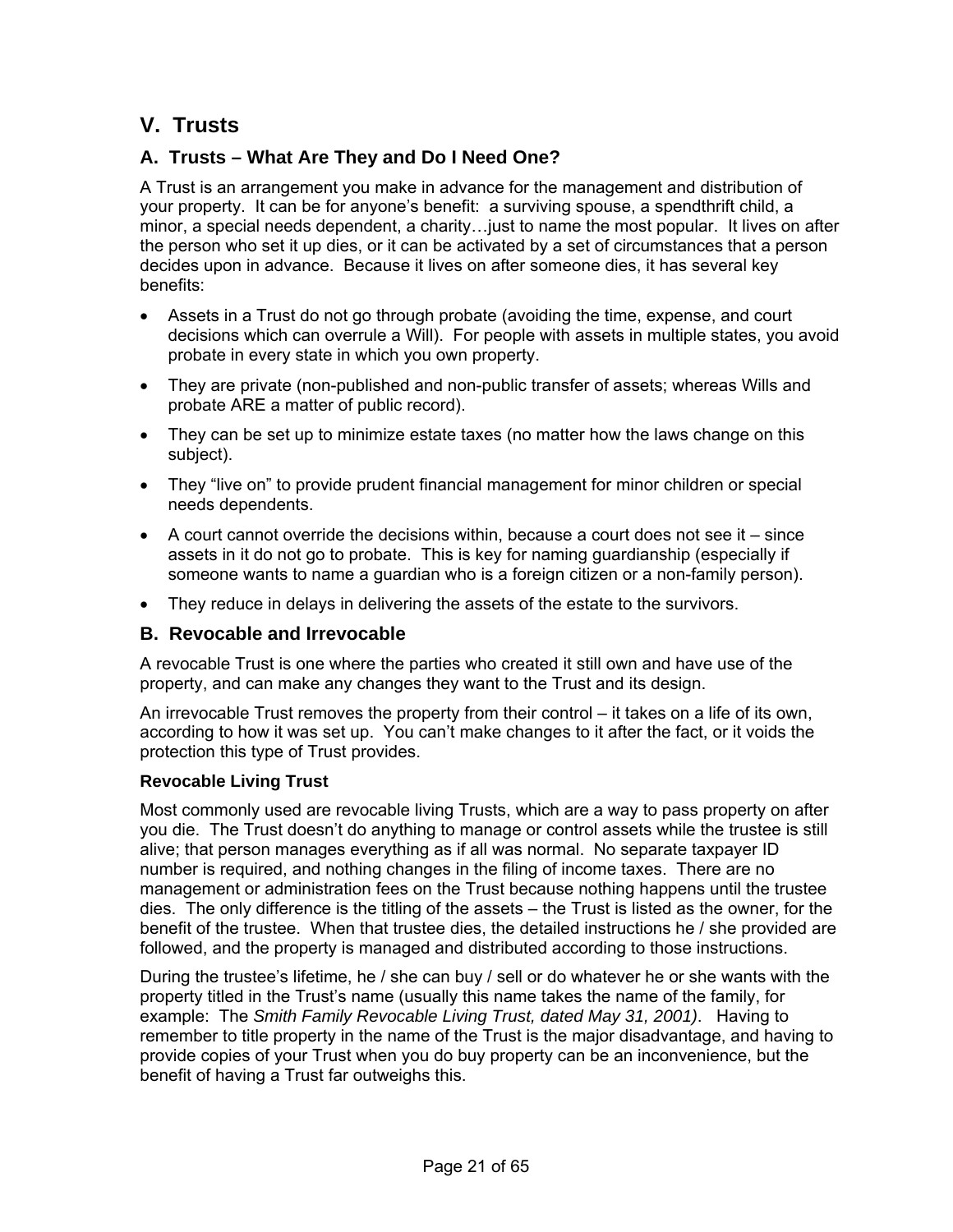## V. Trusts

### A. Trusts – What Are They and Do I Need One?

A Trust is an arrangement you make in advance for the management and distribution of your property. It can be for anyone's benefit: a surviving spouse, a spendthrift child, a minor, a special needs dependent, a charity…just to name the most popular. It lives on after the person who set it up dies, or it can be activated by a set of circumstances that a person decides upon in advance. Because it lives on after someone dies, it has several key benefits:

- Assets in a Trust do not go through probate (avoiding the time, expense, and court decisions which can overrule a Will). For people with assets in multiple states, you avoid probate in every state in which you own property.
- They are private (non-published and non-public transfer of assets; whereas Wills and probate ARE a matter of public record).
- They can be set up to minimize estate taxes (no matter how the laws change on this subject).
- They "live on" to provide prudent financial management for minor children or special needs dependents.
- A court cannot override the decisions within, because a court does not see it – since assets in it do not go to probate. This is key for naming guardianship (especially if someone wants to name a guardian who is a foreign citizen or a non-family person).
- They reduce in delays in delivering the assets of the estate to the survivors.

### B. Revocable and Irrevocable

A revocable Trust is one where the parties who created it still own and have use of the property, and can make any changes they want to the Trust and its design.

An irrevocable Trust removes the property from their control – it takes on a life of its own, according to how it was set up. You can't make changes to it after the fact, or it voids the protection this type of Trust provides.

#### Revocable Living Trust

Most commonly used are revocable living Trusts, which are a way to pass property on after you die. The Trust doesn't do anything to manage or control assets while the trustee is still alive; that person manages everything as if all was normal. No separate taxpayer ID number is required, and nothing changes in the filing of income taxes. There are no management or administration fees on the Trust because nothing happens until the trustee dies. The only difference is the titling of the assets – the Trust is listed as the owner, for the benefit of the trustee. When that trustee dies, the detailed instructions he / she provided are followed, and the property is managed and distributed according to those instructions.

During the trustee's lifetime, he / she can buy / sell or do whatever he or she wants with the property titled in the Trust's name (usually this name takes the name of the family, for example: The *Smith Family Revocable Living Trust, dated May 31, 2001)*. Having to remember to title property in the name of the Trust is the major disadvantage, and having to provide copies of your Trust when you do buy property can be an inconvenience, but the benefit of having a Trust far outweighs this.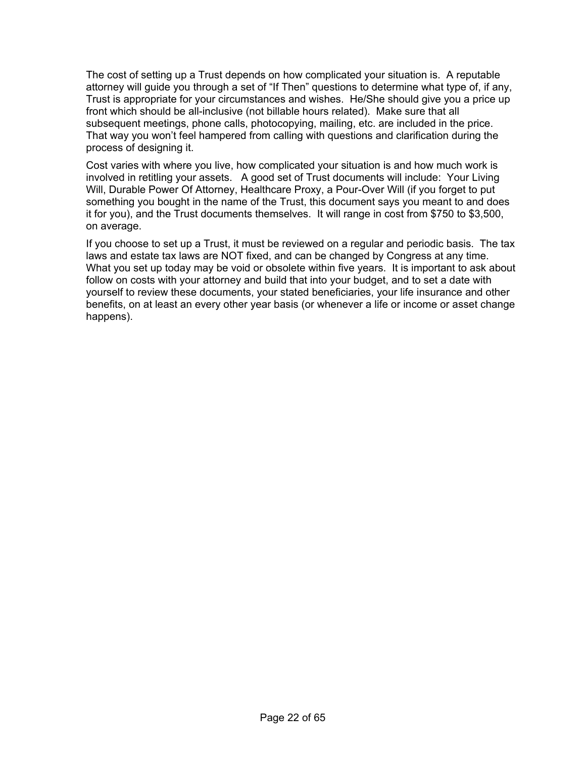The cost of setting up a Trust depends on how complicated your situation is. A reputable attorney will guide you through a set of "If Then" questions to determine what type of, if any, Trust is appropriate for your circumstances and wishes. He/She should give you a price up front which should be all-inclusive (not billable hours related). Make sure that all subsequent meetings, phone calls, photocopying, mailing, etc. are included in the price. That way you won't feel hampered from calling with questions and clarification during the process of designing it.

Cost varies with where you live, how complicated your situation is and how much work is involved in retitling your assets. A good set of Trust documents will include: Your Living Will, Durable Power Of Attorney, Healthcare Proxy, a Pour-Over Will (if you forget to put something you bought in the name of the Trust, this document says you meant to and does it for you), and the Trust documents themselves. It will range in cost from $750 to $3,500, on average.

If you choose to set up a Trust, it must be reviewed on a regular and periodic basis. The tax laws and estate tax laws are NOT fixed, and can be changed by Congress at any time. What you set up today may be void or obsolete within five years. It is important to ask about follow on costs with your attorney and build that into your budget, and to set a date with yourself to review these documents, your stated beneficiaries, your life insurance and other benefits, on at least an every other year basis (or whenever a life or income or asset change happens).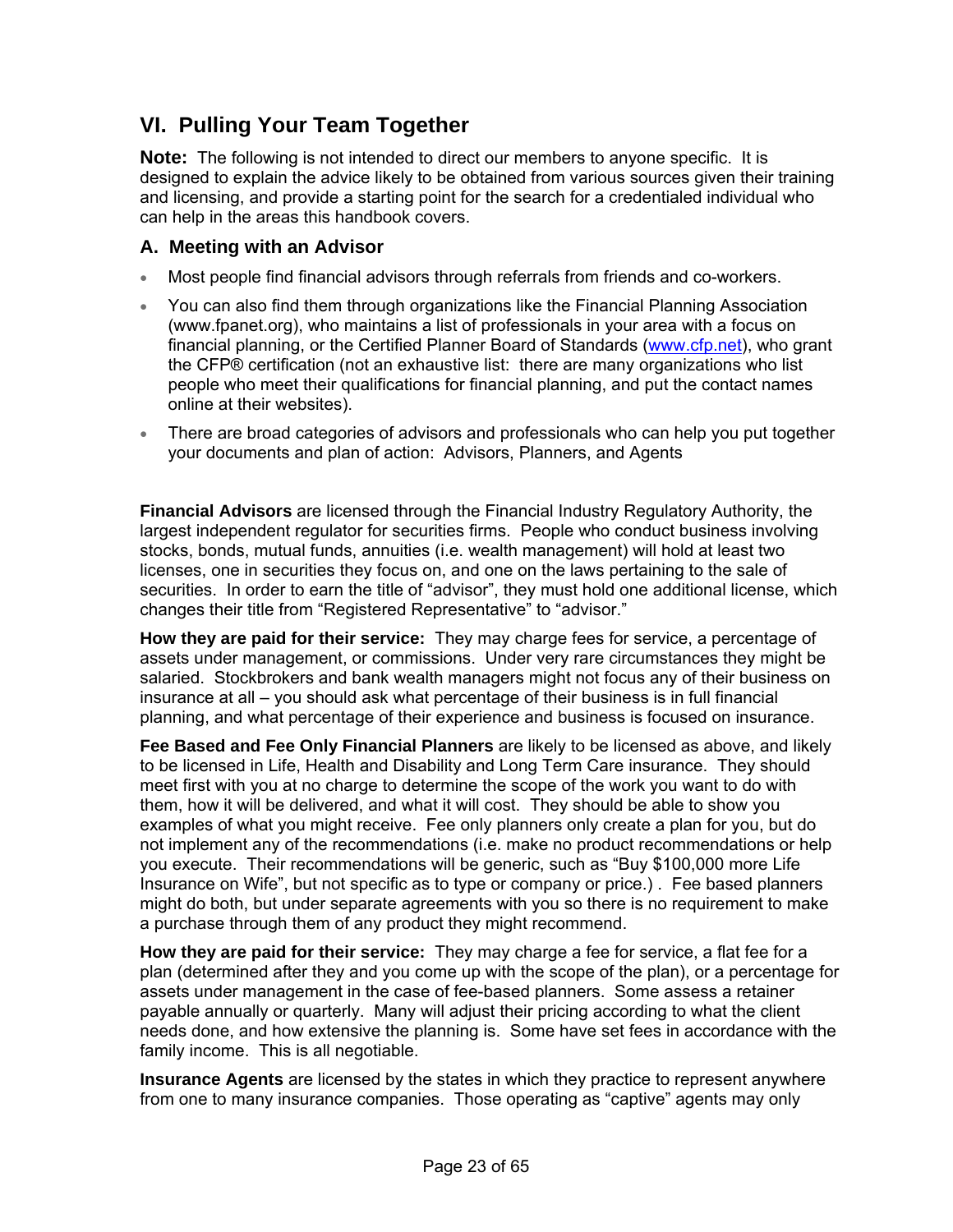## VI. Pulling Your Team Together

**Note:** The following is not intended to direct our members to anyone specific. It is designed to explain the advice likely to be obtained from various sources given their training and licensing, and provide a starting point for the search for a credentialed individual who can help in the areas this handbook covers.

### A. Meeting with an Advisor

- Most people find financial advisors through referrals from friends and co-workers.
- You can also find them through organizations like the Financial Planning Association (www.fpanet.org), who maintains a list of professionals in your area with a focus on financial planning, or the Certified Planner Board of Standards (www.cfp.net), who grant the CFP® certification (not an exhaustive list: there are many organizations who list people who meet their qualifications for financial planning, and put the contact names online at their websites).
- There are broad categories of advisors and professionals who can help you put together your documents and plan of action: Advisors, Planners, and Agents

**Financial Advisors** are licensed through the Financial Industry Regulatory Authority, the largest independent regulator for securities firms. People who conduct business involving stocks, bonds, mutual funds, annuities (i.e. wealth management) will hold at least two licenses, one in securities they focus on, and one on the laws pertaining to the sale of securities. In order to earn the title of "advisor", they must hold one additional license, which changes their title from "Registered Representative" to "advisor."

**How they are paid for their service:** They may charge fees for service, a percentage of assets under management, or commissions. Under very rare circumstances they might be salaried. Stockbrokers and bank wealth managers might not focus any of their business on insurance at all – you should ask what percentage of their business is in full financial planning, and what percentage of their experience and business is focused on insurance.

**Fee Based and Fee Only Financial Planners** are likely to be licensed as above, and likely to be licensed in Life, Health and Disability and Long Term Care insurance. They should meet first with you at no charge to determine the scope of the work you want to do with them, how it will be delivered, and what it will cost. They should be able to show you examples of what you might receive. Fee only planners only create a plan for you, but do not implement any of the recommendations (i.e. make no product recommendations or help you execute. Their recommendations will be generic, such as "Buy $100,000 more Life Insurance on Wife", but not specific as to type or company or price.) . Fee based planners might do both, but under separate agreements with you so there is no requirement to make a purchase through them of any product they might recommend.

**How they are paid for their service:** They may charge a fee for service, a flat fee for a plan (determined after they and you come up with the scope of the plan), or a percentage for assets under management in the case of fee-based planners. Some assess a retainer payable annually or quarterly. Many will adjust their pricing according to what the client needs done, and how extensive the planning is. Some have set fees in accordance with the family income. This is all negotiable.

**Insurance Agents** are licensed by the states in which they practice to represent anywhere from one to many insurance companies. Those operating as "captive" agents may only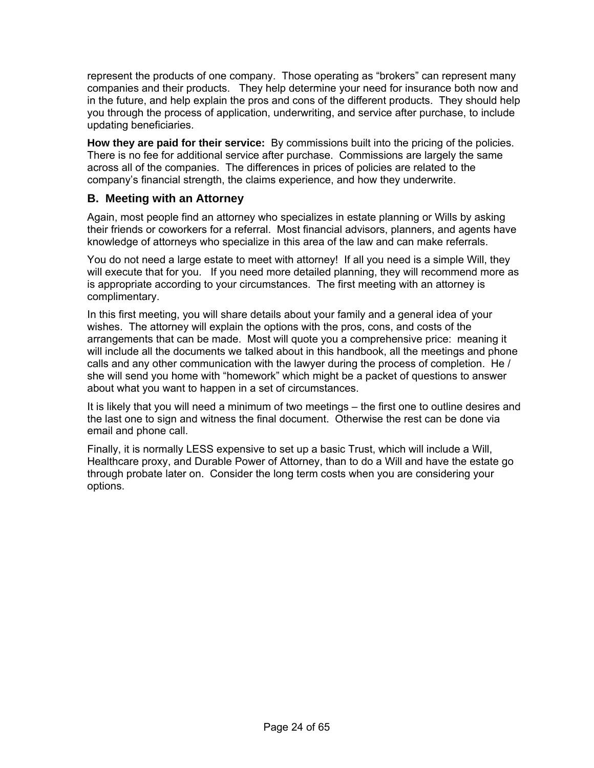represent the products of one company. Those operating as "brokers" can represent many companies and their products. They help determine your need for insurance both now and in the future, and help explain the pros and cons of the different products. They should help you through the process of application, underwriting, and service after purchase, to include updating beneficiaries.

**How they are paid for their service:** By commissions built into the pricing of the policies. There is no fee for additional service after purchase. Commissions are largely the same across all of the companies. The differences in prices of policies are related to the company's financial strength, the claims experience, and how they underwrite.

## B. Meeting with an Attorney

Again, most people find an attorney who specializes in estate planning or Wills by asking their friends or coworkers for a referral. Most financial advisors, planners, and agents have knowledge of attorneys who specialize in this area of the law and can make referrals.

You do not need a large estate to meet with attorney! If all you need is a simple Will, they will execute that for you. If you need more detailed planning, they will recommend more as is appropriate according to your circumstances. The first meeting with an attorney is complimentary.

In this first meeting, you will share details about your family and a general idea of your wishes. The attorney will explain the options with the pros, cons, and costs of the arrangements that can be made. Most will quote you a comprehensive price: meaning it will include all the documents we talked about in this handbook, all the meetings and phone calls and any other communication with the lawyer during the process of completion. He / she will send you home with "homework" which might be a packet of questions to answer about what you want to happen in a set of circumstances.

It is likely that you will need a minimum of two meetings – the first one to outline desires and the last one to sign and witness the final document. Otherwise the rest can be done via email and phone call.

Finally, it is normally LESS expensive to set up a basic Trust, which will include a Will, Healthcare proxy, and Durable Power of Attorney, than to do a Will and have the estate go through probate later on. Consider the long term costs when you are considering your options.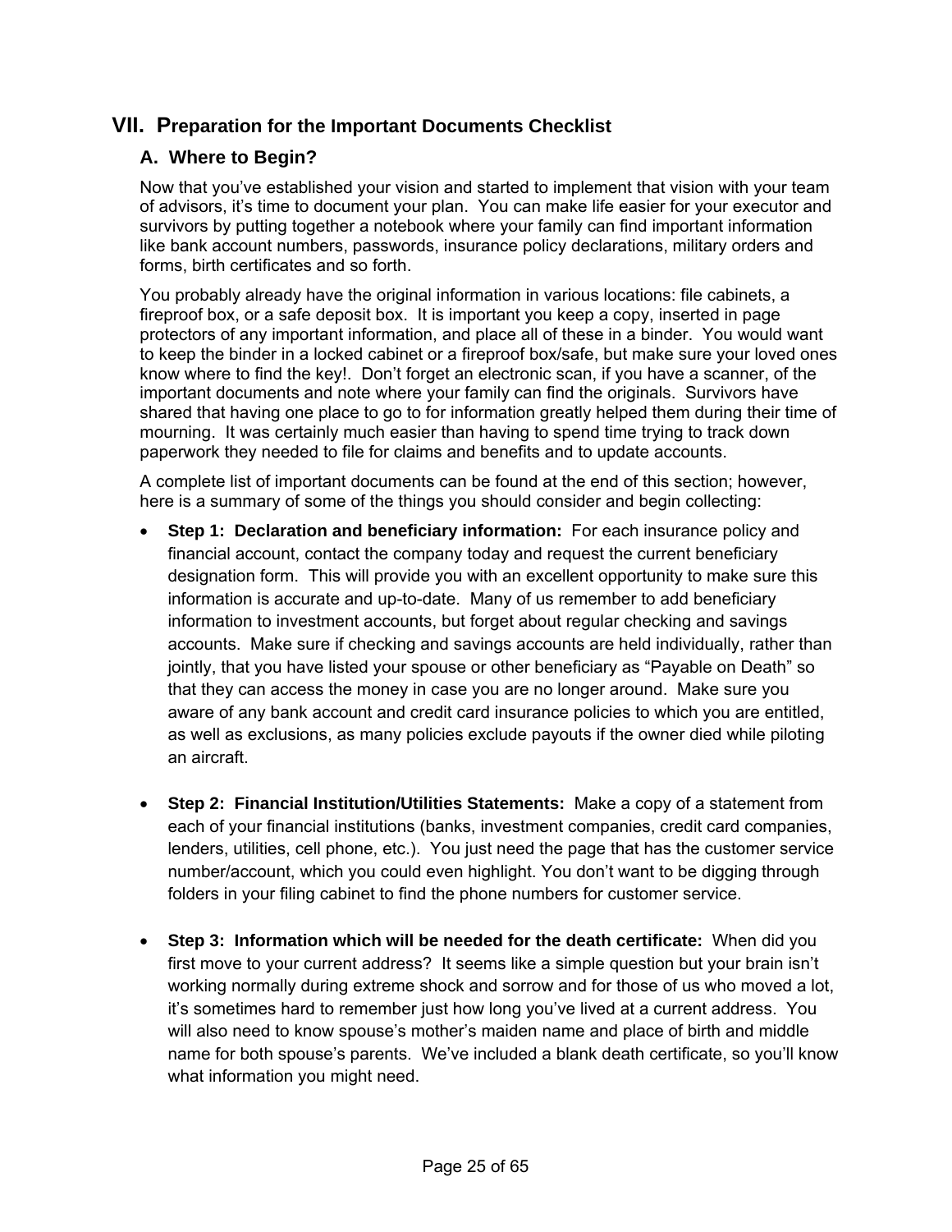## VII. Preparation for the Important Documents Checklist

### A. Where to Begin?

Now that you've established your vision and started to implement that vision with your team of advisors, it's time to document your plan. You can make life easier for your executor and survivors by putting together a notebook where your family can find important information like bank account numbers, passwords, insurance policy declarations, military orders and forms, birth certificates and so forth.

You probably already have the original information in various locations: file cabinets, a fireproof box, or a safe deposit box. It is important you keep a copy, inserted in page protectors of any important information, and place all of these in a binder. You would want to keep the binder in a locked cabinet or a fireproof box/safe, but make sure your loved ones know where to find the key!. Don't forget an electronic scan, if you have a scanner, of the important documents and note where your family can find the originals. Survivors have shared that having one place to go to for information greatly helped them during their time of mourning. It was certainly much easier than having to spend time trying to track down paperwork they needed to file for claims and benefits and to update accounts.

A complete list of important documents can be found at the end of this section; however, here is a summary of some of the things you should consider and begin collecting:

- **Step 1: Declaration and beneficiary information:** For each insurance policy and financial account, contact the company today and request the current beneficiary designation form. This will provide you with an excellent opportunity to make sure this information is accurate and up-to-date. Many of us remember to add beneficiary information to investment accounts, but forget about regular checking and savings accounts. Make sure if checking and savings accounts are held individually, rather than jointly, that you have listed your spouse or other beneficiary as "Payable on Death" so that they can access the money in case you are no longer around. Make sure you aware of any bank account and credit card insurance policies to which you are entitled, as well as exclusions, as many policies exclude payouts if the owner died while piloting an aircraft.

- **Step 2: Financial Institution/Utilities Statements:** Make a copy of a statement from each of your financial institutions (banks, investment companies, credit card companies, lenders, utilities, cell phone, etc.). You just need the page that has the customer service number/account, which you could even highlight. You don't want to be digging through folders in your filing cabinet to find the phone numbers for customer service.

- **Step 3: Information which will be needed for the death certificate:** When did you first move to your current address? It seems like a simple question but your brain isn't working normally during extreme shock and sorrow and for those of us who moved a lot, it's sometimes hard to remember just how long you've lived at a current address. You will also need to know spouse's mother's maiden name and place of birth and middle name for both spouse's parents. We've included a blank death certificate, so you'll know what information you might need.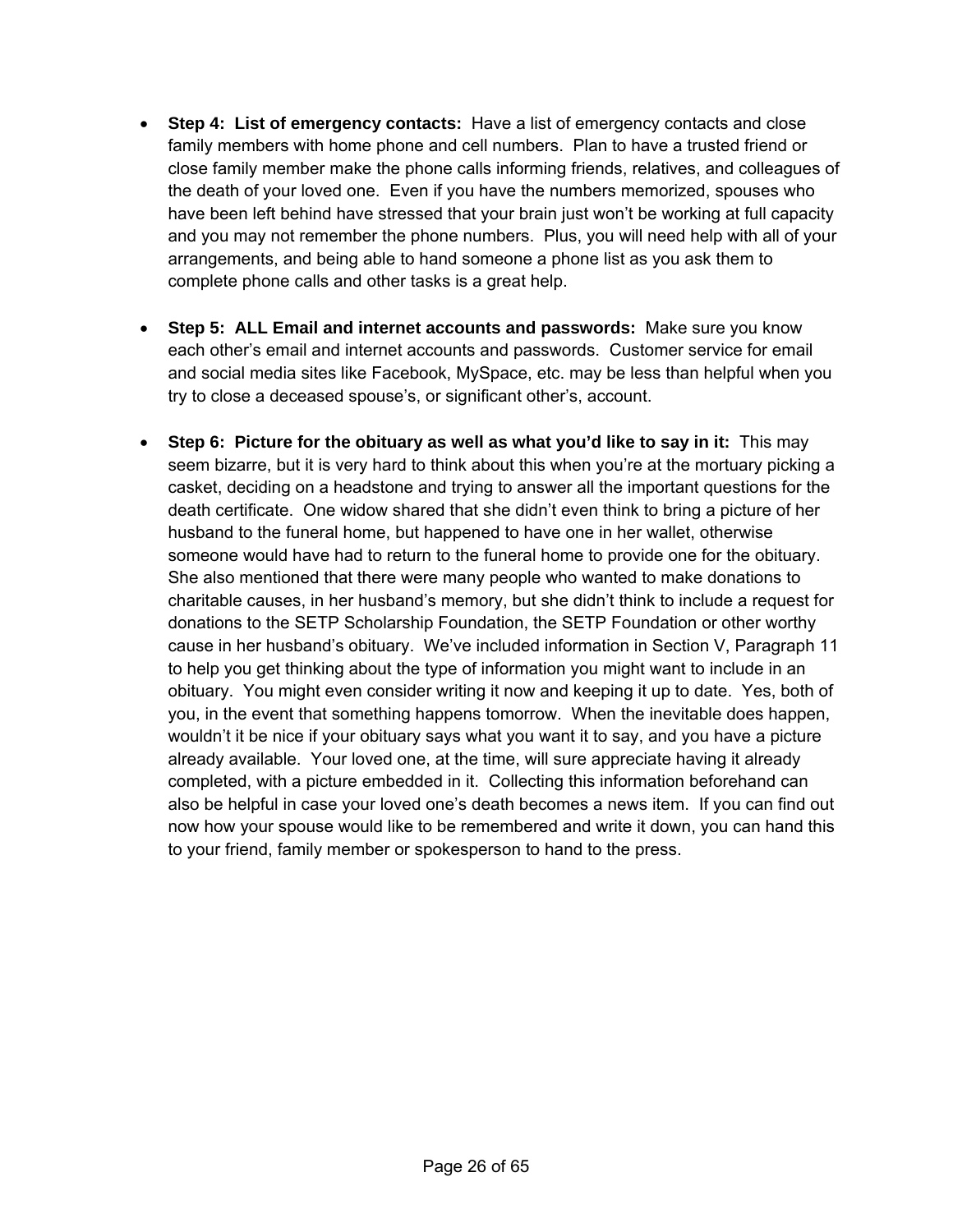- **Step 4: List of emergency contacts:** Have a list of emergency contacts and close family members with home phone and cell numbers. Plan to have a trusted friend or close family member make the phone calls informing friends, relatives, and colleagues of the death of your loved one. Even if you have the numbers memorized, spouses who have been left behind have stressed that your brain just won't be working at full capacity and you may not remember the phone numbers. Plus, you will need help with all of your arrangements, and being able to hand someone a phone list as you ask them to complete phone calls and other tasks is a great help.

- **Step 5: ALL Email and internet accounts and passwords:** Make sure you know each other's email and internet accounts and passwords. Customer service for email and social media sites like Facebook, MySpace, etc. may be less than helpful when you try to close a deceased spouse's, or significant other's, account.

- **Step 6: Picture for the obituary as well as what you'd like to say in it:** This may seem bizarre, but it is very hard to think about this when you're at the mortuary picking a casket, deciding on a headstone and trying to answer all the important questions for the death certificate. One widow shared that she didn't even think to bring a picture of her husband to the funeral home, but happened to have one in her wallet, otherwise someone would have had to return to the funeral home to provide one for the obituary. She also mentioned that there were many people who wanted to make donations to charitable causes, in her husband's memory, but she didn't think to include a request for donations to the SETP Scholarship Foundation, the SETP Foundation or other worthy cause in her husband's obituary. We've included information in Section V, Paragraph 11 to help you get thinking about the type of information you might want to include in an obituary. You might even consider writing it now and keeping it up to date. Yes, both of you, in the event that something happens tomorrow. When the inevitable does happen, wouldn't it be nice if your obituary says what you want it to say, and you have a picture already available. Your loved one, at the time, will sure appreciate having it already completed, with a picture embedded in it. Collecting this information beforehand can also be helpful in case your loved one's death becomes a news item. If you can find out now how your spouse would like to be remembered and write it down, you can hand this to your friend, family member or spokesperson to hand to the press.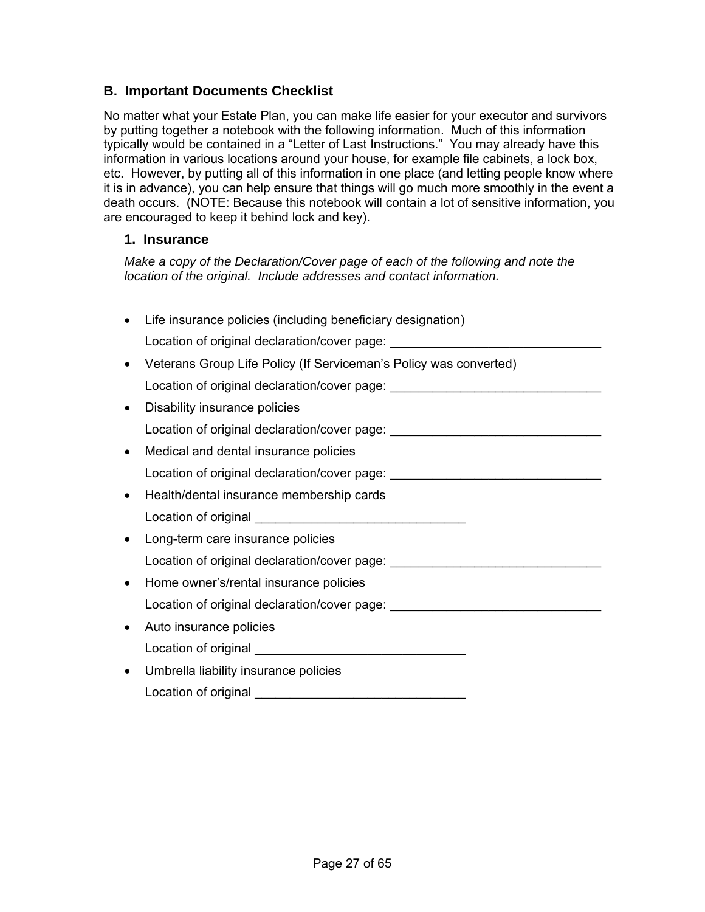## B. Important Documents Checklist

No matter what your Estate Plan, you can make life easier for your executor and survivors by putting together a notebook with the following information. Much of this information typically would be contained in a "Letter of Last Instructions." You may already have this information in various locations around your house, for example file cabinets, a lock box, etc. However, by putting all of this information in one place (and letting people know where it is in advance), you can help ensure that things will go much more smoothly in the event a death occurs. (NOTE: Because this notebook will contain a lot of sensitive information, you are encouraged to keep it behind lock and key).

### 1. Insurance

*Make a copy of the Declaration/Cover page of each of the following and note the location of the original. Include addresses and contact information.*

- Life insurance policies (including beneficiary designation)

  Location of original declaration/cover page: ______________________________
- Veterans Group Life Policy (If Serviceman's Policy was converted)

  Location of original declaration/cover page: ______________________________
- Disability insurance policies

  Location of original declaration/cover page: ______________________________
- Medical and dental insurance policies

  Location of original declaration/cover page: ______________________________
- Health/dental insurance membership cards

  Location of original ______________________________
- Long-term care insurance policies

  Location of original declaration/cover page: ______________________________
- Home owner's/rental insurance policies

  Location of original declaration/cover page: ______________________________
- Auto insurance policies

  Location of original ______________________________
- Umbrella liability insurance policies

  Location of original ______________________________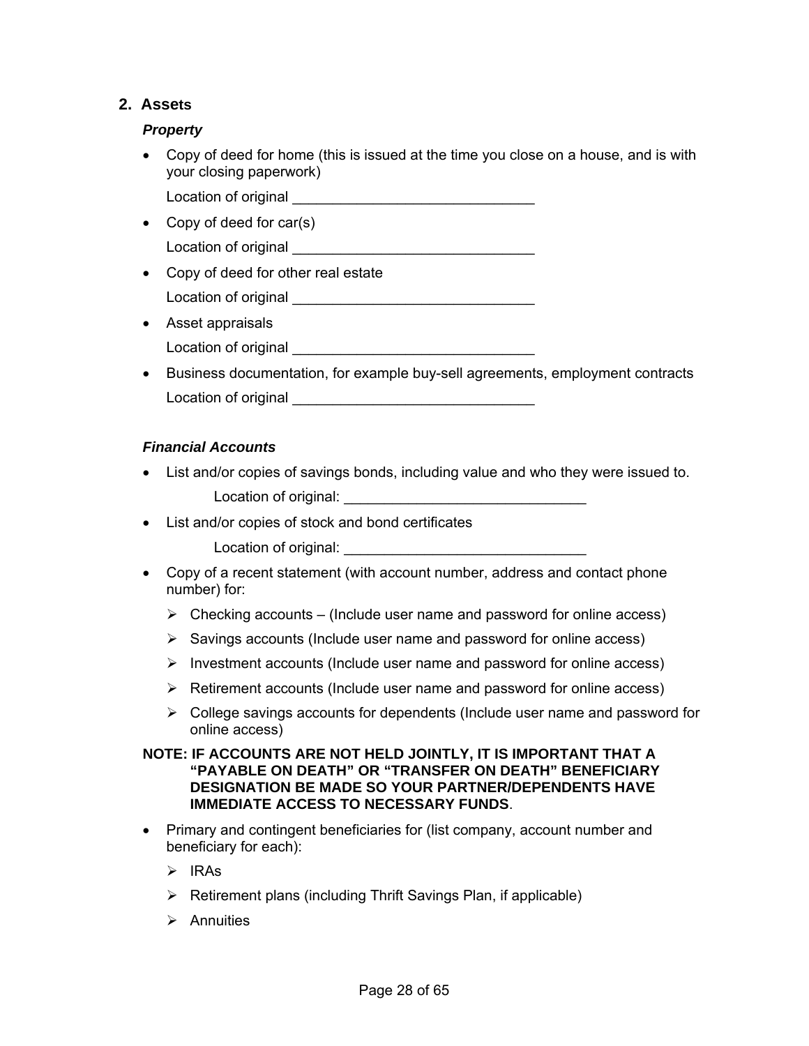## 2. Assets

***Property***

- Copy of deed for home (this is issued at the time you close on a house, and is with your closing paperwork)

  Location of original ______________________________

- Copy of deed for car(s)

  Location of original ______________________________

- Copy of deed for other real estate

  Location of original ______________________________

- Asset appraisals

  Location of original ______________________________

- Business documentation, for example buy-sell agreements, employment contracts

  Location of original ______________________________

***Financial Accounts***

- List and/or copies of savings bonds, including value and who they were issued to.

  Location of original: ______________________________

- List and/or copies of stock and bond certificates

  Location of original: ______________________________

- Copy of a recent statement (with account number, address and contact phone number) for:
  - Checking accounts – (Include user name and password for online access)
  - Savings accounts (Include user name and password for online access)
  - Investment accounts (Include user name and password for online access)
  - Retirement accounts (Include user name and password for online access)
  - College savings accounts for dependents (Include user name and password for online access)

**NOTE: IF ACCOUNTS ARE NOT HELD JOINTLY, IT IS IMPORTANT THAT A "PAYABLE ON DEATH" OR "TRANSFER ON DEATH" BENEFICIARY DESIGNATION BE MADE SO YOUR PARTNER/DEPENDENTS HAVE IMMEDIATE ACCESS TO NECESSARY FUNDS**.

- Primary and contingent beneficiaries for (list company, account number and beneficiary for each):
  - IRAs
  - Retirement plans (including Thrift Savings Plan, if applicable)
  - Annuities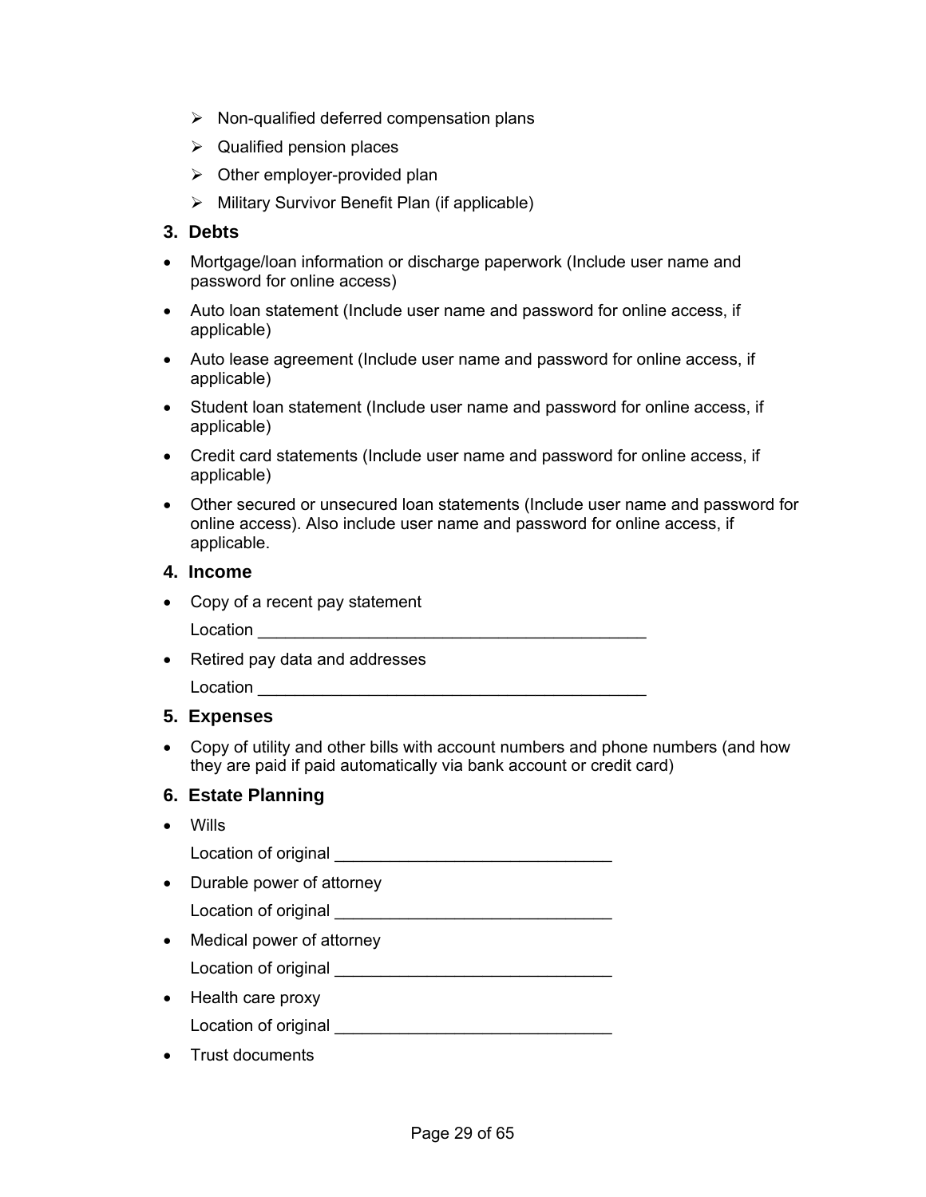- Non-qualified deferred compensation plans
- Qualified pension places
- Other employer-provided plan
- Military Survivor Benefit Plan (if applicable)

### 3. Debts

- Mortgage/loan information or discharge paperwork (Include user name and password for online access)
- Auto loan statement (Include user name and password for online access, if applicable)
- Auto lease agreement (Include user name and password for online access, if applicable)
- Student loan statement (Include user name and password for online access, if applicable)
- Credit card statements (Include user name and password for online access, if applicable)
- Other secured or unsecured loan statements (Include user name and password for online access). Also include user name and password for online access, if applicable.

### 4. Income

- Copy of a recent pay statement

  Location __________________________________________

- Retired pay data and addresses

  Location __________________________________________

### 5. Expenses

- Copy of utility and other bills with account numbers and phone numbers (and how they are paid if paid automatically via bank account or credit card)

### 6. Estate Planning

- Wills

  Location of original ______________________________

- Durable power of attorney

  Location of original ______________________________

- Medical power of attorney

  Location of original ______________________________

- Health care proxy

  Location of original ______________________________

- Trust documents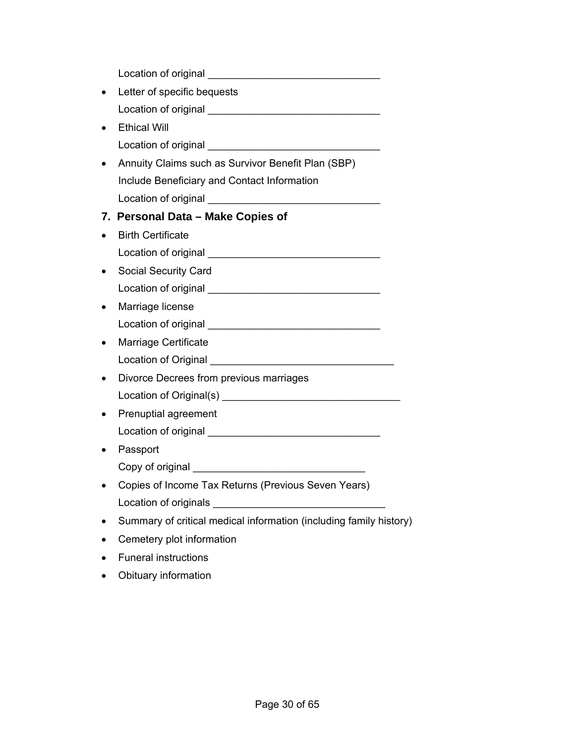Location of original ______________________________

- Letter of specific bequests

  Location of original ______________________________

- Ethical Will

  Location of original ______________________________

- Annuity Claims such as Survivor Benefit Plan (SBP)

  Include Beneficiary and Contact Information

  Location of original ______________________________

## 7. Personal Data – Make Copies of

- Birth Certificate

  Location of original ______________________________

- Social Security Card

  Location of original ______________________________

- Marriage license

  Location of original ______________________________

- Marriage Certificate

  Location of Original ________________________________

- Divorce Decrees from previous marriages

  Location of Original(s) _______________________________

- Prenuptial agreement

  Location of original ______________________________

- Passport

  Copy of original ______________________________

- Copies of Income Tax Returns (Previous Seven Years)

  Location of originals ______________________________

- Summary of critical medical information (including family history)
- Cemetery plot information
- Funeral instructions
- Obituary information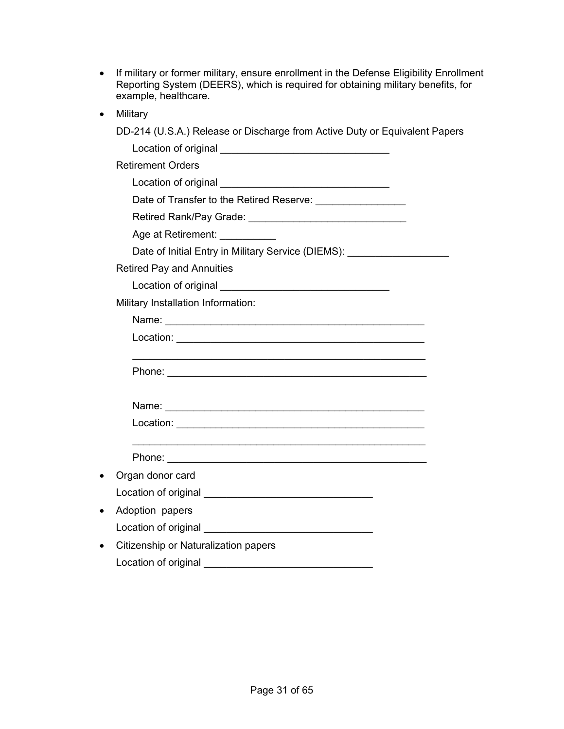- If military or former military, ensure enrollment in the Defense Eligibility Enrollment Reporting System (DEERS), which is required for obtaining military benefits, for example, healthcare.
- Military

  DD-214 (U.S.A.) Release or Discharge from Active Duty or Equivalent Papers

  Location of original ______________________________

  Retirement Orders

  Location of original ______________________________

  Date of Transfer to the Retired Reserve: ________________

  Retired Rank/Pay Grade: ____________________________

  Age at Retirement: __________

  Date of Initial Entry in Military Service (DIEMS): __________________

  Retired Pay and Annuities

  Location of original ______________________________

  Military Installation Information:

  Name: ______________________________________________

  Location: ____________________________________________

  ____________________________________________________

  Phone: ______________________________________________

  Name: ______________________________________________

  Location: ____________________________________________

  ____________________________________________________

  Phone: ______________________________________________

- Organ donor card

  Location of original ______________________________

- Adoption papers

  Location of original ______________________________

- Citizenship or Naturalization papers

  Location of original ______________________________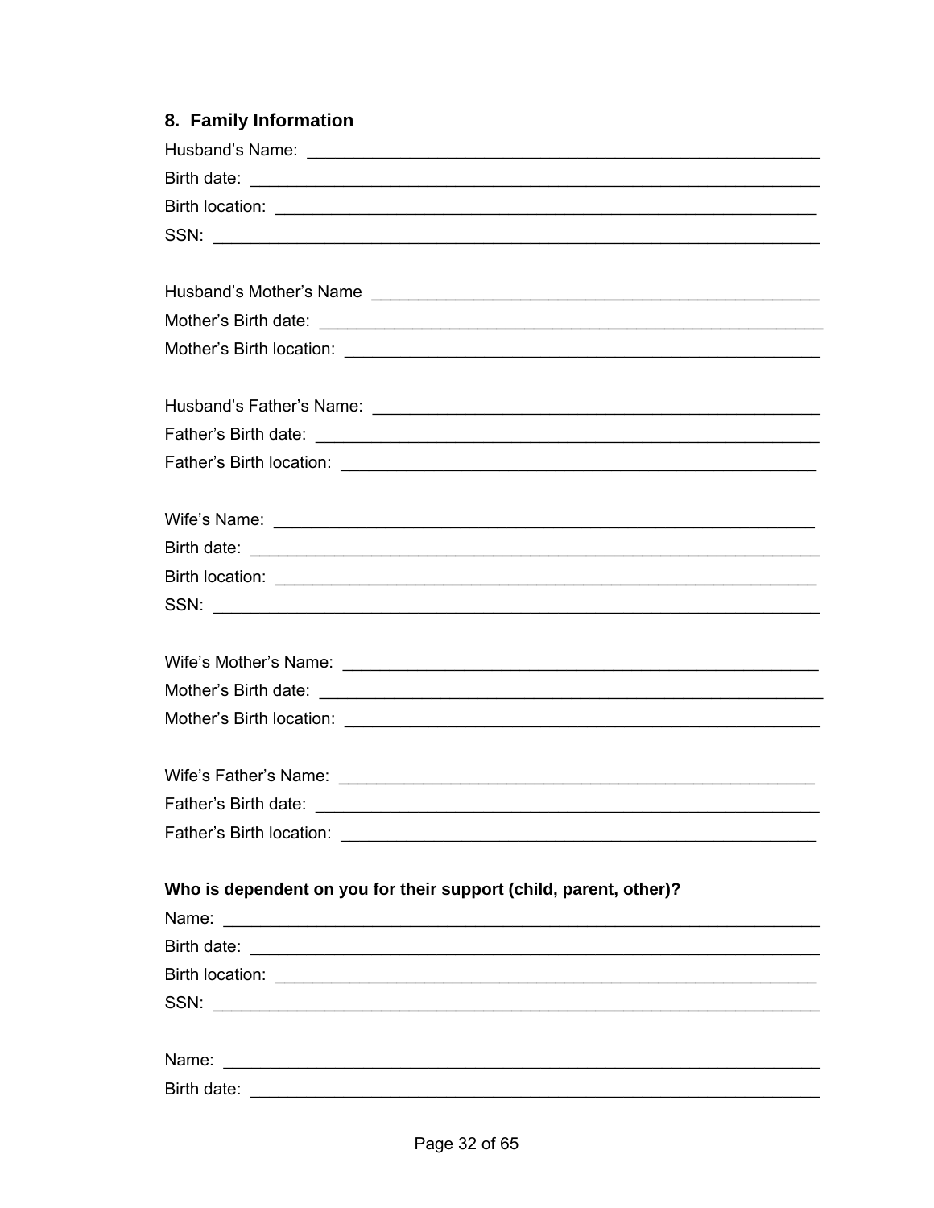## 8. Family Information

Husband's Name: ___________________________________________________

Birth date: _______________________________________________________

Birth location: ____________________________________________________

SSN: _____________________________________________________________

Husband's Mother's Name ___________________________________________

Mother's Birth date: _______________________________________________

Mother's Birth location: ____________________________________________

Husband's Father's Name: ___________________________________________

Father's Birth date: ________________________________________________

Father's Birth location: _____________________________________________

Wife's Name: ______________________________________________________

Birth date: _______________________________________________________

Birth location: ____________________________________________________

SSN: _____________________________________________________________

Wife's Mother's Name: ______________________________________________

Mother's Birth date: _______________________________________________

Mother's Birth location: ____________________________________________

Wife's Father's Name: ______________________________________________

Father's Birth date: ________________________________________________

Father's Birth location: _____________________________________________

**Who is dependent on you for their support (child, parent, other)?**

Name: ____________________________________________________________

Birth date: _______________________________________________________

Birth location: ____________________________________________________

SSN: _____________________________________________________________

Name: ____________________________________________________________

Birth date: _______________________________________________________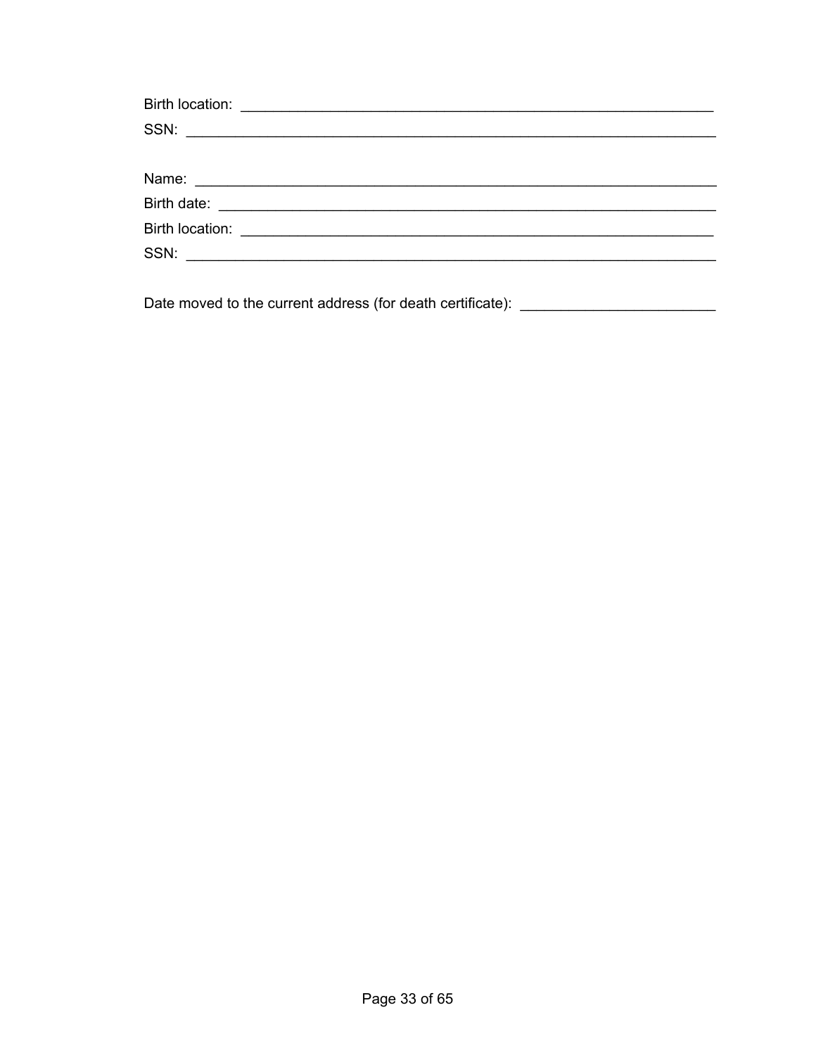Birth location: ____________________________________________________________

SSN: __________________________________________________________________

Name: _________________________________________________________________

Birth date: _____________________________________________________________

Birth location: ____________________________________________________________

SSN: __________________________________________________________________

Date moved to the current address (for death certificate): ________________________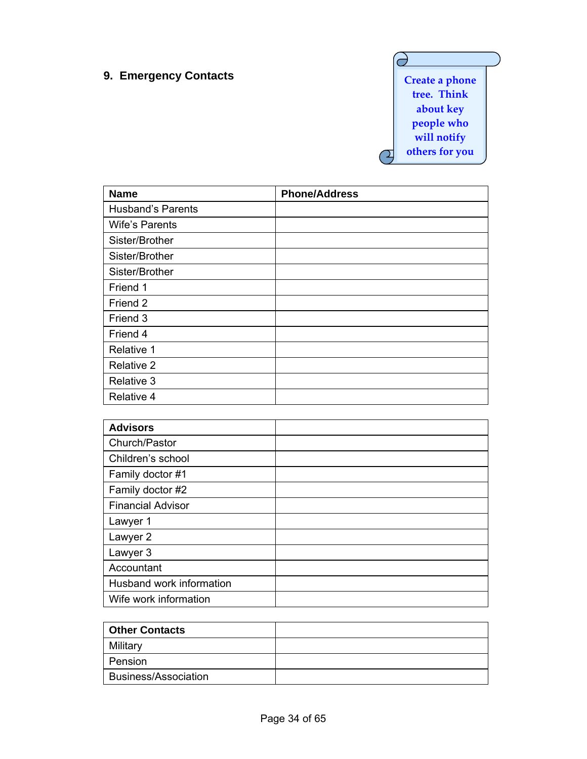## 9. Emergency Contacts

Create a phone tree. Think about key people who will notify others for you

| Name | Phone/Address |
|---|---|
| Husband's Parents | |
| Wife's Parents | |
| Sister/Brother | |
| Sister/Brother | |
| Sister/Brother | |
| Friend 1 | |
| Friend 2 | |
| Friend 3 | |
| Friend 4 | |
| Relative 1 | |
| Relative 2 | |
| Relative 3 | |
| Relative 4 | |

| Advisors | |
|---|---|
| Church/Pastor | |
| Children's school | |
| Family doctor #1 | |
| Family doctor #2 | |
| Financial Advisor | |
| Lawyer 1 | |
| Lawyer 2 | |
| Lawyer 3 | |
| Accountant | |
| Husband work information | |
| Wife work information | |

| Other Contacts | |
|---|---|
| Military | |
| Pension | |
| Business/Association | |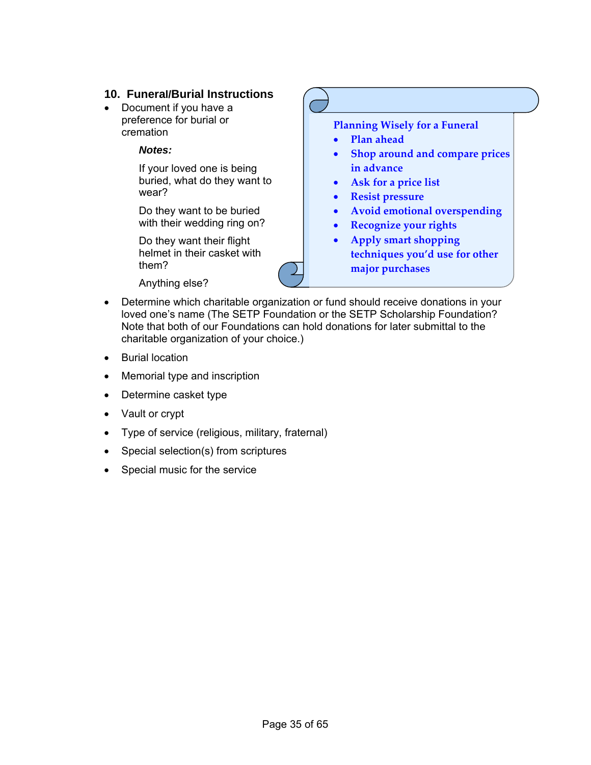## 10. Funeral/Burial Instructions

- Document if you have a preference for burial or cremation

  ***Notes:***

  If your loved one is being buried, what do they want to wear?

  Do they want to be buried with their wedding ring on?

  Do they want their flight helmet in their casket with them?

  Anything else?

**Planning Wisely for a Funeral**

- **Plan ahead**
- **Shop around and compare prices in advance**
- **Ask for a price list**
- **Resist pressure**
- **Avoid emotional overspending**
- **Recognize your rights**
- **Apply smart shopping techniques you'd use for other major purchases**

- Determine which charitable organization or fund should receive donations in your loved one's name (The SETP Foundation or the SETP Scholarship Foundation? Note that both of our Foundations can hold donations for later submittal to the charitable organization of your choice.)
- Burial location
- Memorial type and inscription
- Determine casket type
- Vault or crypt
- Type of service (religious, military, fraternal)
- Special selection(s) from scriptures
- Special music for the service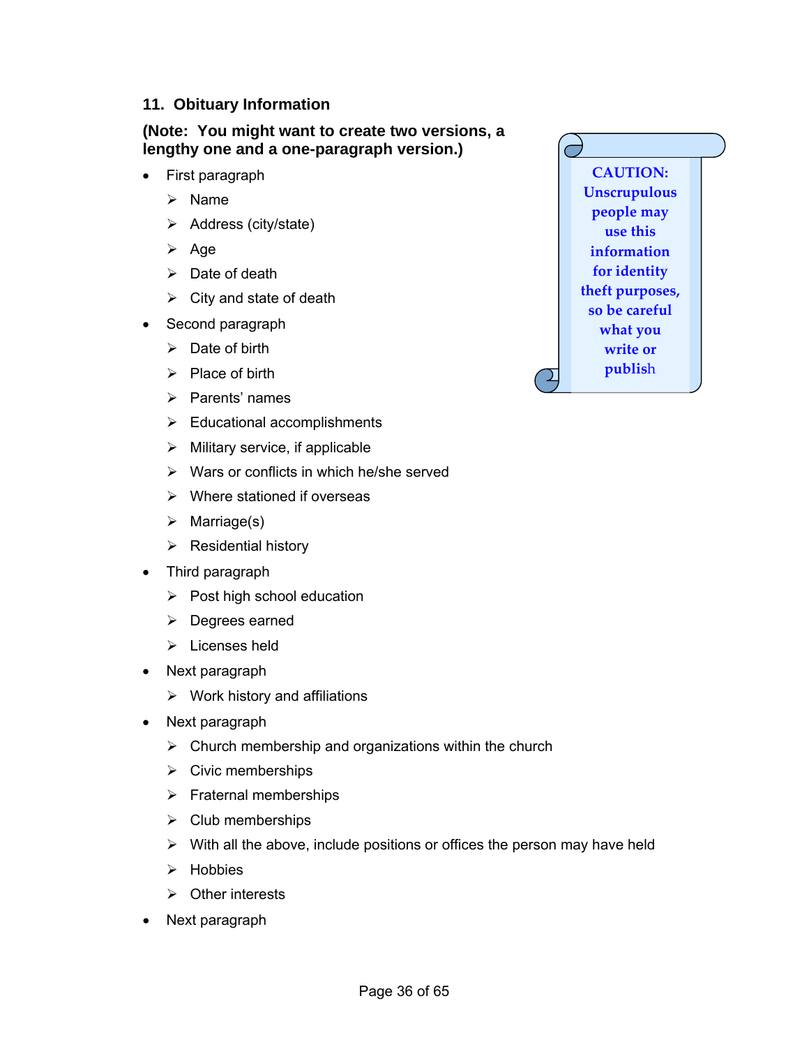## 11. Obituary Information

**(Note: You might want to create two versions, a lengthy one and a one-paragraph version.)**

**CAUTION: Unscrupulous people may use this information for identity theft purposes, so be careful what you write or publish**

- First paragraph
  - Name
  - Address (city/state)
  - Age
  - Date of death
  - City and state of death
- Second paragraph
  - Date of birth
  - Place of birth
  - Parents' names
  - Educational accomplishments
  - Military service, if applicable
  - Wars or conflicts in which he/she served
  - Where stationed if overseas
  - Marriage(s)
  - Residential history
- Third paragraph
  - Post high school education
  - Degrees earned
  - Licenses held
- Next paragraph
  - Work history and affiliations
- Next paragraph
  - Church membership and organizations within the church
  - Civic memberships
  - Fraternal memberships
  - Club memberships
  - With all the above, include positions or offices the person may have held
  - Hobbies
  - Other interests
- Next paragraph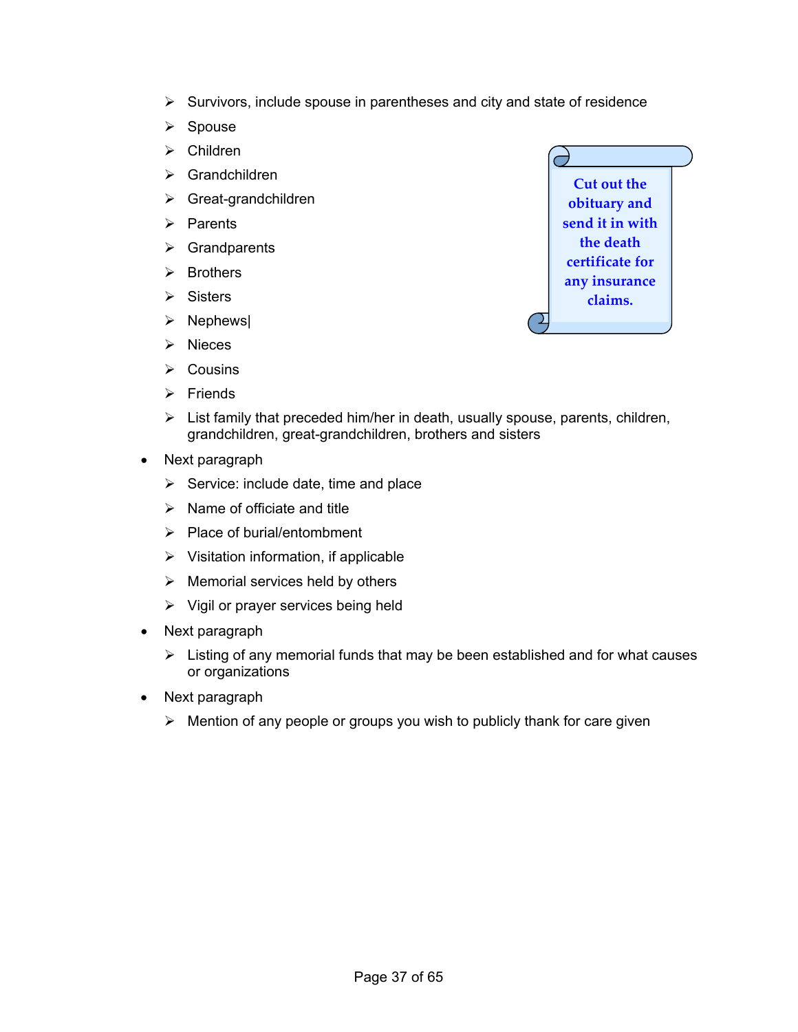- Survivors, include spouse in parentheses and city and state of residence
- Spouse
- Children
- Grandchildren
- Great-grandchildren
- Parents
- Grandparents
- Brothers
- Sisters
- Nephews|
- Nieces
- Cousins
- Friends
- List family that preceded him/her in death, usually spouse, parents, children, grandchildren, great-grandchildren, brothers and sisters

**Cut out the obituary and send it in with the death certificate for any insurance claims.**

- Next paragraph
  - Service: include date, time and place
  - Name of officiate and title
  - Place of burial/entombment
  - Visitation information, if applicable
  - Memorial services held by others
  - Vigil or prayer services being held
- Next paragraph
  - Listing of any memorial funds that may be been established and for what causes or organizations
- Next paragraph
  - Mention of any people or groups you wish to publicly thank for care given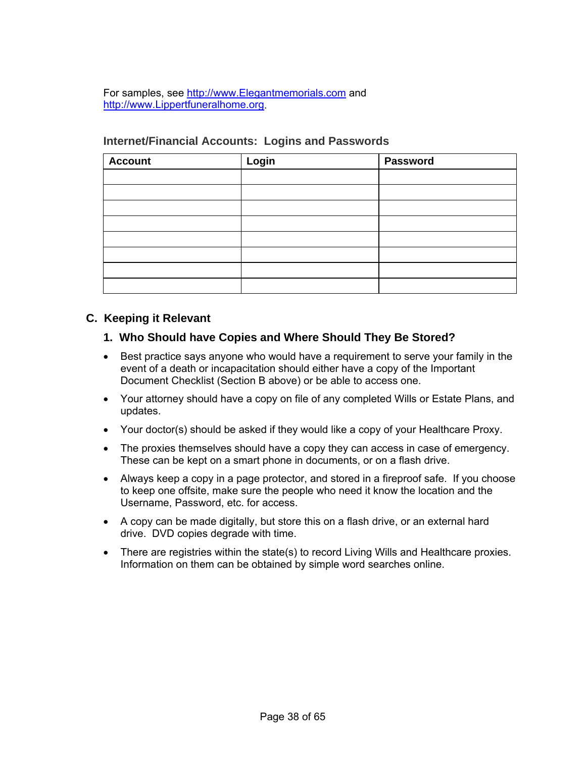For samples, see [http://www.Elegantmemorials.com](http://www.Elegantmemorials.com) and [http://www.Lippertfuneralhome.org](http://www.Lippertfuneralhome.org).

**Internet/Financial Accounts: Logins and Passwords**

| Account | Login | Password |
|---|---|---|
| | | |
| | | |
| | | |
| | | |
| | | |
| | | |
| | | |
| | | |

## C. Keeping it Relevant

### 1. Who Should have Copies and Where Should They Be Stored?

- Best practice says anyone who would have a requirement to serve your family in the event of a death or incapacitation should either have a copy of the Important Document Checklist (Section B above) or be able to access one.
- Your attorney should have a copy on file of any completed Wills or Estate Plans, and updates.
- Your doctor(s) should be asked if they would like a copy of your Healthcare Proxy.
- The proxies themselves should have a copy they can access in case of emergency. These can be kept on a smart phone in documents, or on a flash drive.
- Always keep a copy in a page protector, and stored in a fireproof safe. If you choose to keep one offsite, make sure the people who need it know the location and the Username, Password, etc. for access.
- A copy can be made digitally, but store this on a flash drive, or an external hard drive. DVD copies degrade with time.
- There are registries within the state(s) to record Living Wills and Healthcare proxies. Information on them can be obtained by simple word searches online.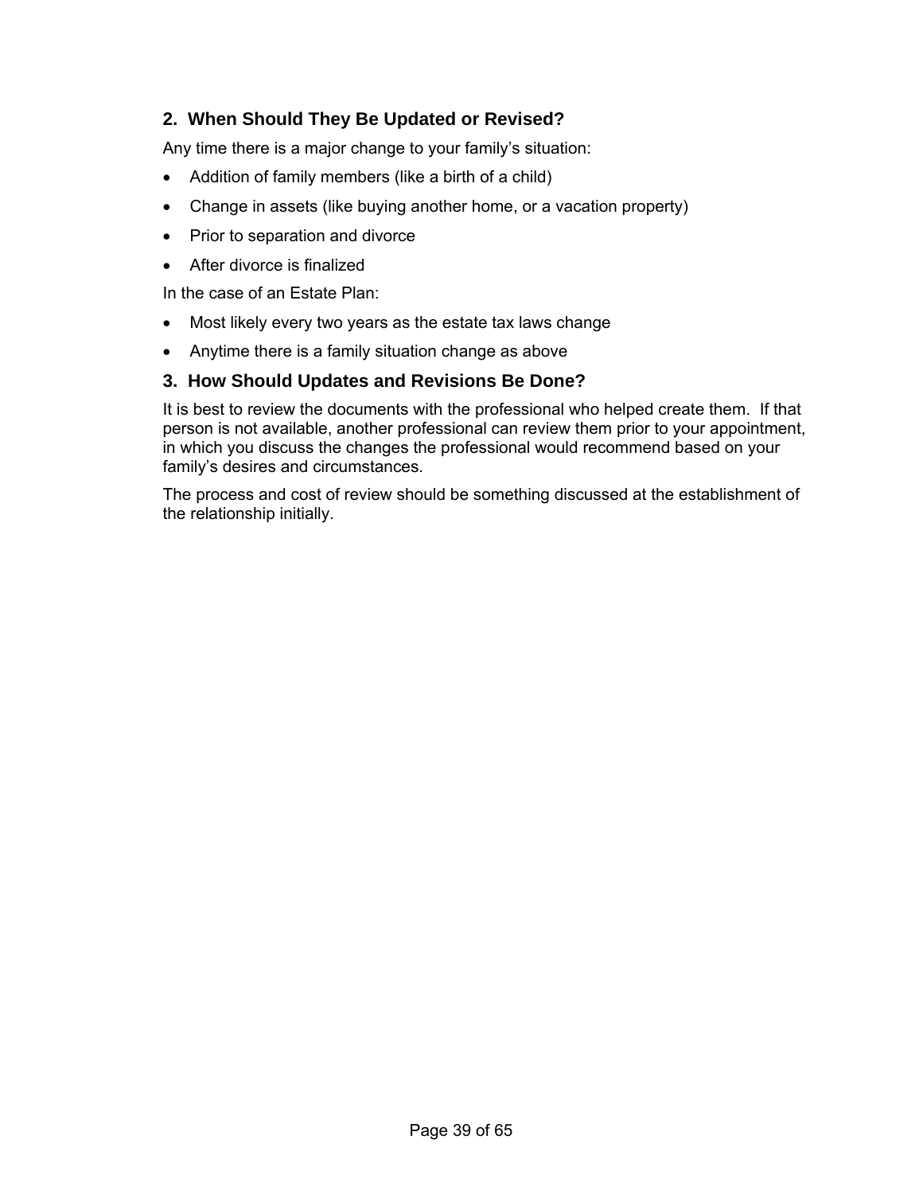## 2. When Should They Be Updated or Revised?

Any time there is a major change to your family's situation:

- Addition of family members (like a birth of a child)
- Change in assets (like buying another home, or a vacation property)
- Prior to separation and divorce
- After divorce is finalized

In the case of an Estate Plan:

- Most likely every two years as the estate tax laws change
- Anytime there is a family situation change as above

## 3. How Should Updates and Revisions Be Done?

It is best to review the documents with the professional who helped create them. If that person is not available, another professional can review them prior to your appointment, in which you discuss the changes the professional would recommend based on your family's desires and circumstances.

The process and cost of review should be something discussed at the establishment of the relationship initially.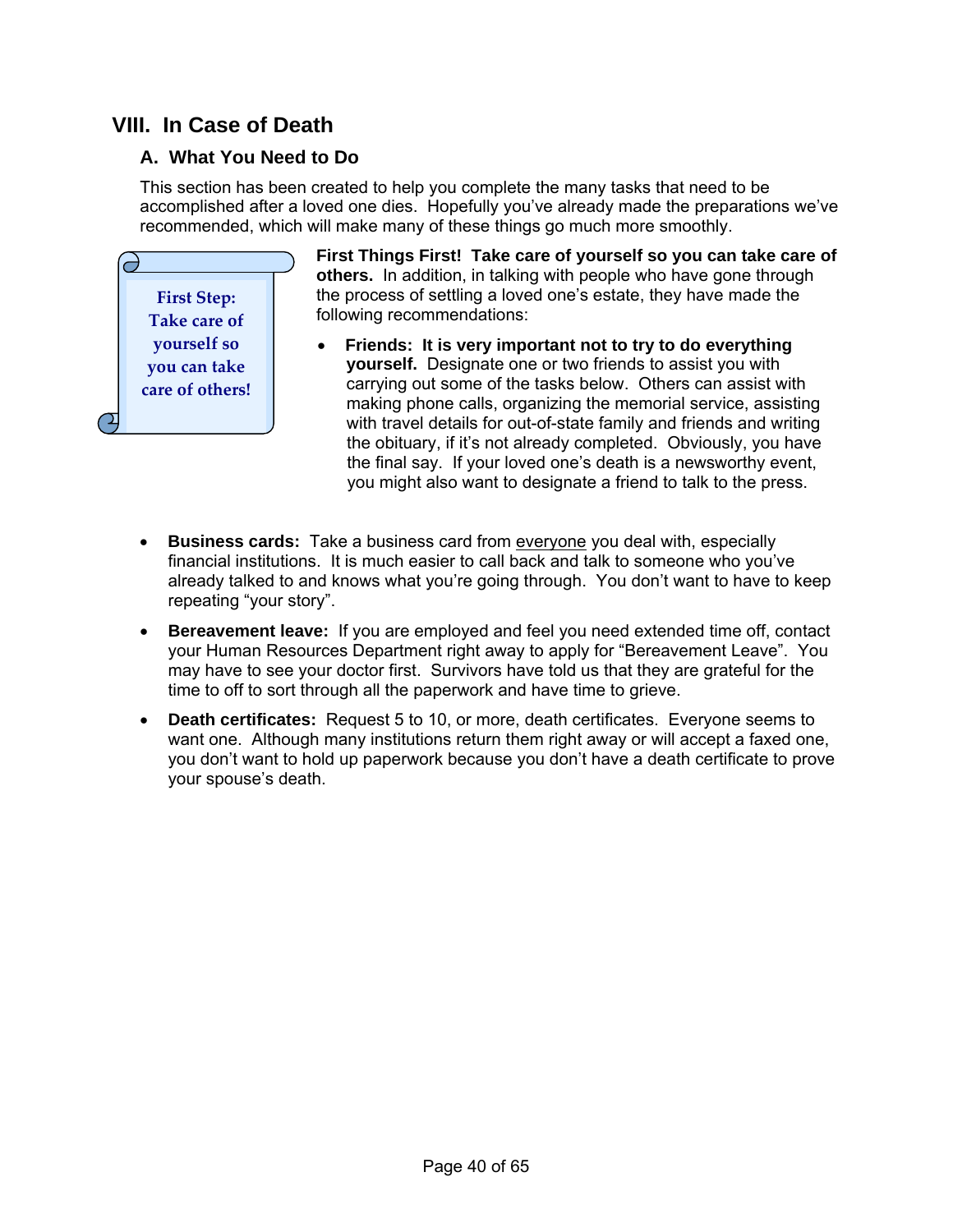# VIII. In Case of Death

## A. What You Need to Do

This section has been created to help you complete the many tasks that need to be accomplished after a loved one dies. Hopefully you've already made the preparations we've recommended, which will make many of these things go much more smoothly.

First Step: Take care of yourself so you can take care of others!

**First Things First! Take care of yourself so you can take care of others.** In addition, in talking with people who have gone through the process of settling a loved one's estate, they have made the following recommendations:

- **Friends: It is very important not to try to do everything yourself.** Designate one or two friends to assist you with carrying out some of the tasks below. Others can assist with making phone calls, organizing the memorial service, assisting with travel details for out-of-state family and friends and writing the obituary, if it's not already completed. Obviously, you have the final say. If your loved one's death is a newsworthy event, you might also want to designate a friend to talk to the press.

- **Business cards:** Take a business card from <u>everyone</u> you deal with, especially financial institutions. It is much easier to call back and talk to someone who you've already talked to and knows what you're going through. You don't want to have to keep repeating "your story".

- **Bereavement leave:** If you are employed and feel you need extended time off, contact your Human Resources Department right away to apply for "Bereavement Leave". You may have to see your doctor first. Survivors have told us that they are grateful for the time to off to sort through all the paperwork and have time to grieve.

- **Death certificates:** Request 5 to 10, or more, death certificates. Everyone seems to want one. Although many institutions return them right away or will accept a faxed one, you don't want to hold up paperwork because you don't have a death certificate to prove your spouse's death.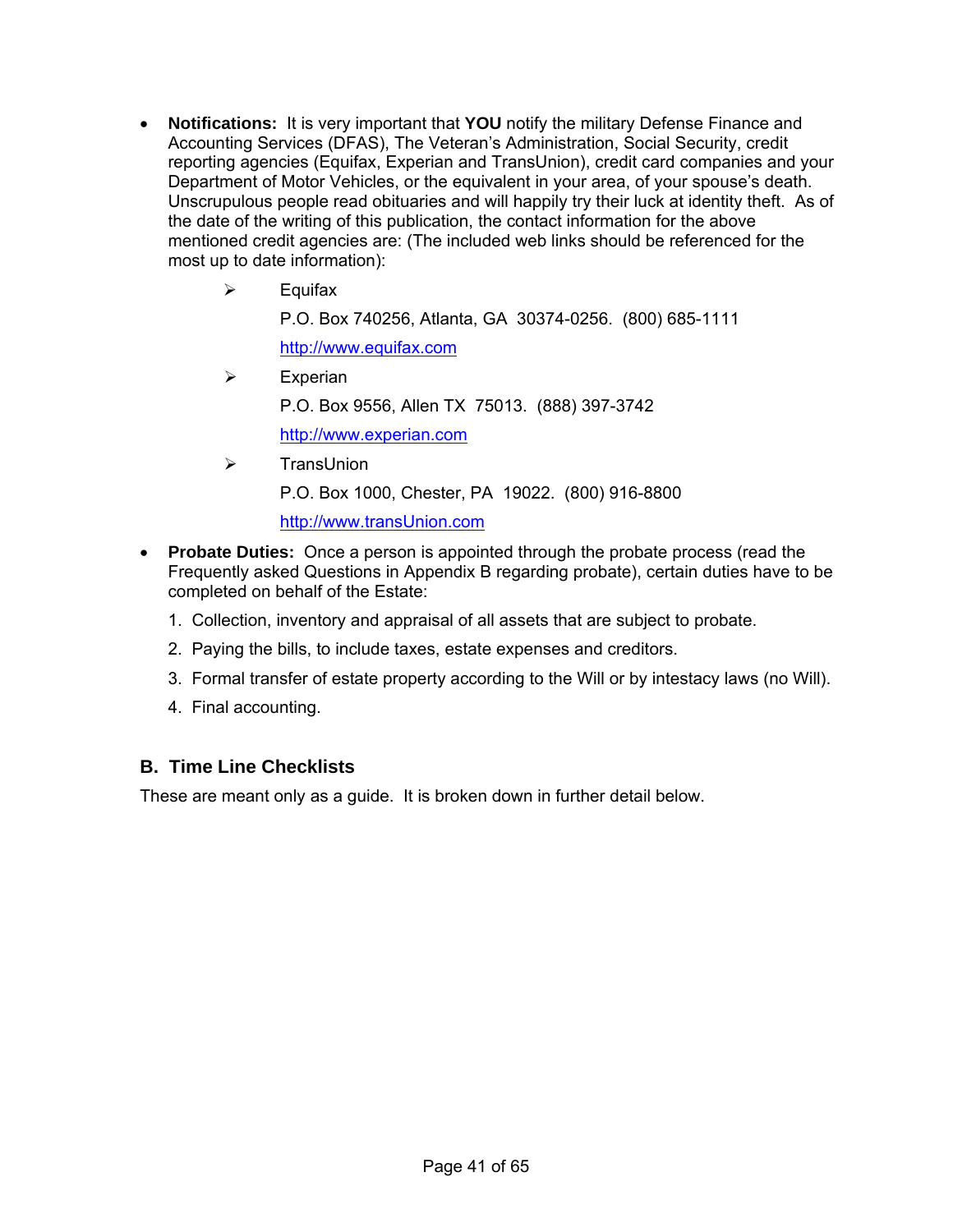- **Notifications:** It is very important that **YOU** notify the military Defense Finance and Accounting Services (DFAS), The Veteran's Administration, Social Security, credit reporting agencies (Equifax, Experian and TransUnion), credit card companies and your Department of Motor Vehicles, or the equivalent in your area, of your spouse's death. Unscrupulous people read obituaries and will happily try their luck at identity theft. As of the date of the writing of this publication, the contact information for the above mentioned credit agencies are: (The included web links should be referenced for the most up to date information):

  - Equifax

    P.O. Box 740256, Atlanta, GA 30374-0256. (800) 685-1111

    http://www.equifax.com

  - Experian

    P.O. Box 9556, Allen TX 75013. (888) 397-3742

    http://www.experian.com

  - TransUnion

    P.O. Box 1000, Chester, PA 19022. (800) 916-8800

    http://www.transUnion.com

- **Probate Duties:** Once a person is appointed through the probate process (read the Frequently asked Questions in Appendix B regarding probate), certain duties have to be completed on behalf of the Estate:

  1. Collection, inventory and appraisal of all assets that are subject to probate.
  2. Paying the bills, to include taxes, estate expenses and creditors.
  3. Formal transfer of estate property according to the Will or by intestacy laws (no Will).
  4. Final accounting.

## B. Time Line Checklists

These are meant only as a guide. It is broken down in further detail below.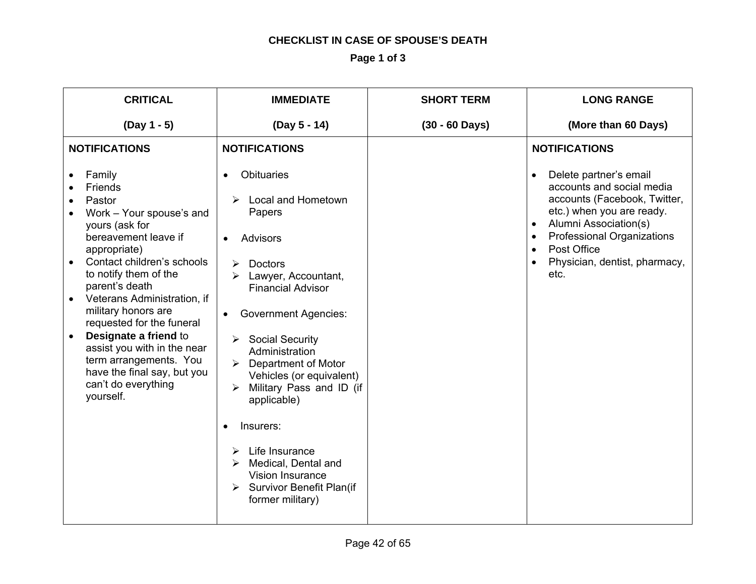**CHECKLIST IN CASE OF SPOUSE'S DEATH**

**Page 1 of 3**

| CRITICAL<br><br>(Day 1 - 5) | IMMEDIATE<br><br>(Day 5 - 14) | SHORT TERM<br><br>(30 - 60 Days) | LONG RANGE<br><br>(More than 60 Days) |
|---|---|---|---|
| **NOTIFICATIONS**<br><br>• Family<br>• Friends<br>• Pastor<br>• Work – Your spouse's and yours (ask for bereavement leave if appropriate)<br>• Contact children's schools to notify them of the parent's death<br>• Veterans Administration, if military honors are requested for the funeral<br>• **Designate a friend** to assist you with in the near term arrangements. You have the final say, but you can't do everything yourself. | **NOTIFICATIONS**<br><br>• Obituaries<br>  ➢ Local and Hometown Papers<br>• Advisors<br>  ➢ Doctors<br>  ➢ Lawyer, Accountant, Financial Advisor<br>• Government Agencies:<br>  ➢ Social Security Administration<br>  ➢ Department of Motor Vehicles (or equivalent)<br>  ➢ Military Pass and ID (if applicable)<br>• Insurers:<br>  ➢ Life Insurance<br>  ➢ Medical, Dental and Vision Insurance<br>  ➢ Survivor Benefit Plan(if former military) | | **NOTIFICATIONS**<br><br>• Delete partner's email accounts and social media accounts (Facebook, Twitter, etc.) when you are ready.<br>• Alumni Association(s)<br>• Professional Organizations<br>• Post Office<br>• Physician, dentist, pharmacy, etc. |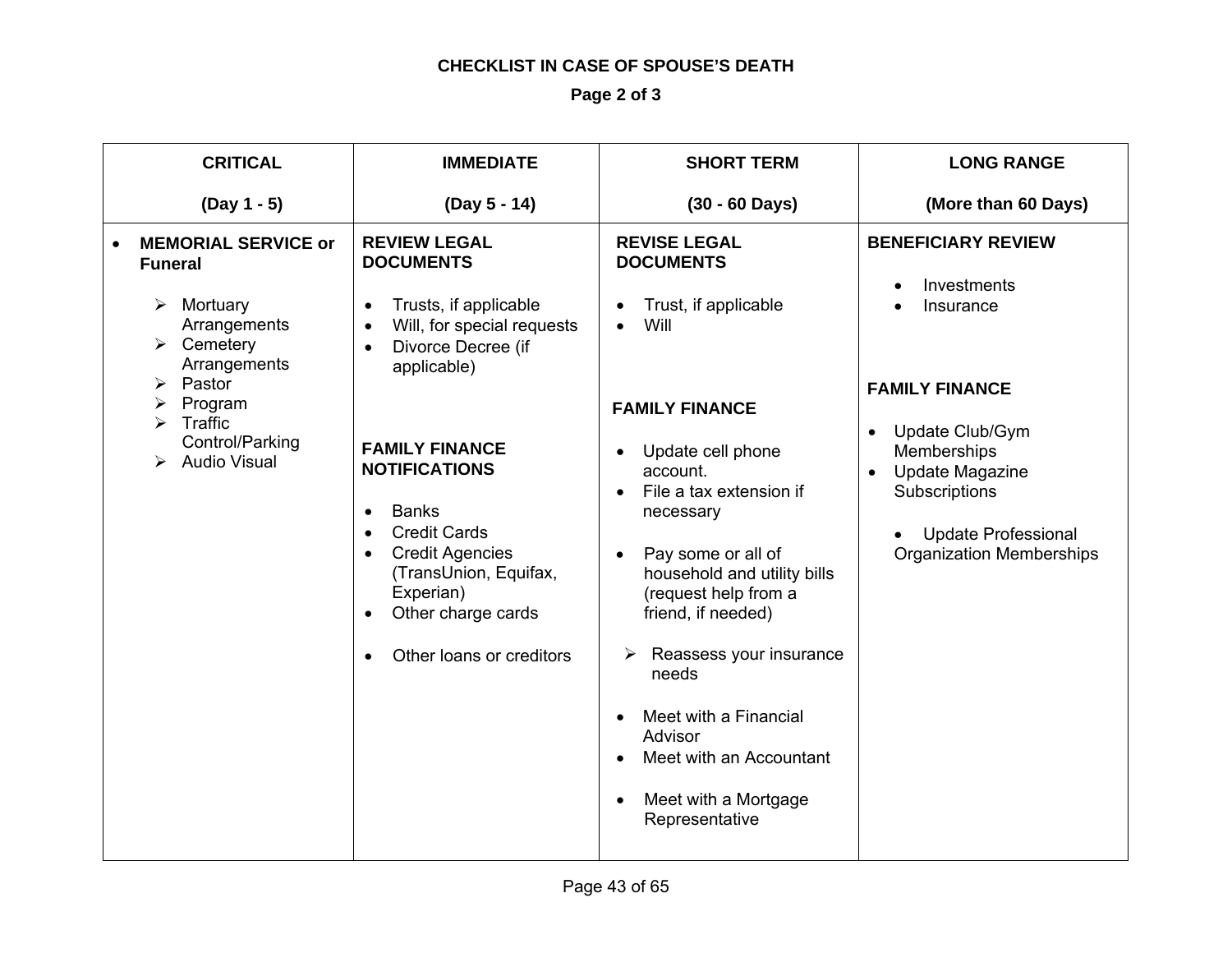**CHECKLIST IN CASE OF SPOUSE'S DEATH**

**Page 2 of 3**

| **CRITICAL**<br><br>**(Day 1 - 5)** | **IMMEDIATE**<br><br>**(Day 5 - 14)** | **SHORT TERM**<br><br>**(30 - 60 Days)** | **LONG RANGE**<br><br>**(More than 60 Days)** |
|---|---|---|---|
| • **MEMORIAL SERVICE or Funeral**<br><br>➢ Mortuary Arrangements<br>➢ Cemetery Arrangements<br>➢ Pastor<br>➢ Program<br>➢ Traffic Control/Parking<br>➢ Audio Visual | **REVIEW LEGAL DOCUMENTS**<br><br>• Trusts, if applicable<br>• Will, for special requests<br>• Divorce Decree (if applicable)<br><br>**FAMILY FINANCE NOTIFICATIONS**<br><br>• Banks<br>• Credit Cards<br>• Credit Agencies (TransUnion, Equifax, Experian)<br>• Other charge cards<br><br>• Other loans or creditors | **REVISE LEGAL DOCUMENTS**<br><br>• Trust, if applicable<br>• Will<br><br>**FAMILY FINANCE**<br><br>• Update cell phone account.<br>• File a tax extension if necessary<br><br>• Pay some or all of household and utility bills (request help from a friend, if needed)<br><br>➢ Reassess your insurance needs<br><br>• Meet with a Financial Advisor<br>• Meet with an Accountant<br><br>• Meet with a Mortgage Representative | **BENEFICIARY REVIEW**<br><br>• Investments<br>• Insurance<br><br>**FAMILY FINANCE**<br><br>• Update Club/Gym Memberships<br>• Update Magazine Subscriptions<br><br>• Update Professional Organization Memberships |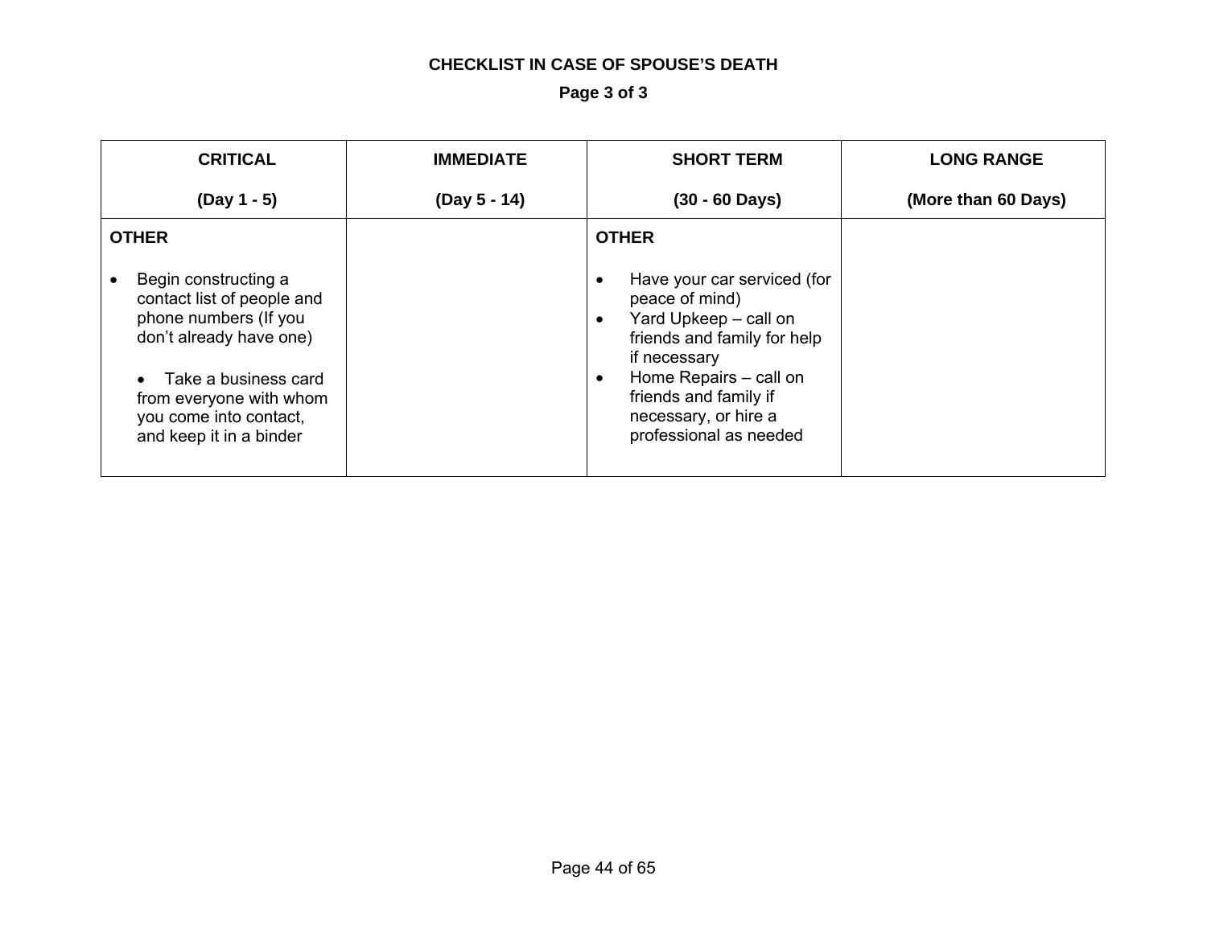**CHECKLIST IN CASE OF SPOUSE'S DEATH**

**Page 3 of 3**

| **CRITICAL**<br><br>**(Day 1 - 5)** | **IMMEDIATE**<br><br>**(Day 5 - 14)** | **SHORT TERM**<br><br>**(30 - 60 Days)** | **LONG RANGE**<br><br>**(More than 60 Days)** |
|---|---|---|---|
| **OTHER**<br><br>• Begin constructing a contact list of people and phone numbers (If you don't already have one)<br><br>• Take a business card from everyone with whom you come into contact, and keep it in a binder | | **OTHER**<br><br>• Have your car serviced (for peace of mind)<br>• Yard Upkeep – call on friends and family for help if necessary<br>• Home Repairs – call on friends and family if necessary, or hire a professional as needed | |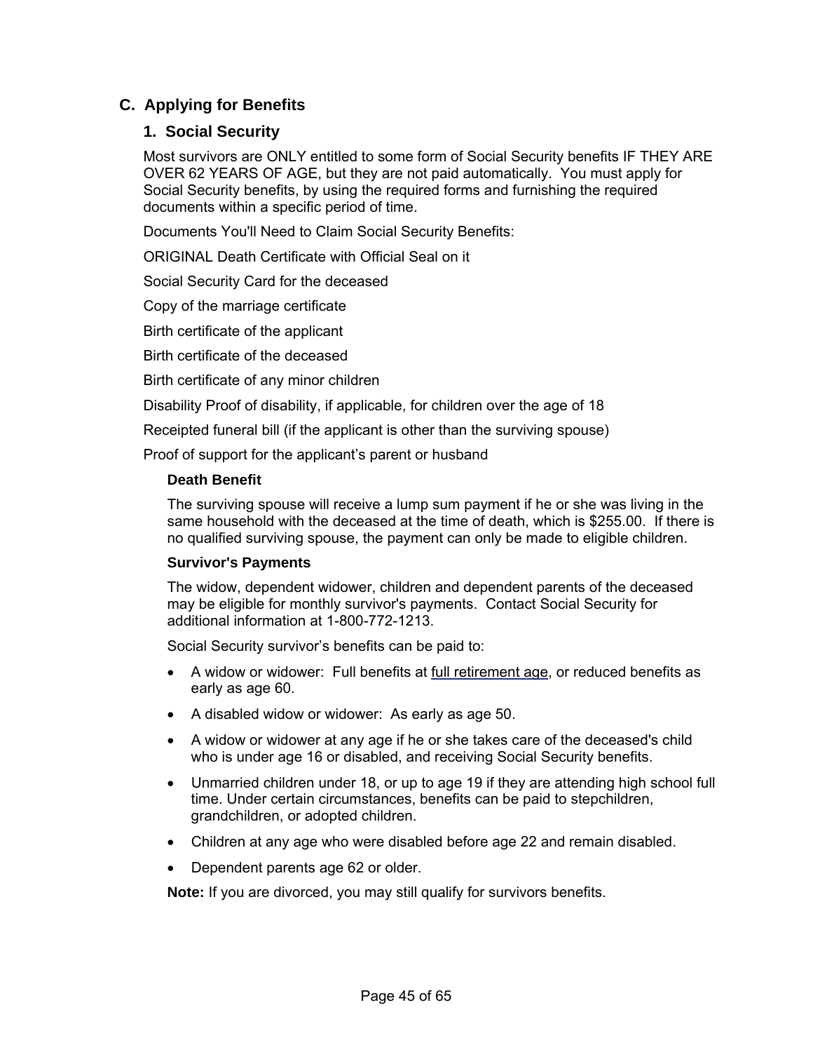## C. Applying for Benefits

### 1. Social Security

Most survivors are ONLY entitled to some form of Social Security benefits IF THEY ARE OVER 62 YEARS OF AGE, but they are not paid automatically. You must apply for Social Security benefits, by using the required forms and furnishing the required documents within a specific period of time.

Documents You'll Need to Claim Social Security Benefits:

ORIGINAL Death Certificate with Official Seal on it

Social Security Card for the deceased

Copy of the marriage certificate

Birth certificate of the applicant

Birth certificate of the deceased

Birth certificate of any minor children

Disability Proof of disability, if applicable, for children over the age of 18

Receipted funeral bill (if the applicant is other than the surviving spouse)

Proof of support for the applicant's parent or husband

#### Death Benefit

The surviving spouse will receive a lump sum payment if he or she was living in the same household with the deceased at the time of death, which is $255.00. If there is no qualified surviving spouse, the payment can only be made to eligible children.

#### Survivor's Payments

The widow, dependent widower, children and dependent parents of the deceased may be eligible for monthly survivor's payments. Contact Social Security for additional information at 1-800-772-1213.

Social Security survivor's benefits can be paid to:

- A widow or widower: Full benefits at full retirement age, or reduced benefits as early as age 60.
- A disabled widow or widower: As early as age 50.
- A widow or widower at any age if he or she takes care of the deceased's child who is under age 16 or disabled, and receiving Social Security benefits.
- Unmarried children under 18, or up to age 19 if they are attending high school full time. Under certain circumstances, benefits can be paid to stepchildren, grandchildren, or adopted children.
- Children at any age who were disabled before age 22 and remain disabled.
- Dependent parents age 62 or older.

**Note:** If you are divorced, you may still qualify for survivors benefits.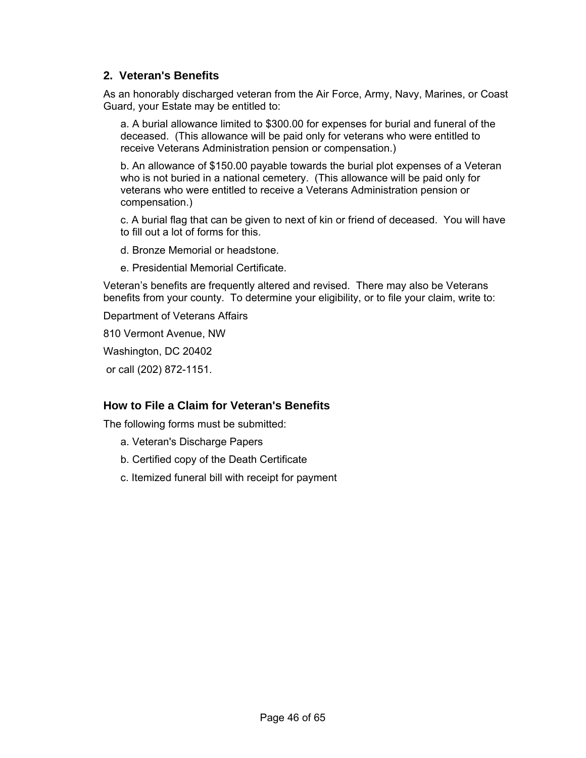## 2. Veteran's Benefits

As an honorably discharged veteran from the Air Force, Army, Navy, Marines, or Coast Guard, your Estate may be entitled to:

a. A burial allowance limited to $300.00 for expenses for burial and funeral of the deceased. (This allowance will be paid only for veterans who were entitled to receive Veterans Administration pension or compensation.)

b. An allowance of $150.00 payable towards the burial plot expenses of a Veteran who is not buried in a national cemetery. (This allowance will be paid only for veterans who were entitled to receive a Veterans Administration pension or compensation.)

c. A burial flag that can be given to next of kin or friend of deceased. You will have to fill out a lot of forms for this.

d. Bronze Memorial or headstone.

e. Presidential Memorial Certificate.

Veteran's benefits are frequently altered and revised. There may also be Veterans benefits from your county. To determine your eligibility, or to file your claim, write to:

Department of Veterans Affairs

810 Vermont Avenue, NW

Washington, DC 20402

or call (202) 872-1151.

## How to File a Claim for Veteran's Benefits

The following forms must be submitted:

a. Veteran's Discharge Papers

b. Certified copy of the Death Certificate

c. Itemized funeral bill with receipt for payment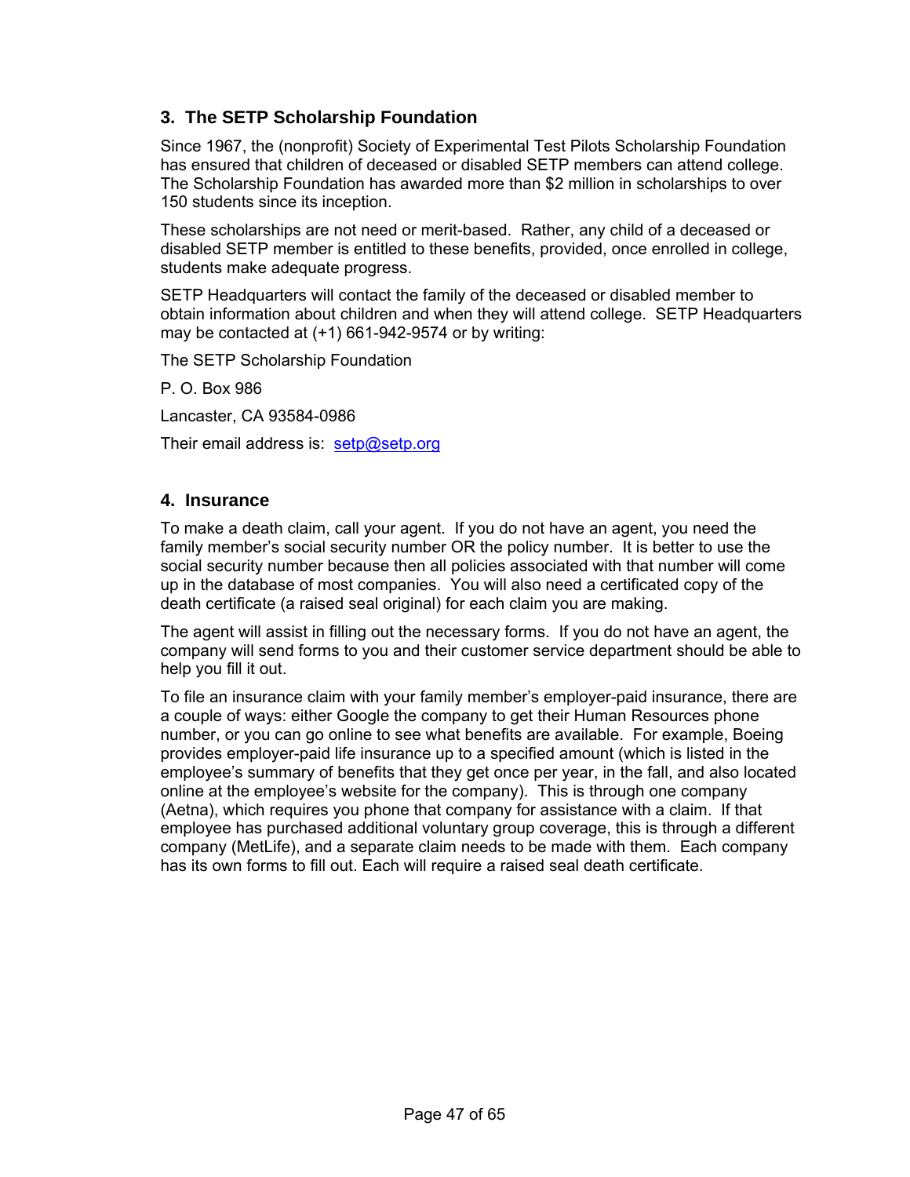## 3. The SETP Scholarship Foundation

Since 1967, the (nonprofit) Society of Experimental Test Pilots Scholarship Foundation has ensured that children of deceased or disabled SETP members can attend college. The Scholarship Foundation has awarded more than $2 million in scholarships to over 150 students since its inception.

These scholarships are not need or merit-based. Rather, any child of a deceased or disabled SETP member is entitled to these benefits, provided, once enrolled in college, students make adequate progress.

SETP Headquarters will contact the family of the deceased or disabled member to obtain information about children and when they will attend college. SETP Headquarters may be contacted at (+1) 661-942-9574 or by writing:

The SETP Scholarship Foundation

P. O. Box 986

Lancaster, CA 93584-0986

Their email address is: setp@setp.org

## 4. Insurance

To make a death claim, call your agent. If you do not have an agent, you need the family member's social security number OR the policy number. It is better to use the social security number because then all policies associated with that number will come up in the database of most companies. You will also need a certificated copy of the death certificate (a raised seal original) for each claim you are making.

The agent will assist in filling out the necessary forms. If you do not have an agent, the company will send forms to you and their customer service department should be able to help you fill it out.

To file an insurance claim with your family member's employer-paid insurance, there are a couple of ways: either Google the company to get their Human Resources phone number, or you can go online to see what benefits are available. For example, Boeing provides employer-paid life insurance up to a specified amount (which is listed in the employee's summary of benefits that they get once per year, in the fall, and also located online at the employee's website for the company). This is through one company (Aetna), which requires you phone that company for assistance with a claim. If that employee has purchased additional voluntary group coverage, this is through a different company (MetLife), and a separate claim needs to be made with them. Each company has its own forms to fill out. Each will require a raised seal death certificate.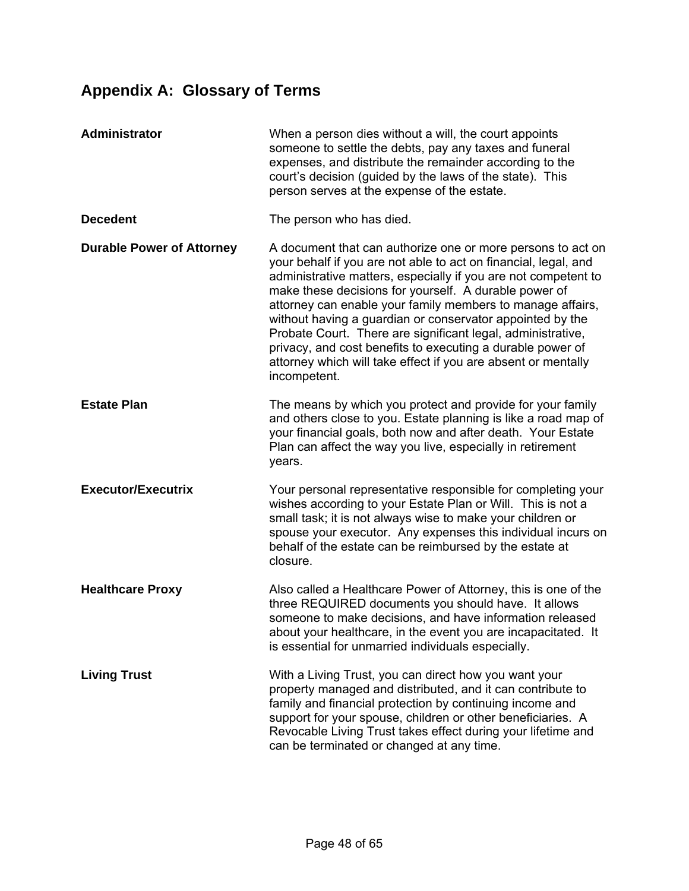## Appendix A: Glossary of Terms

**Administrator** — When a person dies without a will, the court appoints someone to settle the debts, pay any taxes and funeral expenses, and distribute the remainder according to the court's decision (guided by the laws of the state). This person serves at the expense of the estate.

**Decedent** — The person who has died.

**Durable Power of Attorney** — A document that can authorize one or more persons to act on your behalf if you are not able to act on financial, legal, and administrative matters, especially if you are not competent to make these decisions for yourself. A durable power of attorney can enable your family members to manage affairs, without having a guardian or conservator appointed by the Probate Court. There are significant legal, administrative, privacy, and cost benefits to executing a durable power of attorney which will take effect if you are absent or mentally incompetent.

**Estate Plan** — The means by which you protect and provide for your family and others close to you. Estate planning is like a road map of your financial goals, both now and after death. Your Estate Plan can affect the way you live, especially in retirement years.

**Executor/Executrix** — Your personal representative responsible for completing your wishes according to your Estate Plan or Will. This is not a small task; it is not always wise to make your children or spouse your executor. Any expenses this individual incurs on behalf of the estate can be reimbursed by the estate at closure.

**Healthcare Proxy** — Also called a Healthcare Power of Attorney, this is one of the three REQUIRED documents you should have. It allows someone to make decisions, and have information released about your healthcare, in the event you are incapacitated. It is essential for unmarried individuals especially.

**Living Trust** — With a Living Trust, you can direct how you want your property managed and distributed, and it can contribute to family and financial protection by continuing income and support for your spouse, children or other beneficiaries. A Revocable Living Trust takes effect during your lifetime and can be terminated or changed at any time.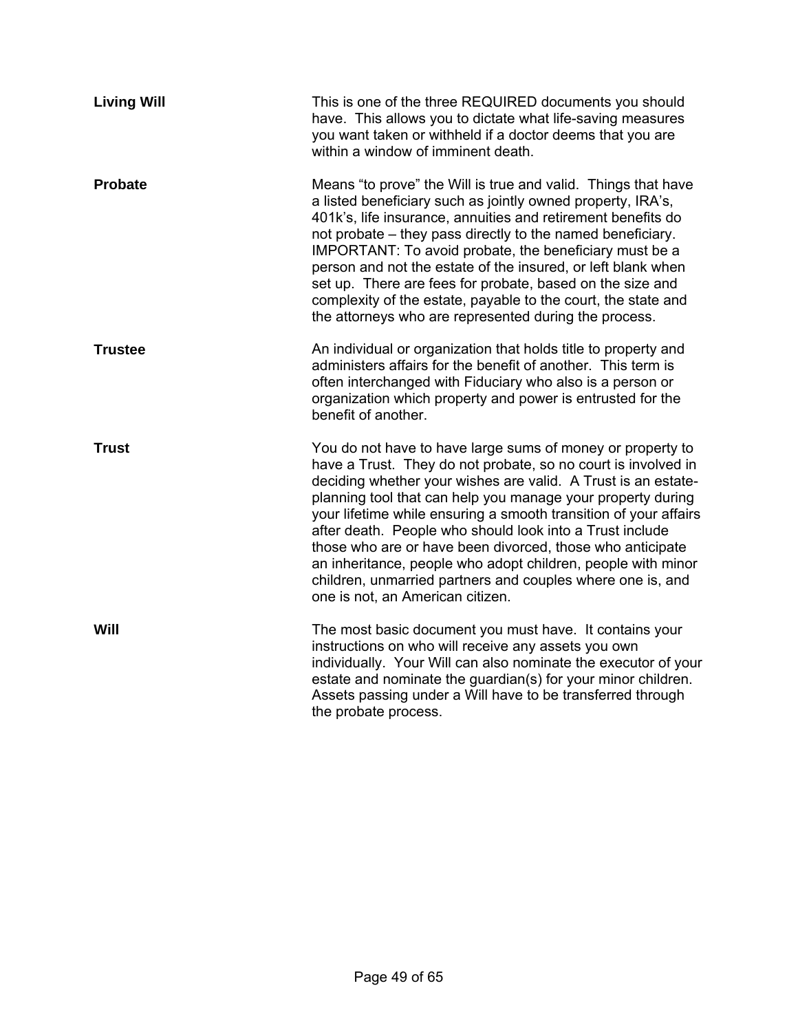**Living Will**

This is one of the three REQUIRED documents you should have. This allows you to dictate what life-saving measures you want taken or withheld if a doctor deems that you are within a window of imminent death.

**Probate**

Means "to prove" the Will is true and valid. Things that have a listed beneficiary such as jointly owned property, IRA's, 401k's, life insurance, annuities and retirement benefits do not probate – they pass directly to the named beneficiary. IMPORTANT: To avoid probate, the beneficiary must be a person and not the estate of the insured, or left blank when set up. There are fees for probate, based on the size and complexity of the estate, payable to the court, the state and the attorneys who are represented during the process.

**Trustee**

An individual or organization that holds title to property and administers affairs for the benefit of another. This term is often interchanged with Fiduciary who also is a person or organization which property and power is entrusted for the benefit of another.

**Trust**

You do not have to have large sums of money or property to have a Trust. They do not probate, so no court is involved in deciding whether your wishes are valid. A Trust is an estate-planning tool that can help you manage your property during your lifetime while ensuring a smooth transition of your affairs after death. People who should look into a Trust include those who are or have been divorced, those who anticipate an inheritance, people who adopt children, people with minor children, unmarried partners and couples where one is, and one is not, an American citizen.

**Will**

The most basic document you must have. It contains your instructions on who will receive any assets you own individually. Your Will can also nominate the executor of your estate and nominate the guardian(s) for your minor children. Assets passing under a Will have to be transferred through the probate process.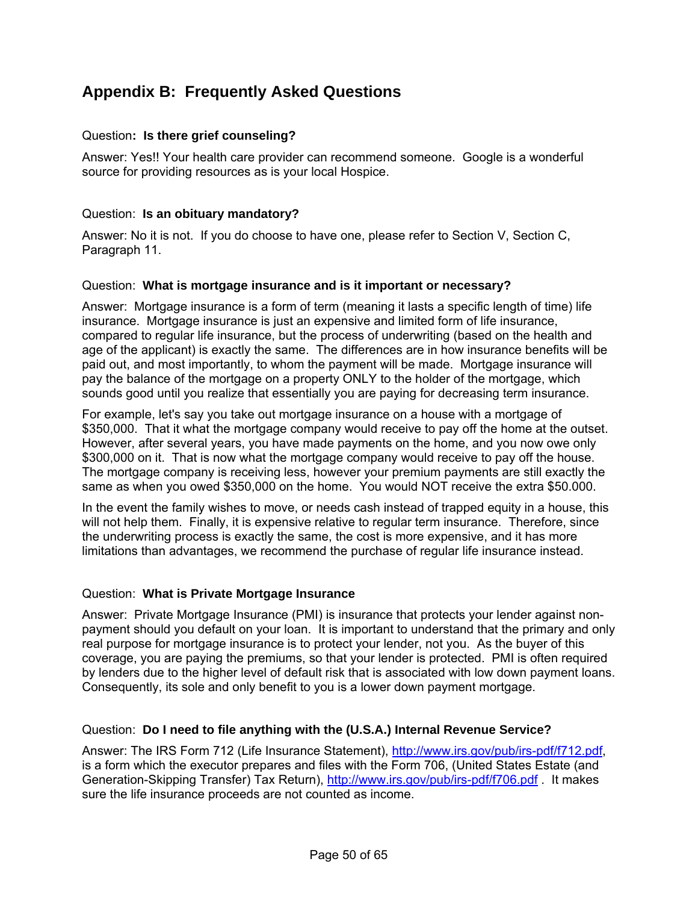## Appendix B: Frequently Asked Questions

Question**: Is there grief counseling?**

Answer: Yes!! Your health care provider can recommend someone. Google is a wonderful source for providing resources as is your local Hospice.

Question: **Is an obituary mandatory?**

Answer: No it is not. If you do choose to have one, please refer to Section V, Section C, Paragraph 11.

Question: **What is mortgage insurance and is it important or necessary?**

Answer: Mortgage insurance is a form of term (meaning it lasts a specific length of time) life insurance. Mortgage insurance is just an expensive and limited form of life insurance, compared to regular life insurance, but the process of underwriting (based on the health and age of the applicant) is exactly the same. The differences are in how insurance benefits will be paid out, and most importantly, to whom the payment will be made. Mortgage insurance will pay the balance of the mortgage on a property ONLY to the holder of the mortgage, which sounds good until you realize that essentially you are paying for decreasing term insurance.

For example, let's say you take out mortgage insurance on a house with a mortgage of $350,000. That it what the mortgage company would receive to pay off the home at the outset. However, after several years, you have made payments on the home, and you now owe only $300,000 on it. That is now what the mortgage company would receive to pay off the house. The mortgage company is receiving less, however your premium payments are still exactly the same as when you owed $350,000 on the home. You would NOT receive the extra $50.000.

In the event the family wishes to move, or needs cash instead of trapped equity in a house, this will not help them. Finally, it is expensive relative to regular term insurance. Therefore, since the underwriting process is exactly the same, the cost is more expensive, and it has more limitations than advantages, we recommend the purchase of regular life insurance instead.

Question: **What is Private Mortgage Insurance**

Answer: Private Mortgage Insurance (PMI) is insurance that protects your lender against non-payment should you default on your loan. It is important to understand that the primary and only real purpose for mortgage insurance is to protect your lender, not you. As the buyer of this coverage, you are paying the premiums, so that your lender is protected. PMI is often required by lenders due to the higher level of default risk that is associated with low down payment loans. Consequently, its sole and only benefit to you is a lower down payment mortgage.

Question: **Do I need to file anything with the (U.S.A.) Internal Revenue Service?**

Answer: The IRS Form 712 (Life Insurance Statement), http://www.irs.gov/pub/irs-pdf/f712.pdf, is a form which the executor prepares and files with the Form 706, (United States Estate (and Generation-Skipping Transfer) Tax Return), http://www.irs.gov/pub/irs-pdf/f706.pdf . It makes sure the life insurance proceeds are not counted as income.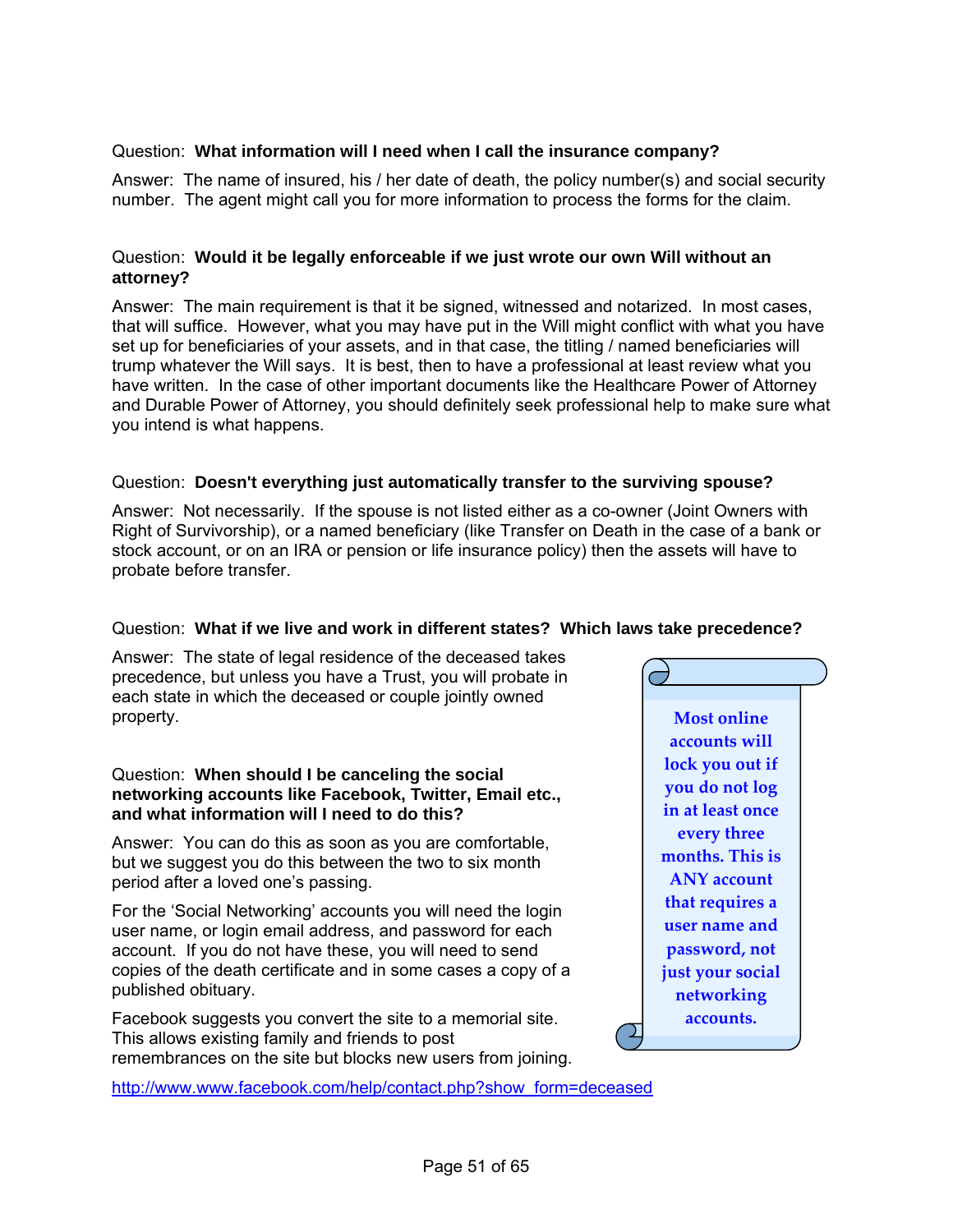Question: **What information will I need when I call the insurance company?**

Answer: The name of insured, his / her date of death, the policy number(s) and social security number. The agent might call you for more information to process the forms for the claim.

Question: **Would it be legally enforceable if we just wrote our own Will without an attorney?**

Answer: The main requirement is that it be signed, witnessed and notarized. In most cases, that will suffice. However, what you may have put in the Will might conflict with what you have set up for beneficiaries of your assets, and in that case, the titling / named beneficiaries will trump whatever the Will says. It is best, then to have a professional at least review what you have written. In the case of other important documents like the Healthcare Power of Attorney and Durable Power of Attorney, you should definitely seek professional help to make sure what you intend is what happens.

Question: **Doesn't everything just automatically transfer to the surviving spouse?**

Answer: Not necessarily. If the spouse is not listed either as a co-owner (Joint Owners with Right of Survivorship), or a named beneficiary (like Transfer on Death in the case of a bank or stock account, or on an IRA or pension or life insurance policy) then the assets will have to probate before transfer.

Question: **What if we live and work in different states? Which laws take precedence?**

Answer: The state of legal residence of the deceased takes precedence, but unless you have a Trust, you will probate in each state in which the deceased or couple jointly owned property.

Question: **When should I be canceling the social networking accounts like Facebook, Twitter, Email etc., and what information will I need to do this?**

Answer: You can do this as soon as you are comfortable, but we suggest you do this between the two to six month period after a loved one's passing.

For the 'Social Networking' accounts you will need the login user name, or login email address, and password for each account. If you do not have these, you will need to send copies of the death certificate and in some cases a copy of a published obituary.

Facebook suggests you convert the site to a memorial site. This allows existing family and friends to post remembrances on the site but blocks new users from joining.

http://www.www.facebook.com/help/contact.php?show_form=deceased

> **Most online accounts will lock you out if you do not log in at least once every three months. This is ANY account that requires a user name and password, not just your social networking accounts.**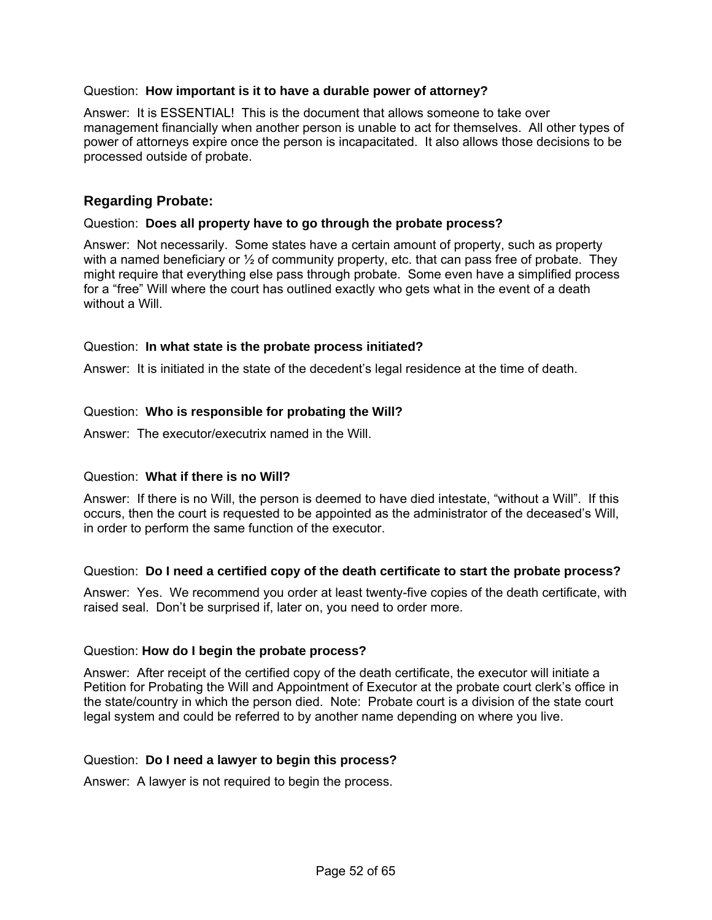Question: **How important is it to have a durable power of attorney?**

Answer: It is ESSENTIAL! This is the document that allows someone to take over management financially when another person is unable to act for themselves. All other types of power of attorneys expire once the person is incapacitated. It also allows those decisions to be processed outside of probate.

## Regarding Probate:

Question: **Does all property have to go through the probate process?**

Answer: Not necessarily. Some states have a certain amount of property, such as property with a named beneficiary or ½ of community property, etc. that can pass free of probate. They might require that everything else pass through probate. Some even have a simplified process for a "free" Will where the court has outlined exactly who gets what in the event of a death without a Will.

Question: **In what state is the probate process initiated?**

Answer: It is initiated in the state of the decedent's legal residence at the time of death.

Question: **Who is responsible for probating the Will?**

Answer: The executor/executrix named in the Will.

Question: **What if there is no Will?**

Answer: If there is no Will, the person is deemed to have died intestate, "without a Will". If this occurs, then the court is requested to be appointed as the administrator of the deceased's Will, in order to perform the same function of the executor.

Question: **Do I need a certified copy of the death certificate to start the probate process?**

Answer: Yes. We recommend you order at least twenty-five copies of the death certificate, with raised seal. Don't be surprised if, later on, you need to order more.

Question: **How do I begin the probate process?**

Answer: After receipt of the certified copy of the death certificate, the executor will initiate a Petition for Probating the Will and Appointment of Executor at the probate court clerk's office in the state/country in which the person died. Note: Probate court is a division of the state court legal system and could be referred to by another name depending on where you live.

Question: **Do I need a lawyer to begin this process?**

Answer: A lawyer is not required to begin the process.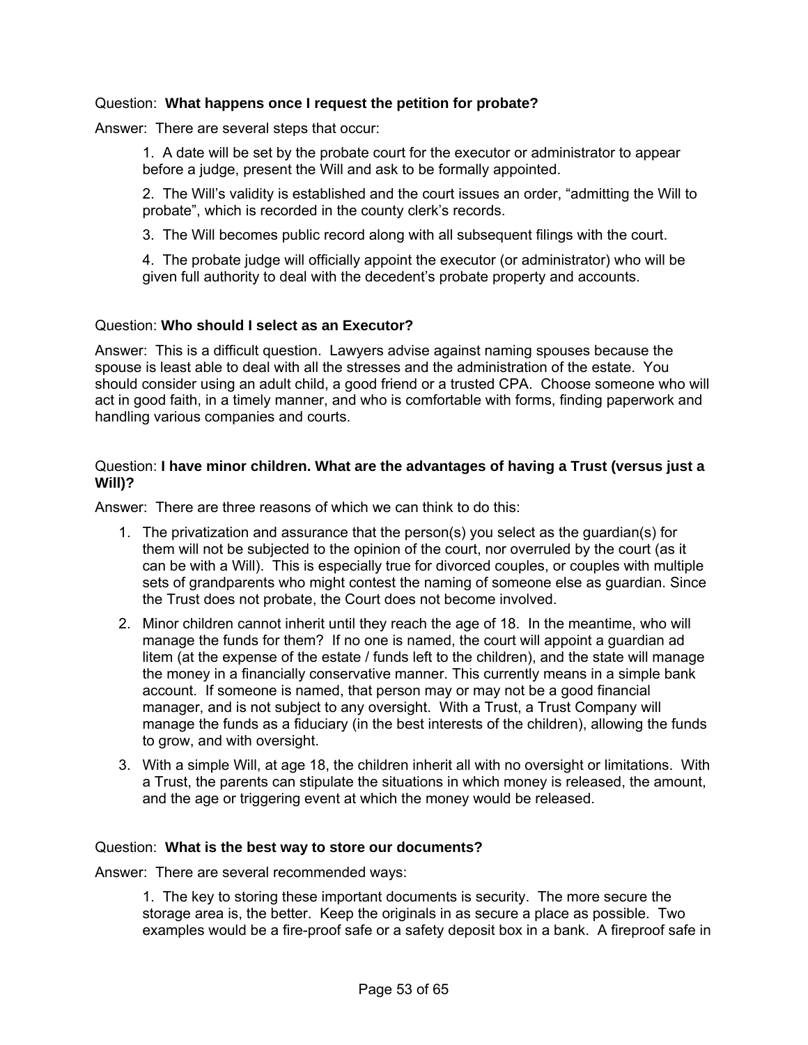Question: **What happens once I request the petition for probate?**

Answer: There are several steps that occur:

1. A date will be set by the probate court for the executor or administrator to appear before a judge, present the Will and ask to be formally appointed.

2. The Will's validity is established and the court issues an order, "admitting the Will to probate", which is recorded in the county clerk's records.

3. The Will becomes public record along with all subsequent filings with the court.

4. The probate judge will officially appoint the executor (or administrator) who will be given full authority to deal with the decedent's probate property and accounts.

Question: **Who should I select as an Executor?**

Answer: This is a difficult question. Lawyers advise against naming spouses because the spouse is least able to deal with all the stresses and the administration of the estate. You should consider using an adult child, a good friend or a trusted CPA. Choose someone who will act in good faith, in a timely manner, and who is comfortable with forms, finding paperwork and handling various companies and courts.

Question: **I have minor children. What are the advantages of having a Trust (versus just a Will)?**

Answer: There are three reasons of which we can think to do this:

1. The privatization and assurance that the person(s) you select as the guardian(s) for them will not be subjected to the opinion of the court, nor overruled by the court (as it can be with a Will). This is especially true for divorced couples, or couples with multiple sets of grandparents who might contest the naming of someone else as guardian. Since the Trust does not probate, the Court does not become involved.
2. Minor children cannot inherit until they reach the age of 18. In the meantime, who will manage the funds for them? If no one is named, the court will appoint a guardian ad litem (at the expense of the estate / funds left to the children), and the state will manage the money in a financially conservative manner. This currently means in a simple bank account. If someone is named, that person may or may not be a good financial manager, and is not subject to any oversight. With a Trust, a Trust Company will manage the funds as a fiduciary (in the best interests of the children), allowing the funds to grow, and with oversight.
3. With a simple Will, at age 18, the children inherit all with no oversight or limitations. With a Trust, the parents can stipulate the situations in which money is released, the amount, and the age or triggering event at which the money would be released.

Question: **What is the best way to store our documents?**

Answer: There are several recommended ways:

1. The key to storing these important documents is security. The more secure the storage area is, the better. Keep the originals in as secure a place as possible. Two examples would be a fire-proof safe or a safety deposit box in a bank. A fireproof safe in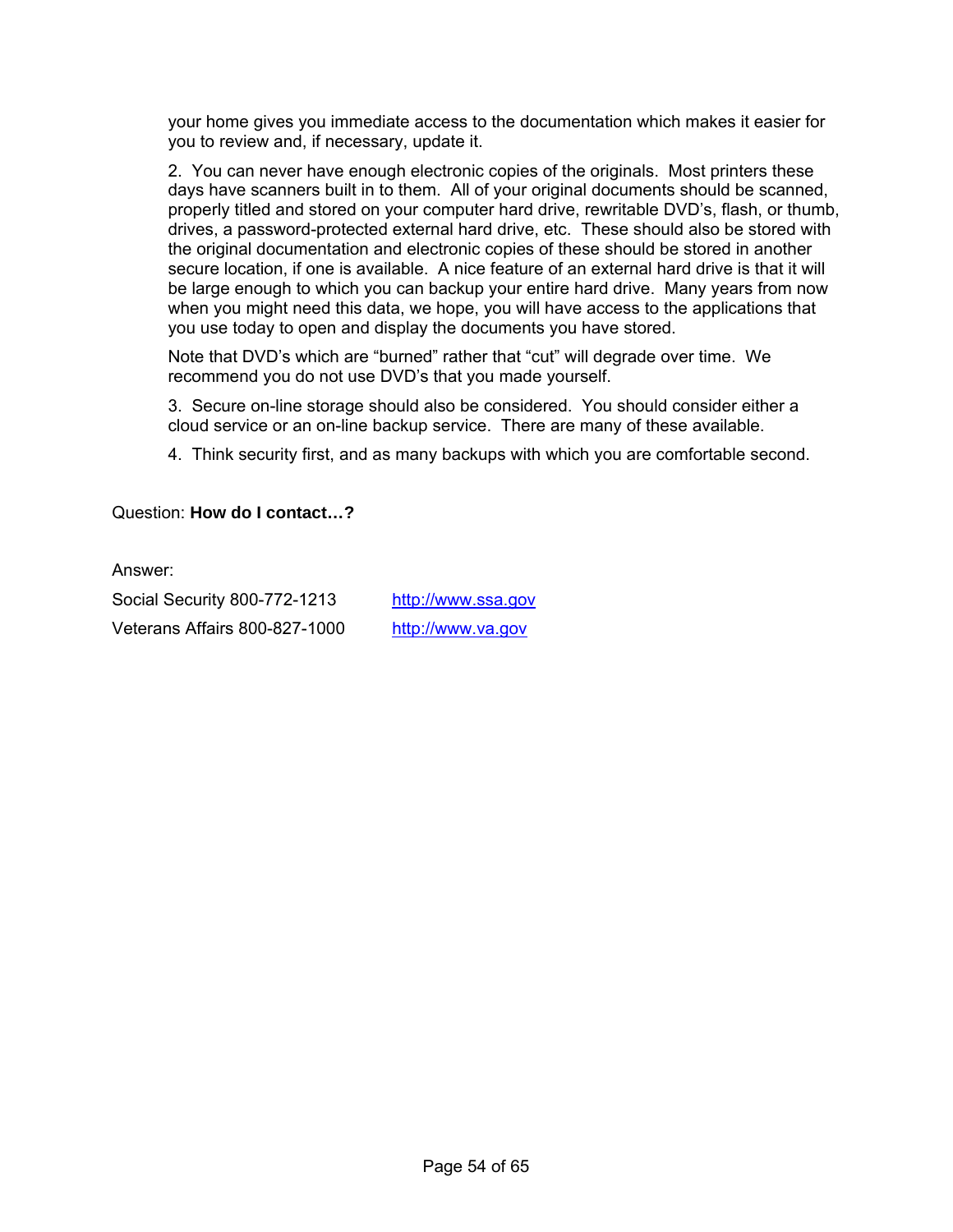your home gives you immediate access to the documentation which makes it easier for you to review and, if necessary, update it.

2. You can never have enough electronic copies of the originals. Most printers these days have scanners built in to them. All of your original documents should be scanned, properly titled and stored on your computer hard drive, rewritable DVD's, flash, or thumb, drives, a password-protected external hard drive, etc. These should also be stored with the original documentation and electronic copies of these should be stored in another secure location, if one is available. A nice feature of an external hard drive is that it will be large enough to which you can backup your entire hard drive. Many years from now when you might need this data, we hope, you will have access to the applications that you use today to open and display the documents you have stored.

Note that DVD's which are "burned" rather that "cut" will degrade over time. We recommend you do not use DVD's that you made yourself.

3. Secure on-line storage should also be considered. You should consider either a cloud service or an on-line backup service. There are many of these available.

4. Think security first, and as many backups with which you are comfortable second.

Question: **How do I contact…?**

Answer:

Social Security 800-772-1213 [http://www.ssa.gov](http://www.ssa.gov)

Veterans Affairs 800-827-1000 [http://www.va.gov](http://www.va.gov)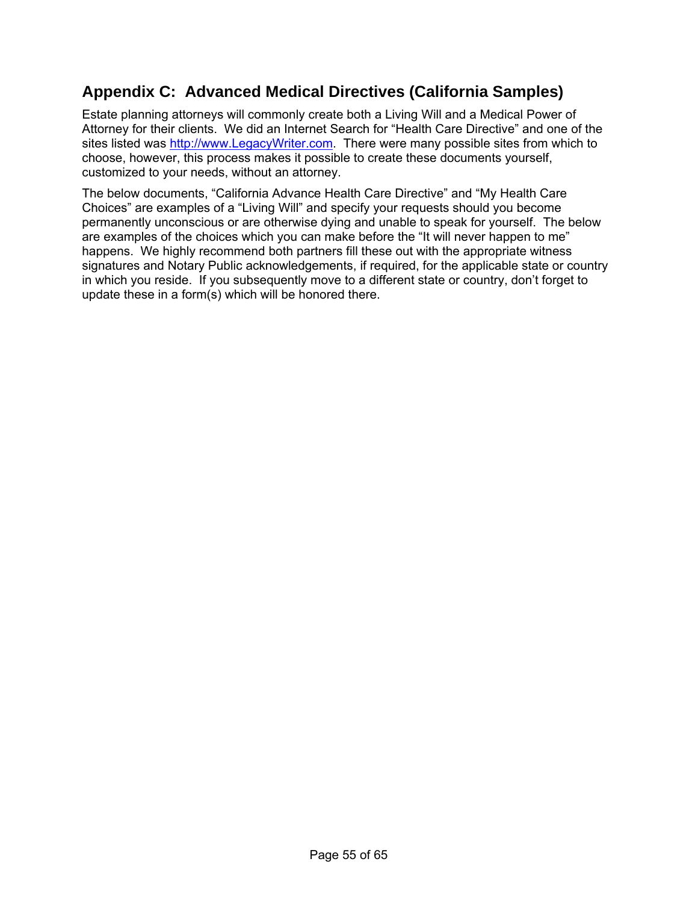## Appendix C: Advanced Medical Directives (California Samples)

Estate planning attorneys will commonly create both a Living Will and a Medical Power of Attorney for their clients. We did an Internet Search for “Health Care Directive” and one of the sites listed was [http://www.LegacyWriter.com](http://www.LegacyWriter.com). There were many possible sites from which to choose, however, this process makes it possible to create these documents yourself, customized to your needs, without an attorney.

The below documents, “California Advance Health Care Directive” and “My Health Care Choices” are examples of a “Living Will” and specify your requests should you become permanently unconscious or are otherwise dying and unable to speak for yourself. The below are examples of the choices which you can make before the “It will never happen to me” happens. We highly recommend both partners fill these out with the appropriate witness signatures and Notary Public acknowledgements, if required, for the applicable state or country in which you reside. If you subsequently move to a different state or country, don’t forget to update these in a form(s) which will be honored there.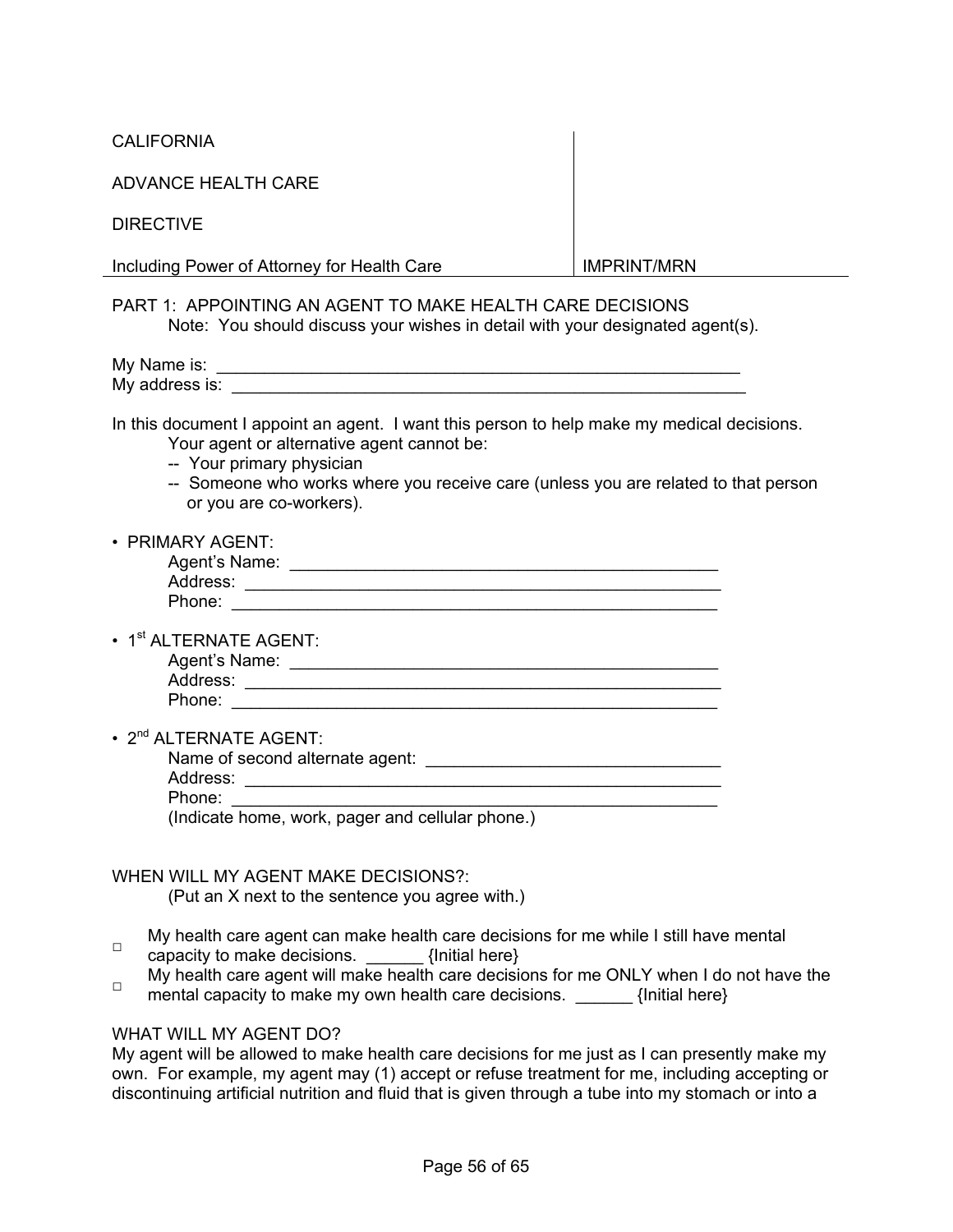| CALIFORNIA<br><br>ADVANCE HEALTH CARE<br><br>DIRECTIVE<br><br>Including Power of Attorney for Health Care | IMPRINT/MRN |
|---|---|

PART 1: APPOINTING AN AGENT TO MAKE HEALTH CARE DECISIONS

Note: You should discuss your wishes in detail with your designated agent(s).

My Name is: ___________________________________________________________
My address is: _________________________________________________________

In this document I appoint an agent. I want this person to help make my medical decisions.

Your agent or alternative agent cannot be:
- -- Your primary physician
- -- Someone who works where you receive care (unless you are related to that person or you are co-workers).

- PRIMARY AGENT:
  - Agent's Name: ______________________________________________
  - Address: __________________________________________________
  - Phone: ___________________________________________________
- 1st ALTERNATE AGENT:
  - Agent's Name: ______________________________________________
  - Address: __________________________________________________
  - Phone: ___________________________________________________
- 2nd ALTERNATE AGENT:
  - Name of second alternate agent: ______________________________
  - Address: __________________________________________________
  - Phone: ___________________________________________________
  - (Indicate home, work, pager and cellular phone.)

WHEN WILL MY AGENT MAKE DECISIONS?:

(Put an X next to the sentence you agree with.)

- □ My health care agent can make health care decisions for me while I still have mental capacity to make decisions. ______ {Initial here}
- □ My health care agent will make health care decisions for me ONLY when I do not have the mental capacity to make my own health care decisions. ______ {Initial here}

WHAT WILL MY AGENT DO?

My agent will be allowed to make health care decisions for me just as I can presently make my own. For example, my agent may (1) accept or refuse treatment for me, including accepting or discontinuing artificial nutrition and fluid that is given through a tube into my stomach or into a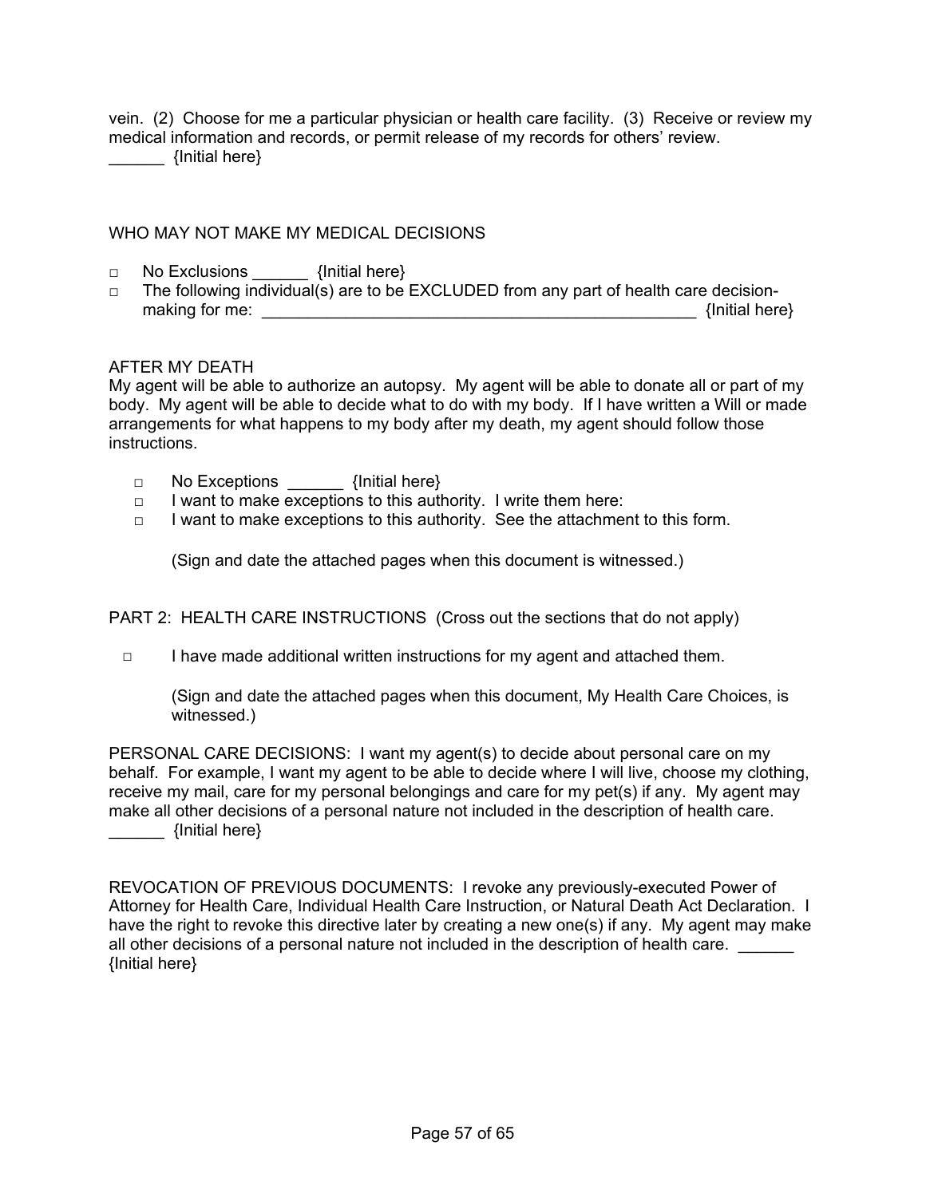vein. (2) Choose for me a particular physician or health care facility. (3) Receive or review my medical information and records, or permit release of my records for others' review.
______ {Initial here}

WHO MAY NOT MAKE MY MEDICAL DECISIONS

- □ No Exclusions ______ {Initial here}
- □ The following individual(s) are to be EXCLUDED from any part of health care decision-making for me: __________________________________________________ {Initial here}

AFTER MY DEATH
My agent will be able to authorize an autopsy. My agent will be able to donate all or part of my body. My agent will be able to decide what to do with my body. If I have written a Will or made arrangements for what happens to my body after my death, my agent should follow those instructions.

- □ No Exceptions ______ {Initial here}
- □ I want to make exceptions to this authority. I write them here:
- □ I want to make exceptions to this authority. See the attachment to this form.

(Sign and date the attached pages when this document is witnessed.)

PART 2: HEALTH CARE INSTRUCTIONS (Cross out the sections that do not apply)

- □ I have made additional written instructions for my agent and attached them.

(Sign and date the attached pages when this document, My Health Care Choices, is witnessed.)

PERSONAL CARE DECISIONS: I want my agent(s) to decide about personal care on my behalf. For example, I want my agent to be able to decide where I will live, choose my clothing, receive my mail, care for my personal belongings and care for my pet(s) if any. My agent may make all other decisions of a personal nature not included in the description of health care.
______ {Initial here}

REVOCATION OF PREVIOUS DOCUMENTS: I revoke any previously-executed Power of Attorney for Health Care, Individual Health Care Instruction, or Natural Death Act Declaration. I have the right to revoke this directive later by creating a new one(s) if any. My agent may make all other decisions of a personal nature not included in the description of health care. ______ {Initial here}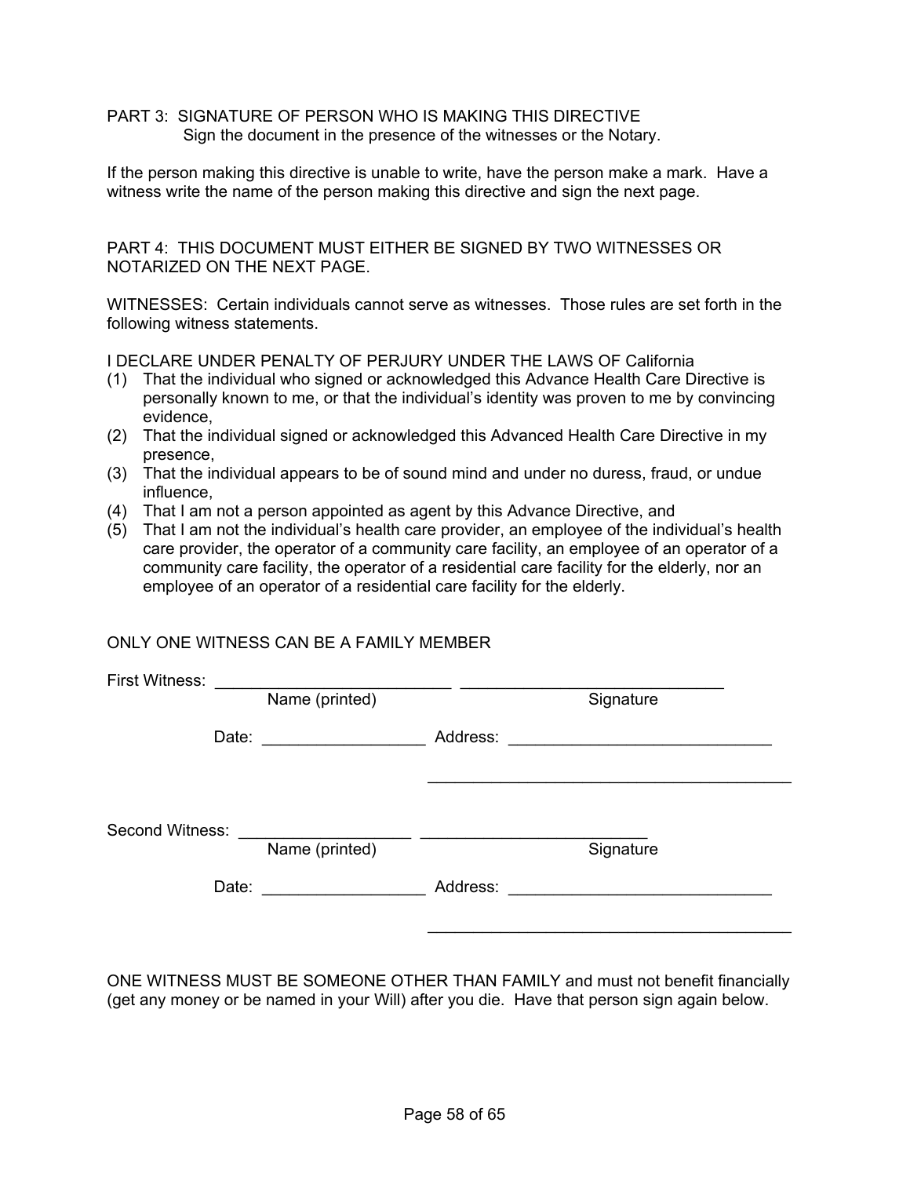PART 3: SIGNATURE OF PERSON WHO IS MAKING THIS DIRECTIVE
Sign the document in the presence of the witnesses or the Notary.

If the person making this directive is unable to write, have the person make a mark. Have a witness write the name of the person making this directive and sign the next page.

PART 4: THIS DOCUMENT MUST EITHER BE SIGNED BY TWO WITNESSES OR NOTARIZED ON THE NEXT PAGE.

WITNESSES: Certain individuals cannot serve as witnesses. Those rules are set forth in the following witness statements.

I DECLARE UNDER PENALTY OF PERJURY UNDER THE LAWS OF California

(1) That the individual who signed or acknowledged this Advance Health Care Directive is personally known to me, or that the individual's identity was proven to me by convincing evidence,
(2) That the individual signed or acknowledged this Advanced Health Care Directive in my presence,
(3) That the individual appears to be of sound mind and under no duress, fraud, or undue influence,
(4) That I am not a person appointed as agent by this Advance Directive, and
(5) That I am not the individual's health care provider, an employee of the individual's health care provider, the operator of a community care facility, an employee of an operator of a community care facility, the operator of a residential care facility for the elderly, nor an employee of an operator of a residential care facility for the elderly.

ONLY ONE WITNESS CAN BE A FAMILY MEMBER

First Witness: __________________________ ____________________________
Name (printed) Signature

Date: __________________ Address: ____________________________

________________________________________

Second Witness: ___________________ ________________________
Name (printed) Signature

Date: __________________ Address: ____________________________

________________________________________

ONE WITNESS MUST BE SOMEONE OTHER THAN FAMILY and must not benefit financially (get any money or be named in your Will) after you die. Have that person sign again below.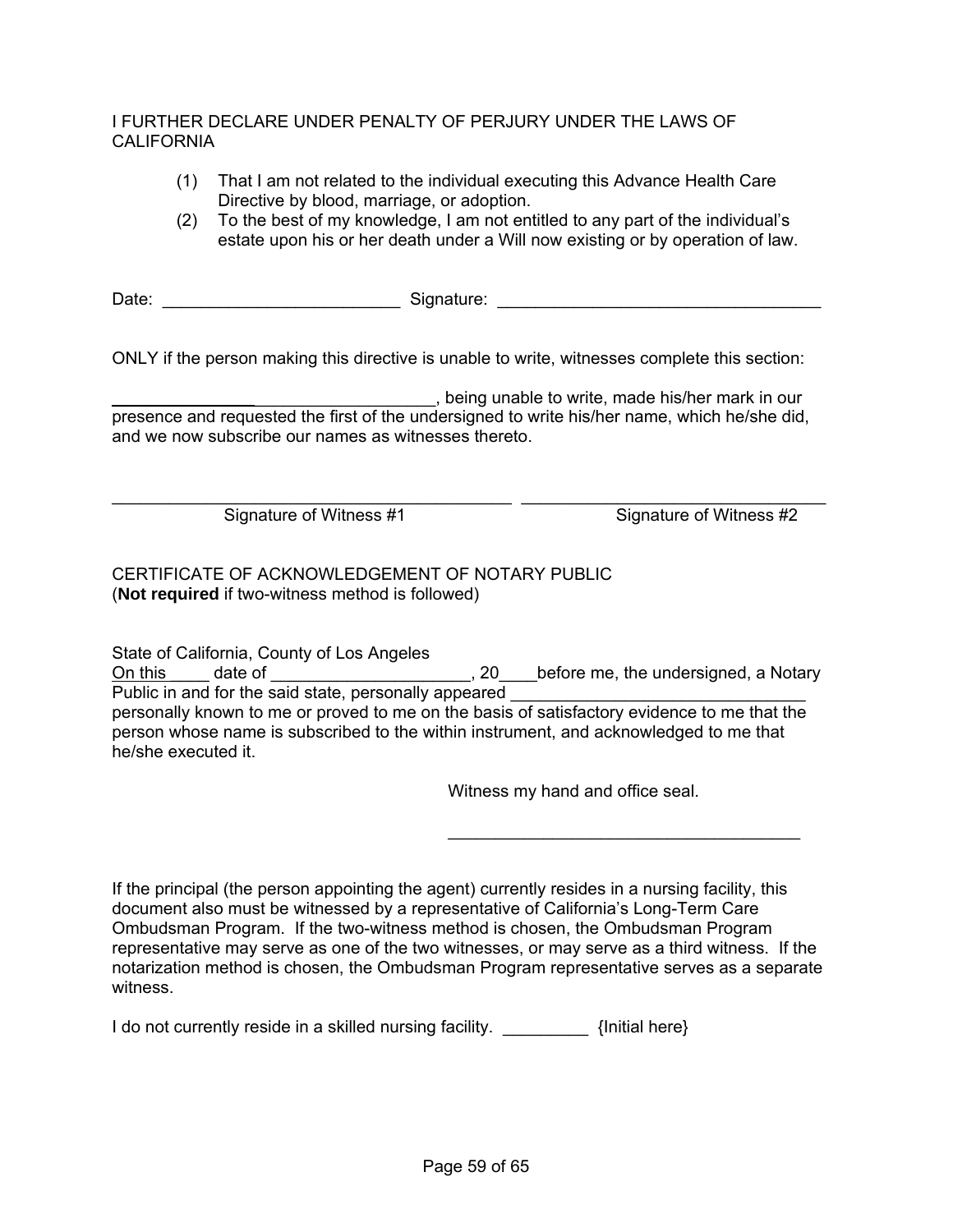I FURTHER DECLARE UNDER PENALTY OF PERJURY UNDER THE LAWS OF CALIFORNIA

(1) That I am not related to the individual executing this Advance Health Care Directive by blood, marriage, or adoption.
(2) To the best of my knowledge, I am not entitled to any part of the individual's estate upon his or her death under a Will now existing or by operation of law.

Date: _________________________ Signature: __________________________________

ONLY if the person making this directive is unable to write, witnesses complete this section:

__________________________________, being unable to write, made his/her mark in our presence and requested the first of the undersigned to write his/her name, which he/she did, and we now subscribe our names as witnesses thereto.

__________________________________________ __________________________________

Signature of Witness #1 Signature of Witness #2

CERTIFICATE OF ACKNOWLEDGEMENT OF NOTARY PUBLIC
(**Not required** if two-witness method is followed)

State of California, County of Los Angeles
On this_____ date of _____________________, 20____before me, the undersigned, a Notary Public in and for the said state, personally appeared _______________________________ personally known to me or proved to me on the basis of satisfactory evidence to me that the person whose name is subscribed to the within instrument, and acknowledged to me that he/she executed it.

Witness my hand and office seal.

_____________________________________

If the principal (the person appointing the agent) currently resides in a nursing facility, this document also must be witnessed by a representative of California's Long-Term Care Ombudsman Program. If the two-witness method is chosen, the Ombudsman Program representative may serve as one of the two witnesses, or may serve as a third witness. If the notarization method is chosen, the Ombudsman Program representative serves as a separate witness.

I do not currently reside in a skilled nursing facility. _________ {Initial here}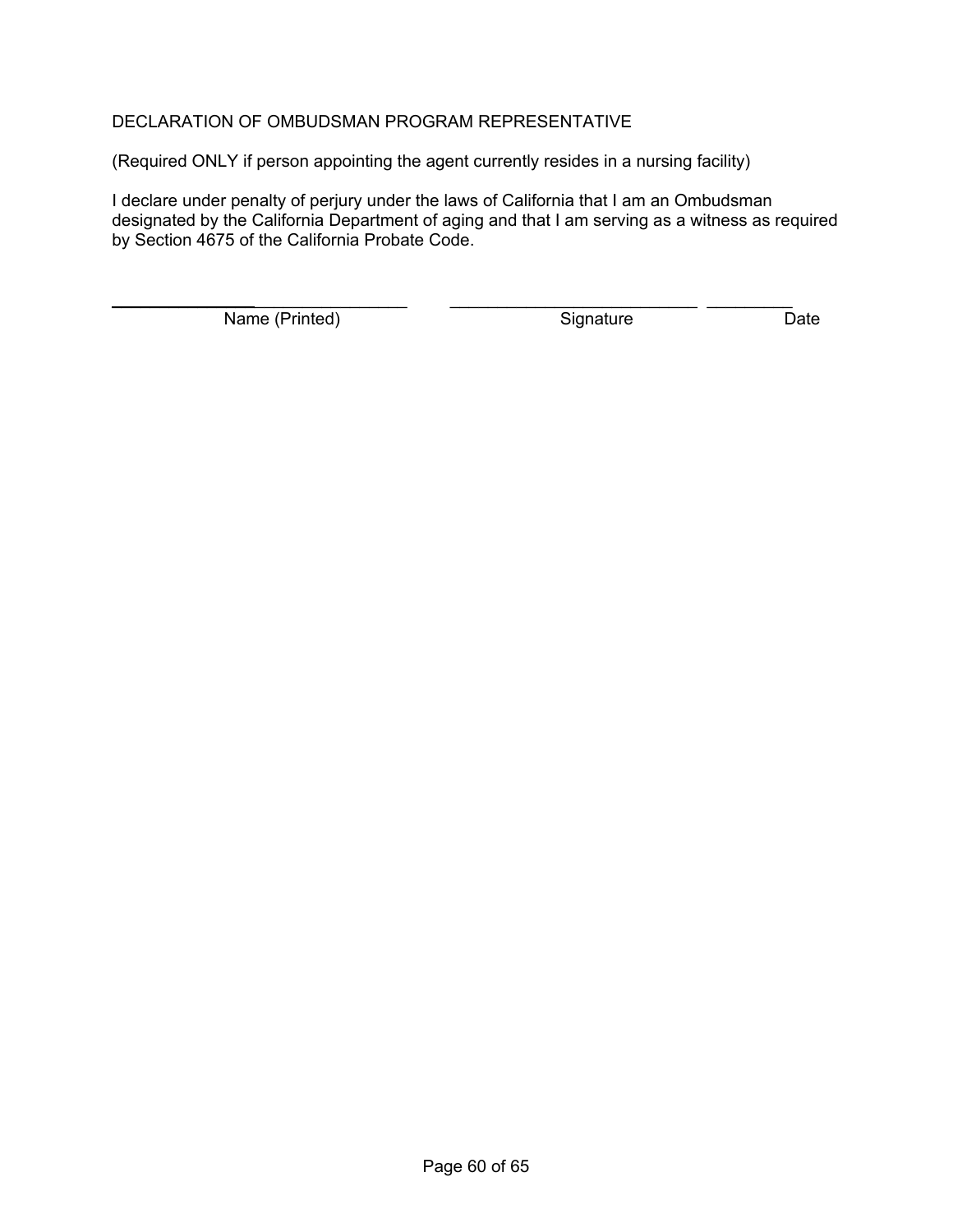DECLARATION OF OMBUDSMAN PROGRAM REPRESENTATIVE

(Required ONLY if person appointing the agent currently resides in a nursing facility)

I declare under penalty of perjury under the laws of California that I am an Ombudsman designated by the California Department of aging and that I am serving as a witness as required by Section 4675 of the California Probate Code.

| ______________________________ | ______________________________ | __________ |
|---|---|---|
| Name (Printed) | Signature | Date |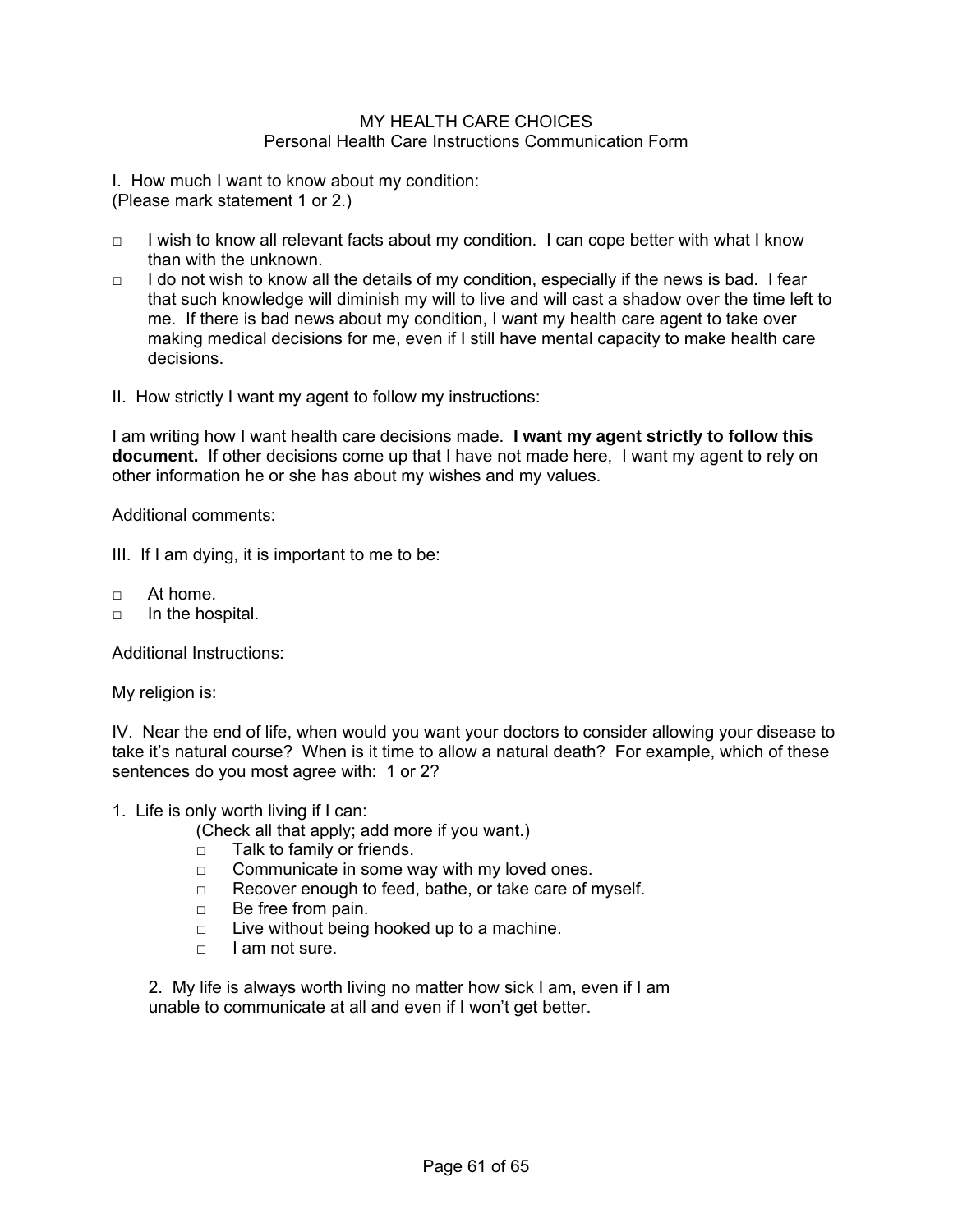# MY HEALTH CARE CHOICES
## Personal Health Care Instructions Communication Form

I. How much I want to know about my condition:
(Please mark statement 1 or 2.)

- □ I wish to know all relevant facts about my condition. I can cope better with what I know than with the unknown.
- □ I do not wish to know all the details of my condition, especially if the news is bad. I fear that such knowledge will diminish my will to live and will cast a shadow over the time left to me. If there is bad news about my condition, I want my health care agent to take over making medical decisions for me, even if I still have mental capacity to make health care decisions.

II. How strictly I want my agent to follow my instructions:

I am writing how I want health care decisions made. **I want my agent strictly to follow this document.** If other decisions come up that I have not made here, I want my agent to rely on other information he or she has about my wishes and my values.

Additional comments:

III. If I am dying, it is important to me to be:

- □ At home.
- □ In the hospital.

Additional Instructions:

My religion is:

IV. Near the end of life, when would you want your doctors to consider allowing your disease to take it's natural course? When is it time to allow a natural death? For example, which of these sentences do you most agree with: 1 or 2?

1. Life is only worth living if I can:
   (Check all that apply; add more if you want.)
   - □ Talk to family or friends.
   - □ Communicate in some way with my loved ones.
   - □ Recover enough to feed, bathe, or take care of myself.
   - □ Be free from pain.
   - □ Live without being hooked up to a machine.
   - □ I am not sure.

2. My life is always worth living no matter how sick I am, even if I am unable to communicate at all and even if I won't get better.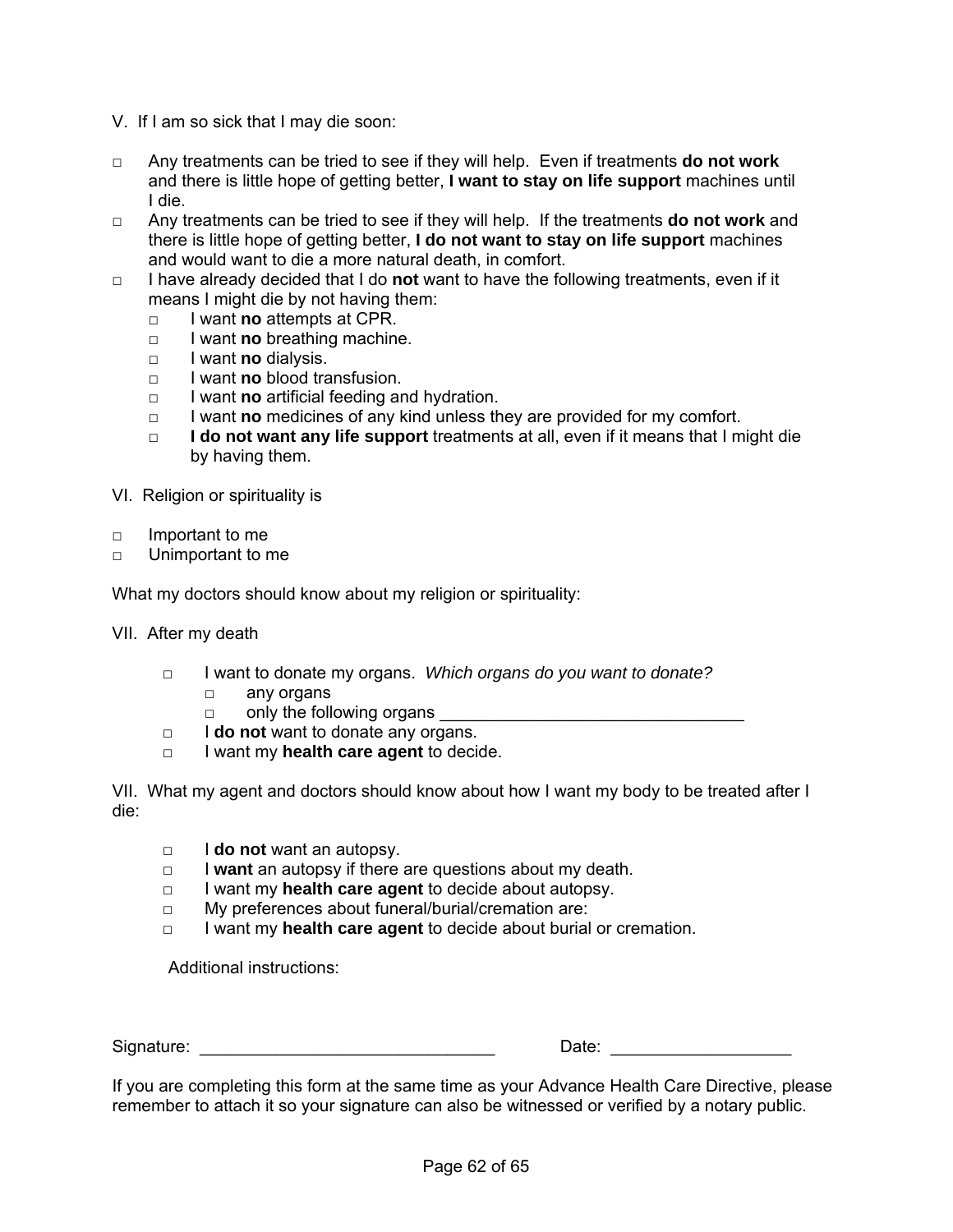V. If I am so sick that I may die soon:

- □ Any treatments can be tried to see if they will help. Even if treatments **do not work** and there is little hope of getting better, **I want to stay on life support** machines until I die.
- □ Any treatments can be tried to see if they will help. If the treatments **do not work** and there is little hope of getting better, **I do not want to stay on life support** machines and would want to die a more natural death, in comfort.
- □ I have already decided that I do **not** want to have the following treatments, even if it means I might die by not having them:
  - □ I want **no** attempts at CPR.
  - □ I want **no** breathing machine.
  - □ I want **no** dialysis.
  - □ I want **no** blood transfusion.
  - □ I want **no** artificial feeding and hydration.
  - □ I want **no** medicines of any kind unless they are provided for my comfort.
  - □ **I do not want any life support** treatments at all, even if it means that I might die by having them.

VI. Religion or spirituality is

- □ Important to me
- □ Unimportant to me

What my doctors should know about my religion or spirituality:

VII. After my death

- □ I want to donate my organs. *Which organs do you want to donate?*
  - □ any organs
  - □ only the following organs ________________________________
- □ I **do not** want to donate any organs.
- □ I want my **health care agent** to decide.

VII. What my agent and doctors should know about how I want my body to be treated after I die:

- □ I **do not** want an autopsy.
- □ I **want** an autopsy if there are questions about my death.
- □ I want my **health care agent** to decide about autopsy.
- □ My preferences about funeral/burial/cremation are:
- □ I want my **health care agent** to decide about burial or cremation.

Additional instructions:

Signature: ______________________________ Date: __________________

If you are completing this form at the same time as your Advance Health Care Directive, please remember to attach it so your signature can also be witnessed or verified by a notary public.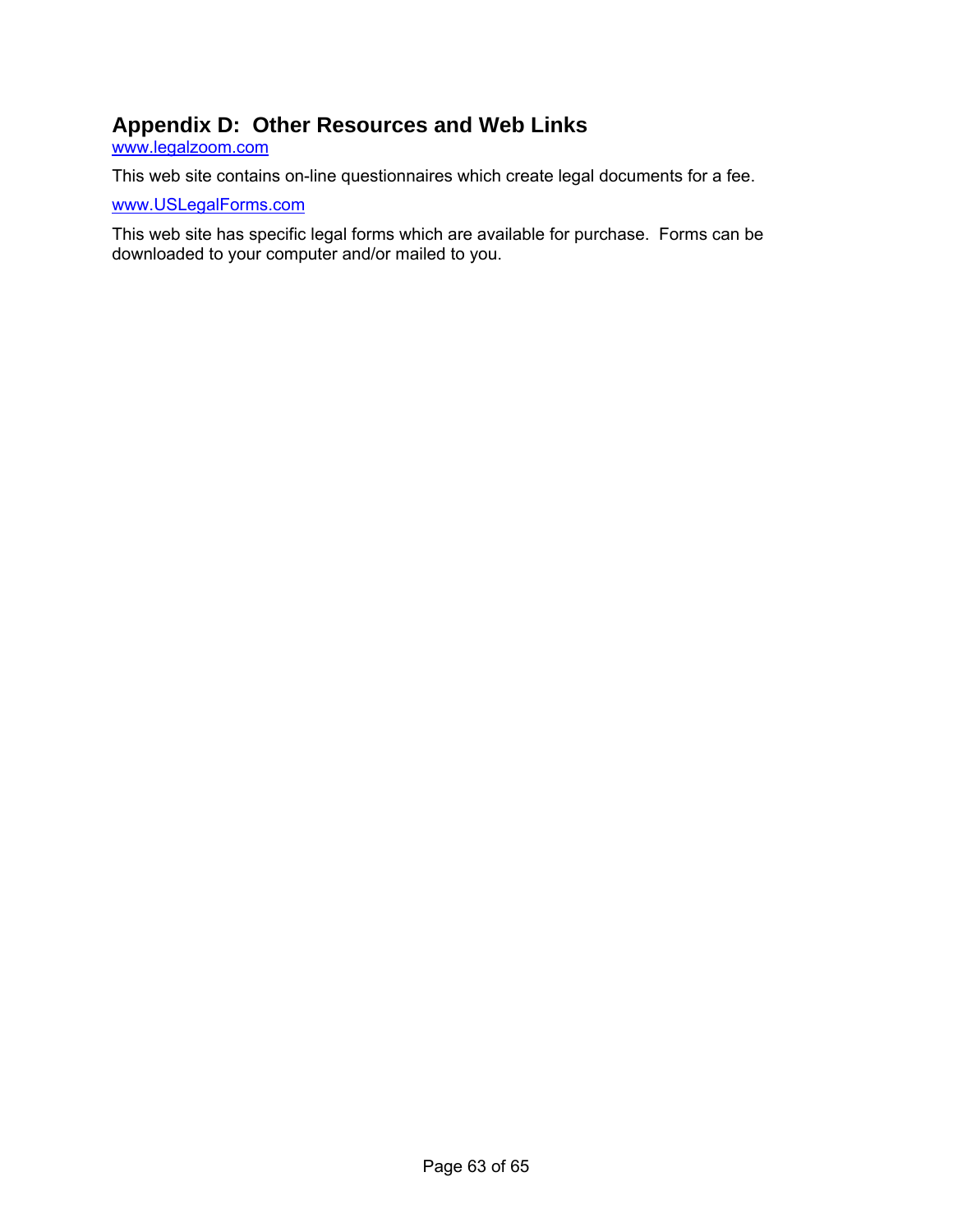## Appendix D: Other Resources and Web Links

www.legalzoom.com

This web site contains on-line questionnaires which create legal documents for a fee.

www.USLegalForms.com

This web site has specific legal forms which are available for purchase. Forms can be downloaded to your computer and/or mailed to you.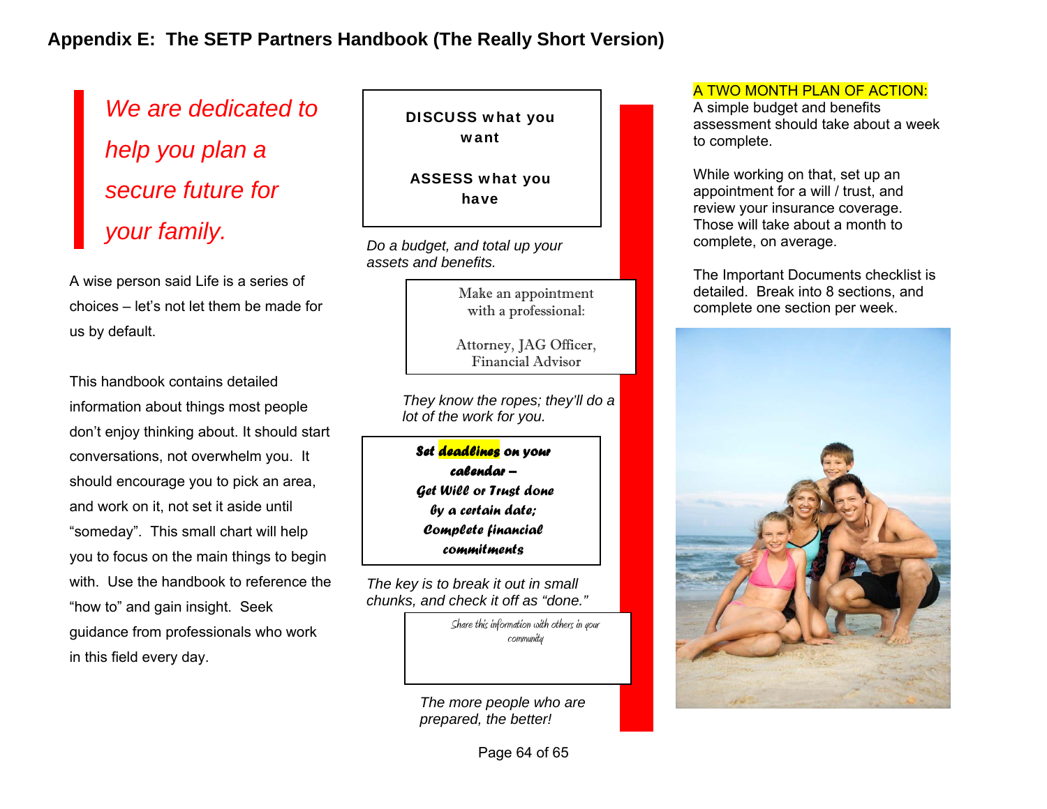# Appendix E: The SETP Partners Handbook (The Really Short Version)

*We are dedicated to help you plan a secure future for your family.*

A wise person said Life is a series of choices – let's not let them be made for us by default.

This handbook contains detailed information about things most people don't enjoy thinking about. It should start conversations, not overwhelm you. It should encourage you to pick an area, and work on it, not set it aside until "someday". This small chart will help you to focus on the main things to begin with. Use the handbook to reference the "how to" and gain insight. Seek guidance from professionals who work in this field every day.

**DISCUSS what you want**

**ASSESS what you have**

*Do a budget, and total up your assets and benefits.*

Make an appointment with a professional:

Attorney, JAG Officer, Financial Advisor

*They know the ropes; they'll do a lot of the work for you.*

***Set deadlines on your calendar – Get Will or Trust done by a certain date; Complete financial commitments***

*The key is to break it out in small chunks, and check it off as "done."*

Share this information with others in your community

*The more people who are prepared, the better!*

A TWO MONTH PLAN OF ACTION:

A simple budget and benefits assessment should take about a week to complete.

While working on that, set up an appointment for a will / trust, and review your insurance coverage. Those will take about a month to complete, on average.

The Important Documents checklist is detailed. Break into 8 sections, and complete one section per week.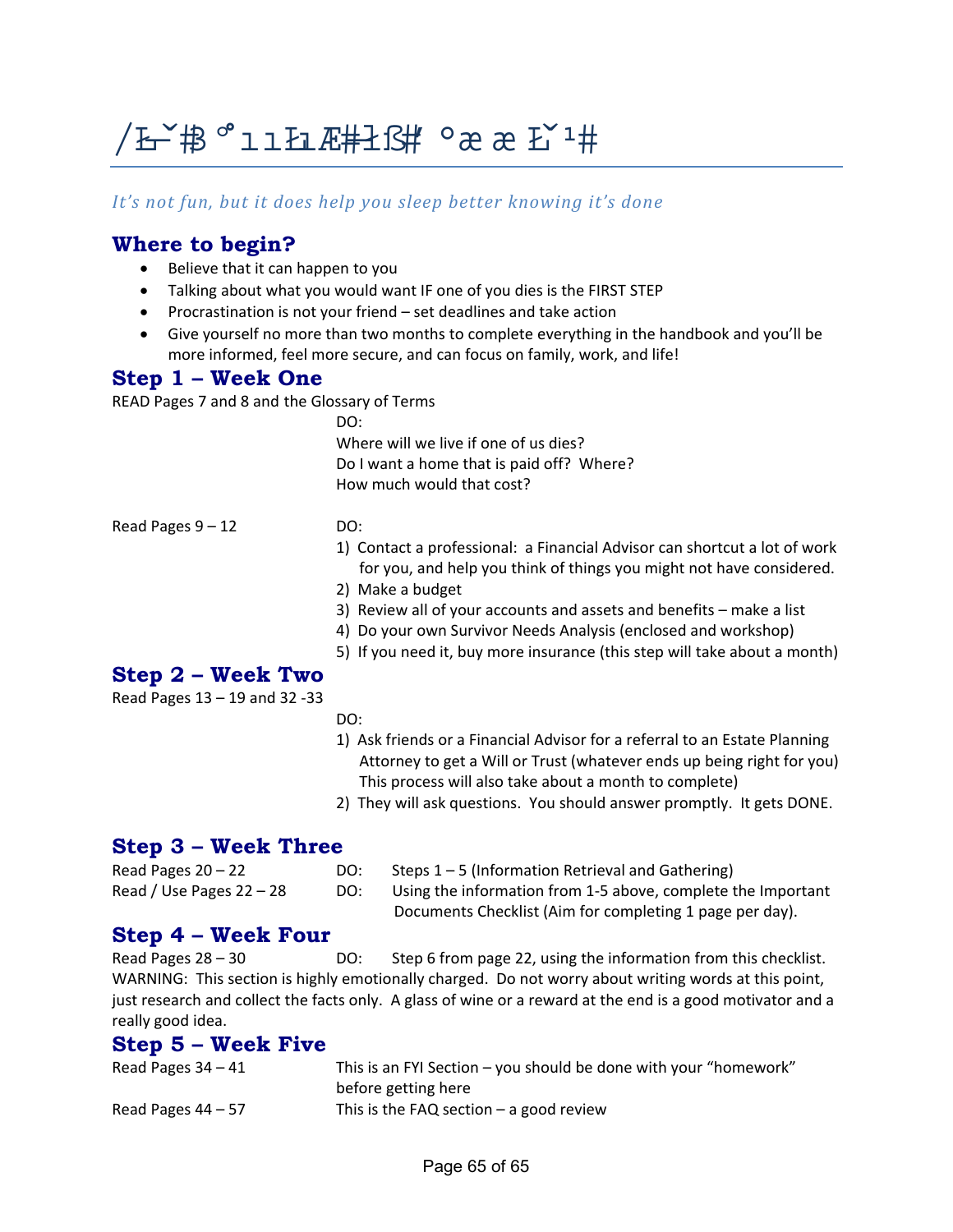# /Ḗ˘#ß °ııĿıÆ#łß# °æ æ Ḗ˘¹#

*It's not fun, but it does help you sleep better knowing it's done*

## Where to begin?

- Believe that it can happen to you
- Talking about what you would want IF one of you dies is the FIRST STEP
- Procrastination is not your friend – set deadlines and take action
- Give yourself no more than two months to complete everything in the handbook and you'll be more informed, feel more secure, and can focus on family, work, and life!

## Step 1 – Week One

READ Pages 7 and 8 and the Glossary of Terms

DO:
Where will we live if one of us dies?
Do I want a home that is paid off? Where?
How much would that cost?

Read Pages 9 – 12

DO:

1) Contact a professional: a Financial Advisor can shortcut a lot of work for you, and help you think of things you might not have considered.
2) Make a budget
3) Review all of your accounts and assets and benefits – make a list
4) Do your own Survivor Needs Analysis (enclosed and workshop)
5) If you need it, buy more insurance (this step will take about a month)

## Step 2 – Week Two

Read Pages 13 – 19 and 32 -33

DO:

1) Ask friends or a Financial Advisor for a referral to an Estate Planning Attorney to get a Will or Trust (whatever ends up being right for you) This process will also take about a month to complete)
2) They will ask questions. You should answer promptly. It gets DONE.

## Step 3 – Week Three

Read Pages 20 – 22 — DO: Steps 1 – 5 (Information Retrieval and Gathering)

Read / Use Pages 22 – 28 — DO: Using the information from 1-5 above, complete the Important Documents Checklist (Aim for completing 1 page per day).

## Step 4 – Week Four

Read Pages 28 – 30 — DO: Step 6 from page 22, using the information from this checklist.

WARNING: This section is highly emotionally charged. Do not worry about writing words at this point, just research and collect the facts only. A glass of wine or a reward at the end is a good motivator and a really good idea.

## Step 5 – Week Five

Read Pages 34 – 41 — This is an FYI Section – you should be done with your "homework" before getting here

Read Pages 44 – 57 — This is the FAQ section – a good review